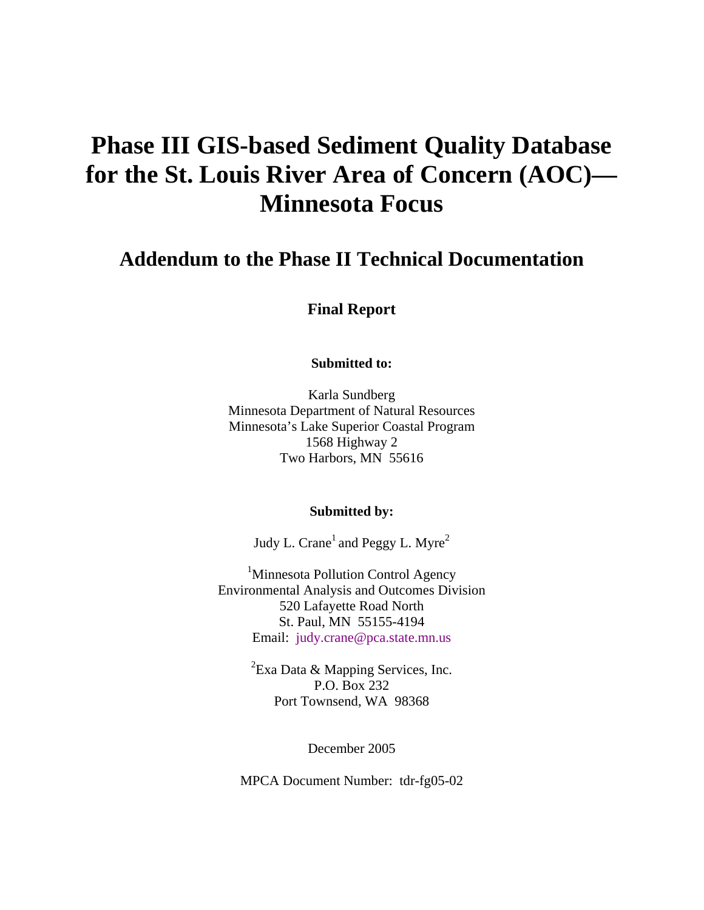# Phase III GIS-based Sediment Quality Database for the St. Louis River Area of Concern (AOC)—Minnesota Focus

## Addendum to the Phase II Technical Documentation

**Final Report**

**Submitted to:**

Karla Sundberg
Minnesota Department of Natural Resources
Minnesota's Lake Superior Coastal Program
1568 Highway 2
Two Harbors, MN 55616

**Submitted by:**

Judy L. Crane[1] and Peggy L. Myre[2]

[1]Minnesota Pollution Control Agency
Environmental Analysis and Outcomes Division
520 Lafayette Road North
St. Paul, MN 55155-4194
Email: judy.crane@pca.state.mn.us

[2]Exa Data & Mapping Services, Inc.
P.O. Box 232
Port Townsend, WA 98368

December 2005

MPCA Document Number: tdr-fg05-02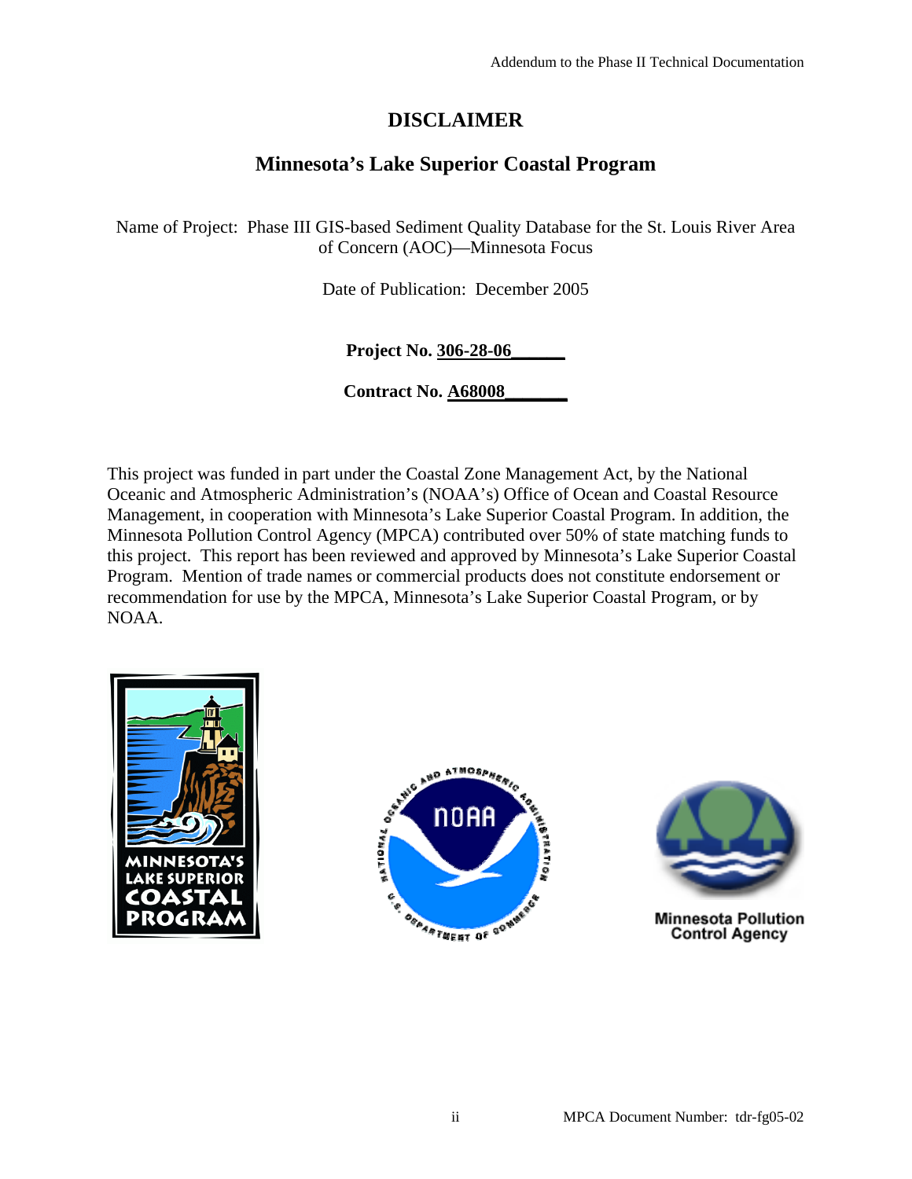# DISCLAIMER

## Minnesota's Lake Superior Coastal Program

Name of Project: Phase III GIS-based Sediment Quality Database for the St. Louis River Area of Concern (AOC)—Minnesota Focus

Date of Publication: December 2005

**Project No. 306-28-06**

**Contract No. A68008**

This project was funded in part under the Coastal Zone Management Act, by the National Oceanic and Atmospheric Administration's (NOAA's) Office of Ocean and Coastal Resource Management, in cooperation with Minnesota's Lake Superior Coastal Program. In addition, the Minnesota Pollution Control Agency (MPCA) contributed over 50% of state matching funds to this project. This report has been reviewed and approved by Minnesota's Lake Superior Coastal Program. Mention of trade names or commercial products does not constitute endorsement or recommendation for use by the MPCA, Minnesota's Lake Superior Coastal Program, or by NOAA.

MPCA Document Number: tdr-fg05-02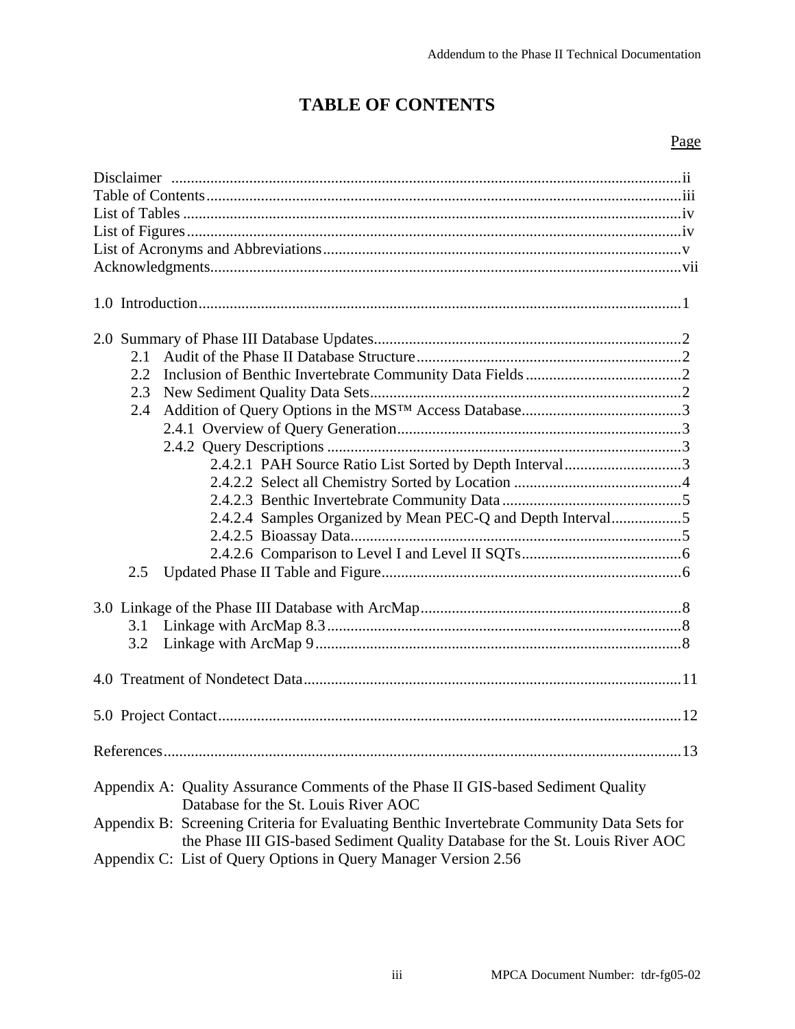# TABLE OF CONTENTS

| | Page |
|---|---|
| Disclaimer | ii |
| Table of Contents | iii |
| List of Tables | iv |
| List of Figures | iv |
| List of Acronyms and Abbreviations | v |
| Acknowledgments | vii |
| 1.0 Introduction | 1 |
| 2.0 Summary of Phase III Database Updates | 2 |
| 2.1 Audit of the Phase II Database Structure | 2 |
| 2.2 Inclusion of Benthic Invertebrate Community Data Fields | 2 |
| 2.3 New Sediment Quality Data Sets | 2 |
| 2.4 Addition of Query Options in the MS™ Access Database | 3 |
| 2.4.1 Overview of Query Generation | 3 |
| 2.4.2 Query Descriptions | 3 |
| 2.4.2.1 PAH Source Ratio List Sorted by Depth Interval | 3 |
| 2.4.2.2 Select all Chemistry Sorted by Location | 4 |
| 2.4.2.3 Benthic Invertebrate Community Data | 5 |
| 2.4.2.4 Samples Organized by Mean PEC-Q and Depth Interval | 5 |
| 2.4.2.5 Bioassay Data | 5 |
| 2.4.2.6 Comparison to Level I and Level II SQTs | 6 |
| 2.5 Updated Phase II Table and Figure | 6 |
| 3.0 Linkage of the Phase III Database with ArcMap | 8 |
| 3.1 Linkage with ArcMap 8.3 | 8 |
| 3.2 Linkage with ArcMap 9 | 8 |
| 4.0 Treatment of Nondetect Data | 11 |
| 5.0 Project Contact | 12 |
| References | 13 |

Appendix A: Quality Assurance Comments of the Phase II GIS-based Sediment Quality Database for the St. Louis River AOC

Appendix B: Screening Criteria for Evaluating Benthic Invertebrate Community Data Sets for the Phase III GIS-based Sediment Quality Database for the St. Louis River AOC

Appendix C: List of Query Options in Query Manager Version 2.56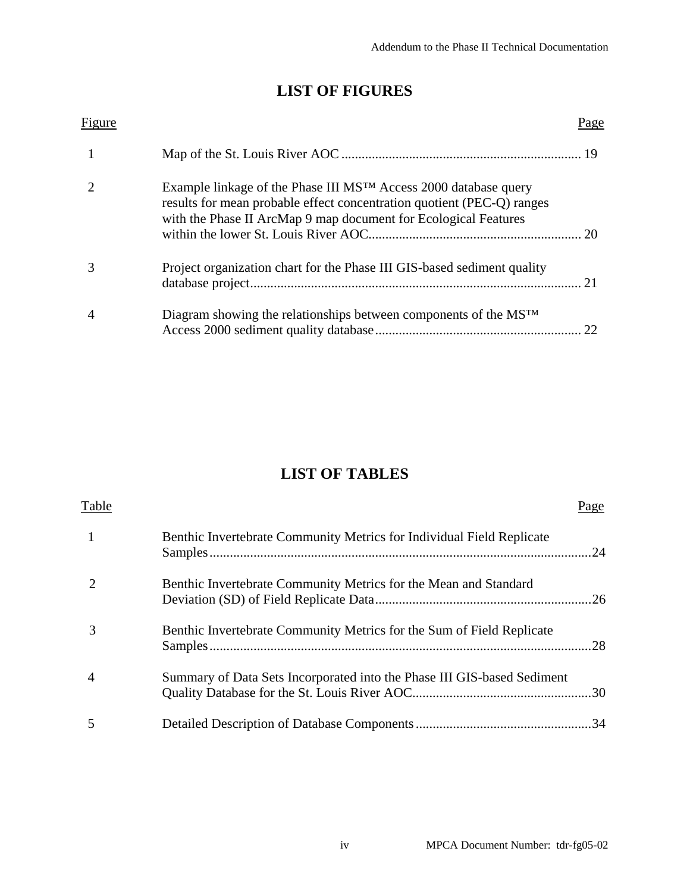## LIST OF FIGURES

| Figure | | Page |
|---|---|---|
| 1 | Map of the St. Louis River AOC | 19 |
| 2 | Example linkage of the Phase III MS™ Access 2000 database query results for mean probable effect concentration quotient (PEC-Q) ranges with the Phase II ArcMap 9 map document for Ecological Features within the lower St. Louis River AOC | 20 |
| 3 | Project organization chart for the Phase III GIS-based sediment quality database project | 21 |
| 4 | Diagram showing the relationships between components of the MS™ Access 2000 sediment quality database | 22 |

## LIST OF TABLES

| Table | | Page |
|---|---|---|
| 1 | Benthic Invertebrate Community Metrics for Individual Field Replicate Samples | 24 |
| 2 | Benthic Invertebrate Community Metrics for the Mean and Standard Deviation (SD) of Field Replicate Data | 26 |
| 3 | Benthic Invertebrate Community Metrics for the Sum of Field Replicate Samples | 28 |
| 4 | Summary of Data Sets Incorporated into the Phase III GIS-based Sediment Quality Database for the St. Louis River AOC | 30 |
| 5 | Detailed Description of Database Components | 34 |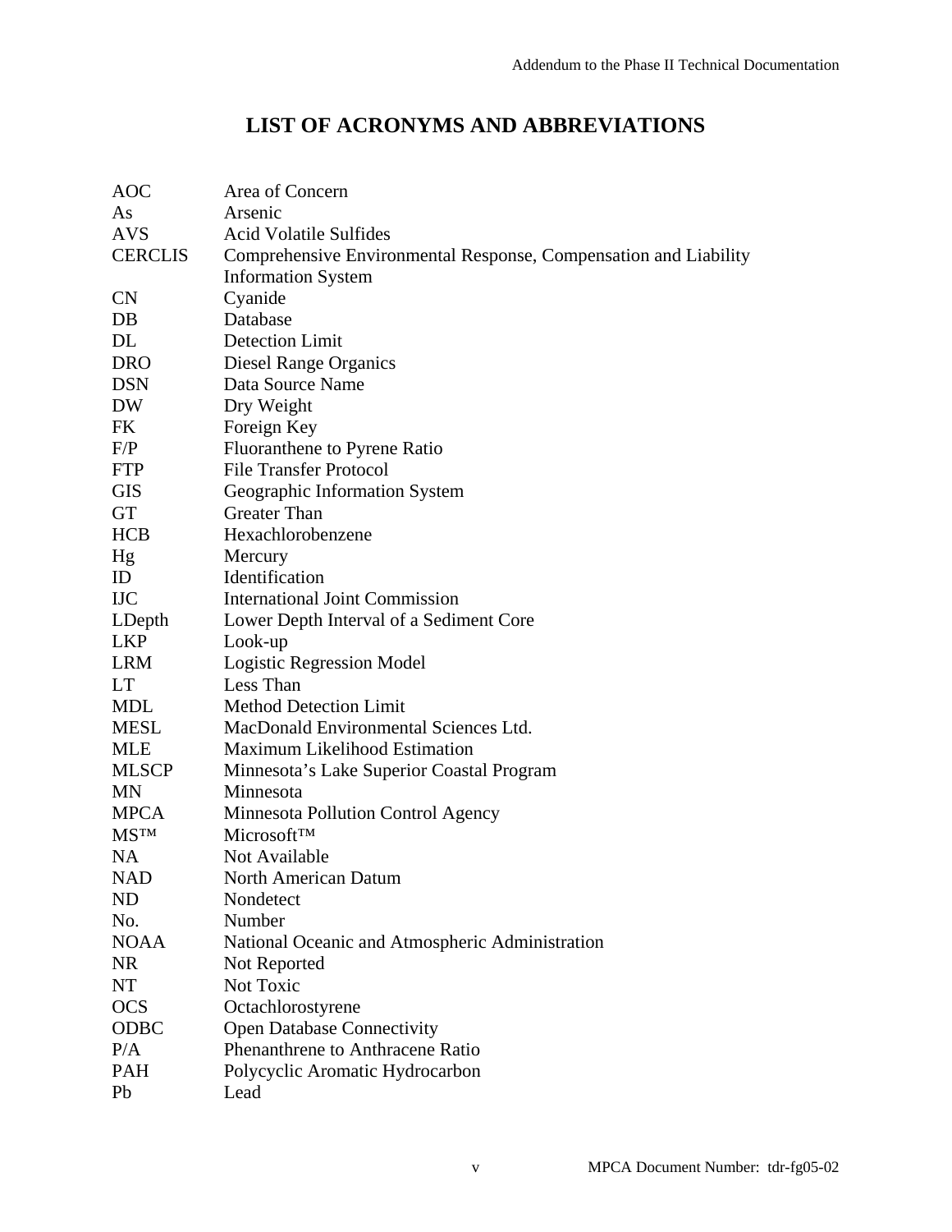# LIST OF ACRONYMS AND ABBREVIATIONS

| | |
|---|---|
| AOC | Area of Concern |
| As | Arsenic |
| AVS | Acid Volatile Sulfides |
| CERCLIS | Comprehensive Environmental Response, Compensation and Liability Information System |
| CN | Cyanide |
| DB | Database |
| DL | Detection Limit |
| DRO | Diesel Range Organics |
| DSN | Data Source Name |
| DW | Dry Weight |
| FK | Foreign Key |
| F/P | Fluoranthene to Pyrene Ratio |
| FTP | File Transfer Protocol |
| GIS | Geographic Information System |
| GT | Greater Than |
| HCB | Hexachlorobenzene |
| Hg | Mercury |
| ID | Identification |
| IJC | International Joint Commission |
| LDepth | Lower Depth Interval of a Sediment Core |
| LKP | Look-up |
| LRM | Logistic Regression Model |
| LT | Less Than |
| MDL | Method Detection Limit |
| MESL | MacDonald Environmental Sciences Ltd. |
| MLE | Maximum Likelihood Estimation |
| MLSCP | Minnesota's Lake Superior Coastal Program |
| MN | Minnesota |
| MPCA | Minnesota Pollution Control Agency |
| MS™ | Microsoft™ |
| NA | Not Available |
| NAD | North American Datum |
| ND | Nondetect |
| No. | Number |
| NOAA | National Oceanic and Atmospheric Administration |
| NR | Not Reported |
| NT | Not Toxic |
| OCS | Octachlorostyrene |
| ODBC | Open Database Connectivity |
| P/A | Phenanthrene to Anthracene Ratio |
| PAH | Polycyclic Aromatic Hydrocarbon |
| Pb | Lead |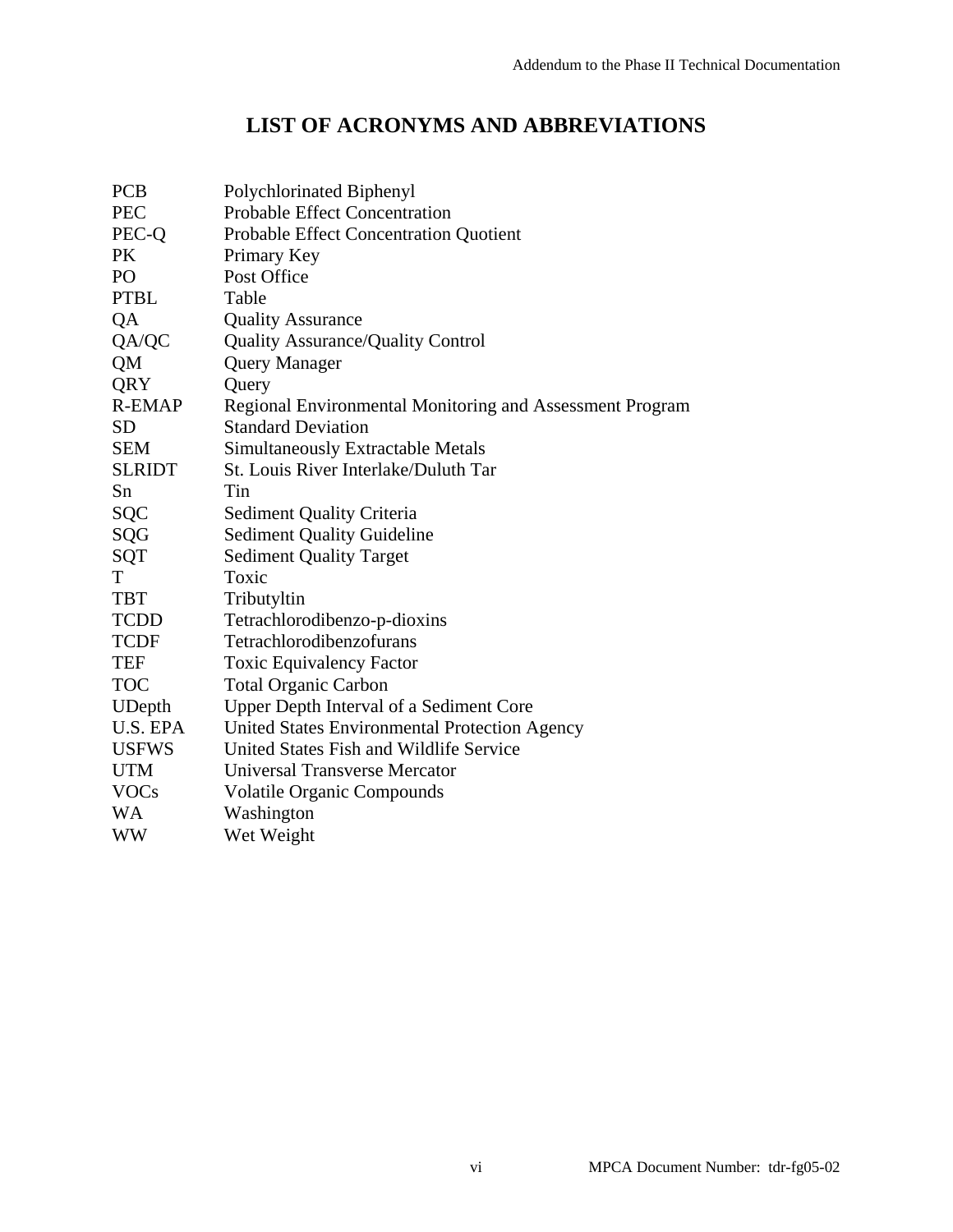# LIST OF ACRONYMS AND ABBREVIATIONS

| | |
|---|---|
| PCB | Polychlorinated Biphenyl |
| PEC | Probable Effect Concentration |
| PEC-Q | Probable Effect Concentration Quotient |
| PK | Primary Key |
| PO | Post Office |
| PTBL | Table |
| QA | Quality Assurance |
| QA/QC | Quality Assurance/Quality Control |
| QM | Query Manager |
| QRY | Query |
| R-EMAP | Regional Environmental Monitoring and Assessment Program |
| SD | Standard Deviation |
| SEM | Simultaneously Extractable Metals |
| SLRIDT | St. Louis River Interlake/Duluth Tar |
| Sn | Tin |
| SQC | Sediment Quality Criteria |
| SQG | Sediment Quality Guideline |
| SQT | Sediment Quality Target |
| T | Toxic |
| TBT | Tributyltin |
| TCDD | Tetrachlorodibenzo-p-dioxins |
| TCDF | Tetrachlorodibenzofurans |
| TEF | Toxic Equivalency Factor |
| TOC | Total Organic Carbon |
| UDepth | Upper Depth Interval of a Sediment Core |
| U.S. EPA | United States Environmental Protection Agency |
| USFWS | United States Fish and Wildlife Service |
| UTM | Universal Transverse Mercator |
| VOCs | Volatile Organic Compounds |
| WA | Washington |
| WW | Wet Weight |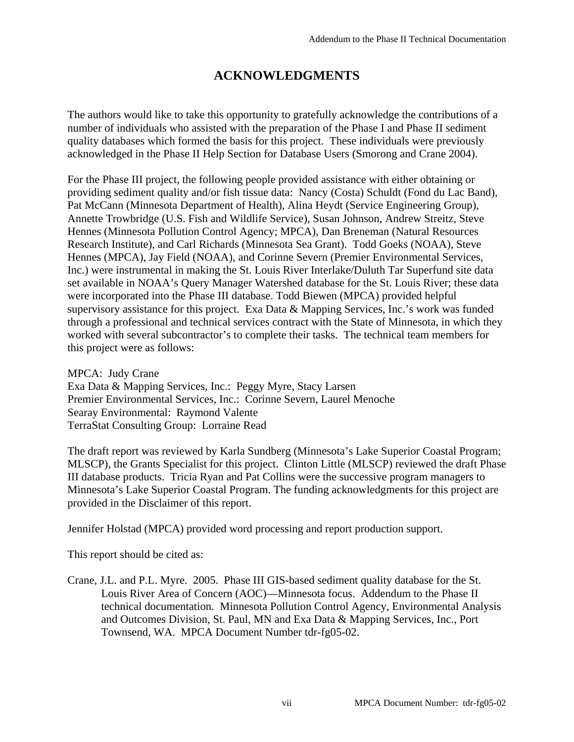# ACKNOWLEDGMENTS

The authors would like to take this opportunity to gratefully acknowledge the contributions of a number of individuals who assisted with the preparation of the Phase I and Phase II sediment quality databases which formed the basis for this project. These individuals were previously acknowledged in the Phase II Help Section for Database Users (Smorong and Crane 2004).

For the Phase III project, the following people provided assistance with either obtaining or providing sediment quality and/or fish tissue data: Nancy (Costa) Schuldt (Fond du Lac Band), Pat McCann (Minnesota Department of Health), Alina Heydt (Service Engineering Group), Annette Trowbridge (U.S. Fish and Wildlife Service), Susan Johnson, Andrew Streitz, Steve Hennes (Minnesota Pollution Control Agency; MPCA), Dan Breneman (Natural Resources Research Institute), and Carl Richards (Minnesota Sea Grant). Todd Goeks (NOAA), Steve Hennes (MPCA), Jay Field (NOAA), and Corinne Severn (Premier Environmental Services, Inc.) were instrumental in making the St. Louis River Interlake/Duluth Tar Superfund site data set available in NOAA's Query Manager Watershed database for the St. Louis River; these data were incorporated into the Phase III database. Todd Biewen (MPCA) provided helpful supervisory assistance for this project. Exa Data & Mapping Services, Inc.'s work was funded through a professional and technical services contract with the State of Minnesota, in which they worked with several subcontractor's to complete their tasks. The technical team members for this project were as follows:

MPCA: Judy Crane
Exa Data & Mapping Services, Inc.: Peggy Myre, Stacy Larsen
Premier Environmental Services, Inc.: Corinne Severn, Laurel Menoche
Searay Environmental: Raymond Valente
TerraStat Consulting Group: Lorraine Read

The draft report was reviewed by Karla Sundberg (Minnesota's Lake Superior Coastal Program; MLSCP), the Grants Specialist for this project. Clinton Little (MLSCP) reviewed the draft Phase III database products. Tricia Ryan and Pat Collins were the successive program managers to Minnesota's Lake Superior Coastal Program. The funding acknowledgments for this project are provided in the Disclaimer of this report.

Jennifer Holstad (MPCA) provided word processing and report production support.

This report should be cited as:

Crane, J.L. and P.L. Myre. 2005. Phase III GIS-based sediment quality database for the St. Louis River Area of Concern (AOC)—Minnesota focus. Addendum to the Phase II technical documentation. Minnesota Pollution Control Agency, Environmental Analysis and Outcomes Division, St. Paul, MN and Exa Data & Mapping Services, Inc., Port Townsend, WA. MPCA Document Number tdr-fg05-02.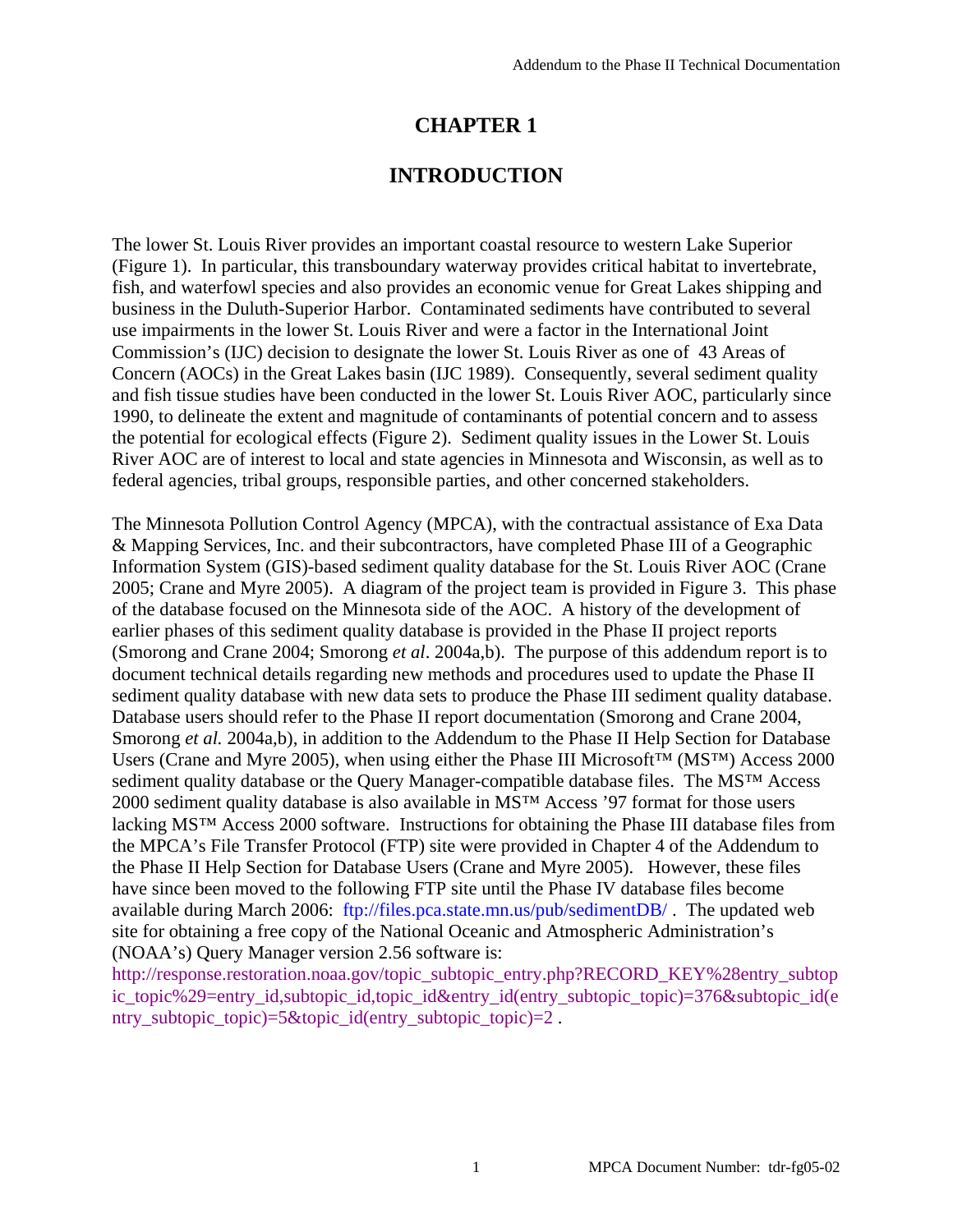# CHAPTER 1

# INTRODUCTION

The lower St. Louis River provides an important coastal resource to western Lake Superior (Figure 1). In particular, this transboundary waterway provides critical habitat to invertebrate, fish, and waterfowl species and also provides an economic venue for Great Lakes shipping and business in the Duluth-Superior Harbor. Contaminated sediments have contributed to several use impairments in the lower St. Louis River and were a factor in the International Joint Commission's (IJC) decision to designate the lower St. Louis River as one of 43 Areas of Concern (AOCs) in the Great Lakes basin (IJC 1989). Consequently, several sediment quality and fish tissue studies have been conducted in the lower St. Louis River AOC, particularly since 1990, to delineate the extent and magnitude of contaminants of potential concern and to assess the potential for ecological effects (Figure 2). Sediment quality issues in the Lower St. Louis River AOC are of interest to local and state agencies in Minnesota and Wisconsin, as well as to federal agencies, tribal groups, responsible parties, and other concerned stakeholders.

The Minnesota Pollution Control Agency (MPCA), with the contractual assistance of Exa Data & Mapping Services, Inc. and their subcontractors, have completed Phase III of a Geographic Information System (GIS)-based sediment quality database for the St. Louis River AOC (Crane 2005; Crane and Myre 2005). A diagram of the project team is provided in Figure 3. This phase of the database focused on the Minnesota side of the AOC. A history of the development of earlier phases of this sediment quality database is provided in the Phase II project reports (Smorong and Crane 2004; Smorong *et al*. 2004a,b). The purpose of this addendum report is to document technical details regarding new methods and procedures used to update the Phase II sediment quality database with new data sets to produce the Phase III sediment quality database. Database users should refer to the Phase II report documentation (Smorong and Crane 2004, Smorong *et al.* 2004a,b), in addition to the Addendum to the Phase II Help Section for Database Users (Crane and Myre 2005), when using either the Phase III Microsoft™ (MS™) Access 2000 sediment quality database or the Query Manager-compatible database files. The MS™ Access 2000 sediment quality database is also available in MS™ Access '97 format for those users lacking MS™ Access 2000 software. Instructions for obtaining the Phase III database files from the MPCA's File Transfer Protocol (FTP) site were provided in Chapter 4 of the Addendum to the Phase II Help Section for Database Users (Crane and Myre 2005). However, these files have since been moved to the following FTP site until the Phase IV database files become available during March 2006: ftp://files.pca.state.mn.us/pub/sedimentDB/ . The updated web site for obtaining a free copy of the National Oceanic and Atmospheric Administration's (NOAA's) Query Manager version 2.56 software is: http://response.restoration.noaa.gov/topic_subtopic_entry.php?RECORD_KEY%28entry_subtopic_topic%29=entry_id,subtopic_id,topic_id&entry_id(entry_subtopic_topic)=376&subtopic_id(entry_subtopic_topic)=5&topic_id(entry_subtopic_topic)=2 .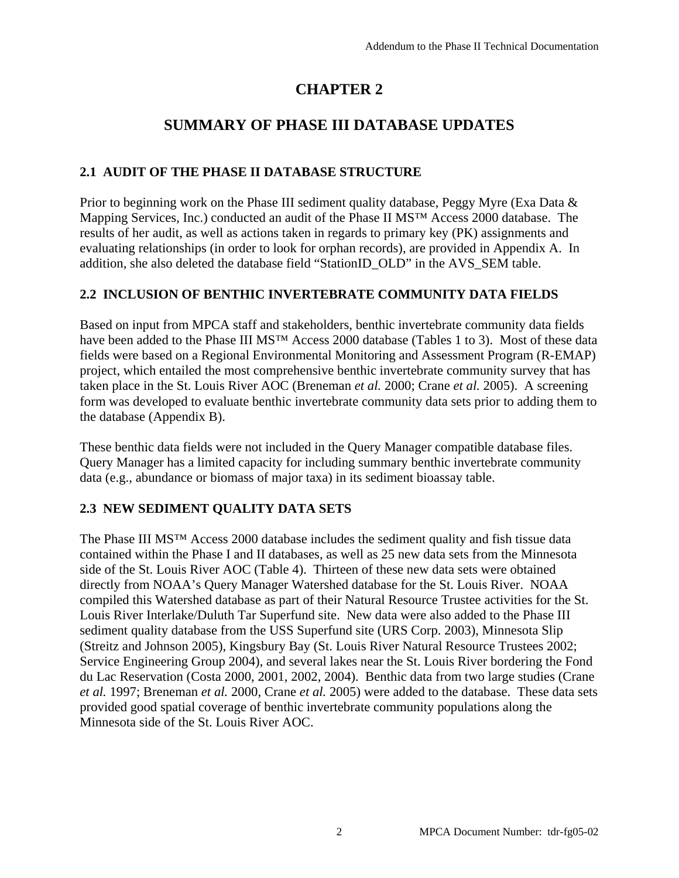# CHAPTER 2

# SUMMARY OF PHASE III DATABASE UPDATES

## 2.1 AUDIT OF THE PHASE II DATABASE STRUCTURE

Prior to beginning work on the Phase III sediment quality database, Peggy Myre (Exa Data & Mapping Services, Inc.) conducted an audit of the Phase II MS™ Access 2000 database. The results of her audit, as well as actions taken in regards to primary key (PK) assignments and evaluating relationships (in order to look for orphan records), are provided in Appendix A. In addition, she also deleted the database field "StationID_OLD" in the AVS_SEM table.

## 2.2 INCLUSION OF BENTHIC INVERTEBRATE COMMUNITY DATA FIELDS

Based on input from MPCA staff and stakeholders, benthic invertebrate community data fields have been added to the Phase III MS™ Access 2000 database (Tables 1 to 3). Most of these data fields were based on a Regional Environmental Monitoring and Assessment Program (R-EMAP) project, which entailed the most comprehensive benthic invertebrate community survey that has taken place in the St. Louis River AOC (Breneman *et al.* 2000; Crane *et al.* 2005). A screening form was developed to evaluate benthic invertebrate community data sets prior to adding them to the database (Appendix B).

These benthic data fields were not included in the Query Manager compatible database files. Query Manager has a limited capacity for including summary benthic invertebrate community data (e.g., abundance or biomass of major taxa) in its sediment bioassay table.

## 2.3 NEW SEDIMENT QUALITY DATA SETS

The Phase III MS™ Access 2000 database includes the sediment quality and fish tissue data contained within the Phase I and II databases, as well as 25 new data sets from the Minnesota side of the St. Louis River AOC (Table 4). Thirteen of these new data sets were obtained directly from NOAA's Query Manager Watershed database for the St. Louis River. NOAA compiled this Watershed database as part of their Natural Resource Trustee activities for the St. Louis River Interlake/Duluth Tar Superfund site. New data were also added to the Phase III sediment quality database from the USS Superfund site (URS Corp. 2003), Minnesota Slip (Streitz and Johnson 2005), Kingsbury Bay (St. Louis River Natural Resource Trustees 2002; Service Engineering Group 2004), and several lakes near the St. Louis River bordering the Fond du Lac Reservation (Costa 2000, 2001, 2002, 2004). Benthic data from two large studies (Crane *et al.* 1997; Breneman *et al.* 2000, Crane *et al.* 2005) were added to the database. These data sets provided good spatial coverage of benthic invertebrate community populations along the Minnesota side of the St. Louis River AOC.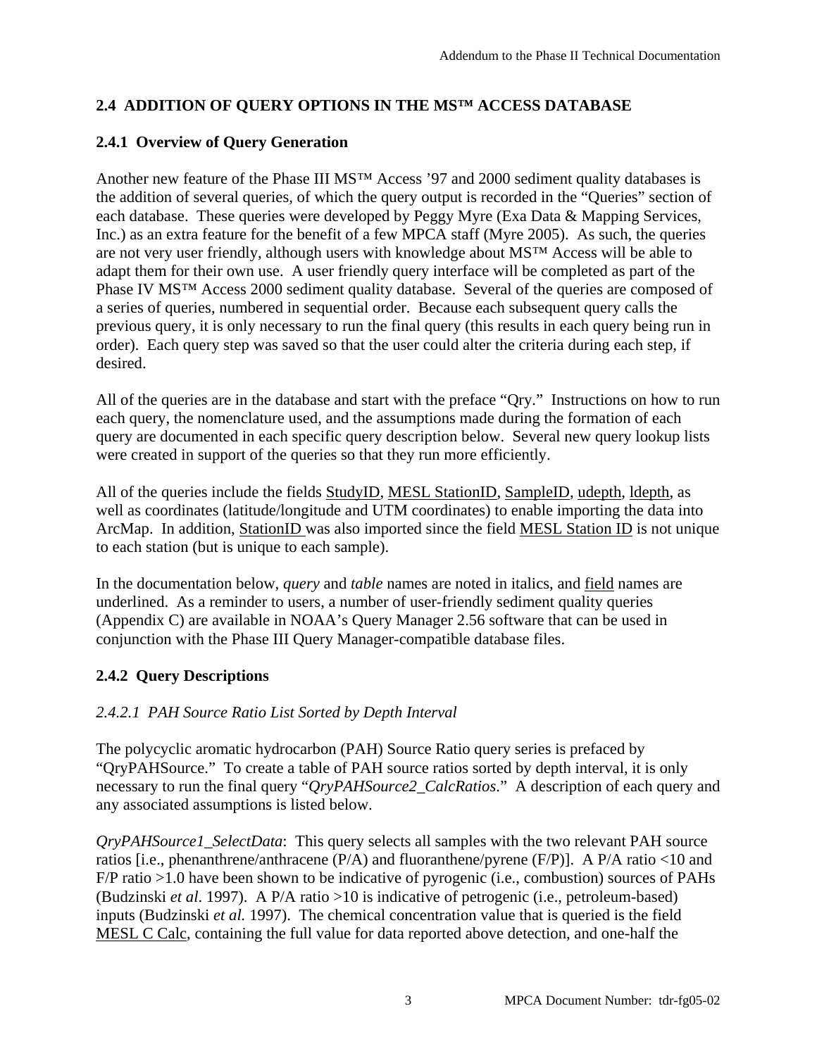## 2.4 ADDITION OF QUERY OPTIONS IN THE MS™ ACCESS DATABASE

### 2.4.1 Overview of Query Generation

Another new feature of the Phase III MS™ Access '97 and 2000 sediment quality databases is the addition of several queries, of which the query output is recorded in the "Queries" section of each database. These queries were developed by Peggy Myre (Exa Data & Mapping Services, Inc.) as an extra feature for the benefit of a few MPCA staff (Myre 2005). As such, the queries are not very user friendly, although users with knowledge about MS™ Access will be able to adapt them for their own use. A user friendly query interface will be completed as part of the Phase IV MS™ Access 2000 sediment quality database. Several of the queries are composed of a series of queries, numbered in sequential order. Because each subsequent query calls the previous query, it is only necessary to run the final query (this results in each query being run in order). Each query step was saved so that the user could alter the criteria during each step, if desired.

All of the queries are in the database and start with the preface "Qry." Instructions on how to run each query, the nomenclature used, and the assumptions made during the formation of each query are documented in each specific query description below. Several new query lookup lists were created in support of the queries so that they run more efficiently.

All of the queries include the fields <u>StudyID</u>, <u>MESL StationID</u>, <u>SampleID</u>, <u>udepth</u>, <u>ldepth</u>, as well as coordinates (latitude/longitude and UTM coordinates) to enable importing the data into ArcMap. In addition, <u>StationID</u> was also imported since the field <u>MESL Station ID</u> is not unique to each station (but is unique to each sample).

In the documentation below, *query* and *table* names are noted in italics, and <u>field</u> names are underlined. As a reminder to users, a number of user-friendly sediment quality queries (Appendix C) are available in NOAA's Query Manager 2.56 software that can be used in conjunction with the Phase III Query Manager-compatible database files.

### 2.4.2 Query Descriptions

#### *2.4.2.1 PAH Source Ratio List Sorted by Depth Interval*

The polycyclic aromatic hydrocarbon (PAH) Source Ratio query series is prefaced by "QryPAHSource." To create a table of PAH source ratios sorted by depth interval, it is only necessary to run the final query "*QryPAHSource2_CalcRatios*." A description of each query and any associated assumptions is listed below.

*QryPAHSource1_SelectData*: This query selects all samples with the two relevant PAH source ratios [i.e., phenanthrene/anthracene (P/A) and fluoranthene/pyrene (F/P)]. A P/A ratio <10 and F/P ratio >1.0 have been shown to be indicative of pyrogenic (i.e., combustion) sources of PAHs (Budzinski *et al*. 1997). A P/A ratio >10 is indicative of petrogenic (i.e., petroleum-based) inputs (Budzinski *et al.* 1997). The chemical concentration value that is queried is the field <u>MESL C Calc</u>, containing the full value for data reported above detection, and one-half the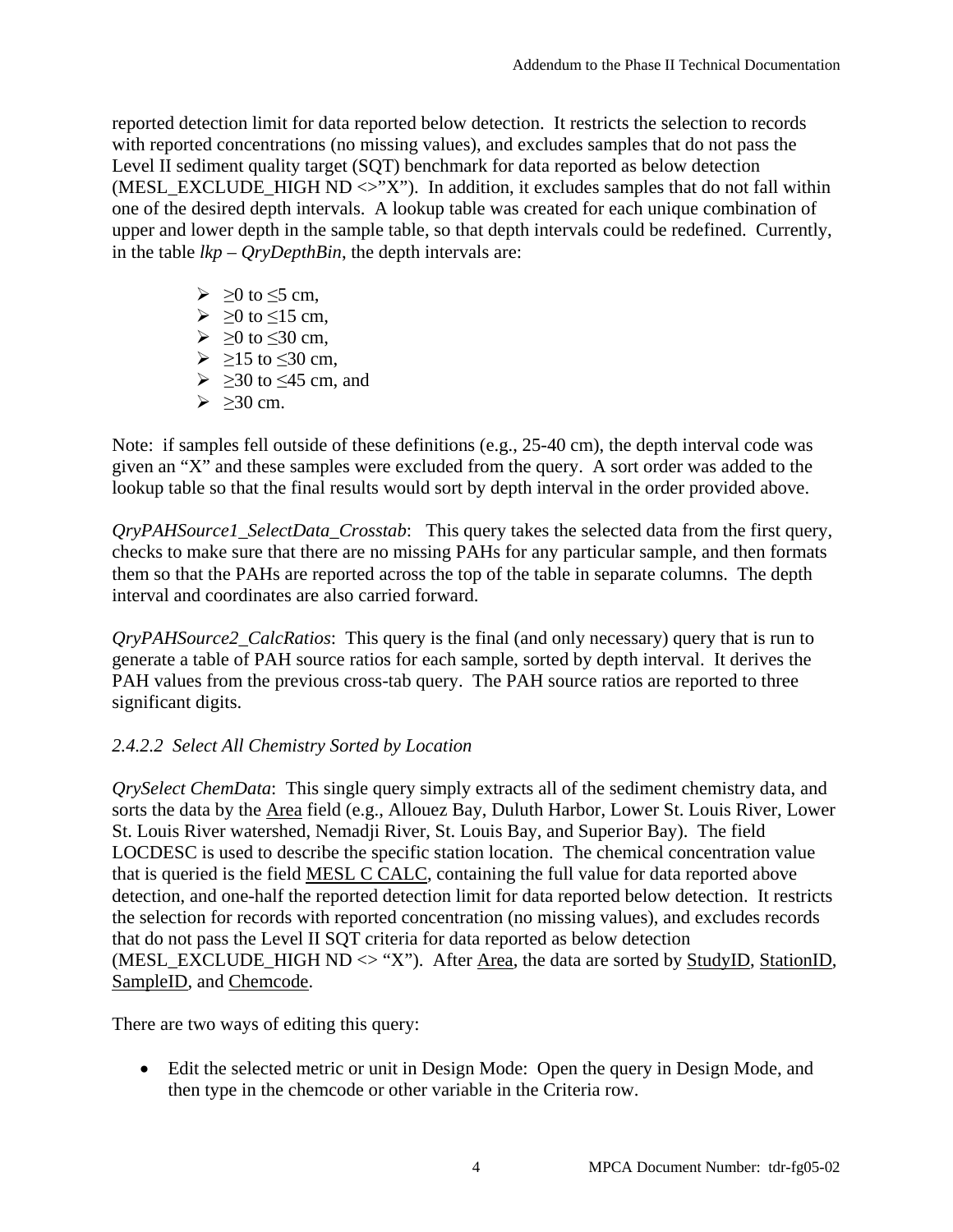reported detection limit for data reported below detection. It restricts the selection to records with reported concentrations (no missing values), and excludes samples that do not pass the Level II sediment quality target (SQT) benchmark for data reported as below detection (MESL_EXCLUDE_HIGH ND <>"X"). In addition, it excludes samples that do not fall within one of the desired depth intervals. A lookup table was created for each unique combination of upper and lower depth in the sample table, so that depth intervals could be redefined. Currently, in the table *lkp – QryDepthBin*, the depth intervals are:

- ≥0 to ≤5 cm,
- ≥0 to ≤15 cm,
- ≥0 to ≤30 cm,
- ≥15 to ≤30 cm,
- ≥30 to ≤45 cm, and
- ≥30 cm.

Note: if samples fell outside of these definitions (e.g., 25-40 cm), the depth interval code was given an "X" and these samples were excluded from the query. A sort order was added to the lookup table so that the final results would sort by depth interval in the order provided above.

*QryPAHSource1_SelectData_Crosstab*: This query takes the selected data from the first query, checks to make sure that there are no missing PAHs for any particular sample, and then formats them so that the PAHs are reported across the top of the table in separate columns. The depth interval and coordinates are also carried forward.

*QryPAHSource2_CalcRatios*: This query is the final (and only necessary) query that is run to generate a table of PAH source ratios for each sample, sorted by depth interval. It derives the PAH values from the previous cross-tab query. The PAH source ratios are reported to three significant digits.

#### *2.4.2.2 Select All Chemistry Sorted by Location*

*QrySelect ChemData*: This single query simply extracts all of the sediment chemistry data, and sorts the data by the Area field (e.g., Allouez Bay, Duluth Harbor, Lower St. Louis River, Lower St. Louis River watershed, Nemadji River, St. Louis Bay, and Superior Bay). The field LOCDESC is used to describe the specific station location. The chemical concentration value that is queried is the field MESL C CALC, containing the full value for data reported above detection, and one-half the reported detection limit for data reported below detection. It restricts the selection for records with reported concentration (no missing values), and excludes records that do not pass the Level II SQT criteria for data reported as below detection (MESL_EXCLUDE_HIGH ND <> "X"). After Area, the data are sorted by StudyID, StationID, SampleID, and Chemcode.

There are two ways of editing this query:

- Edit the selected metric or unit in Design Mode: Open the query in Design Mode, and then type in the chemcode or other variable in the Criteria row.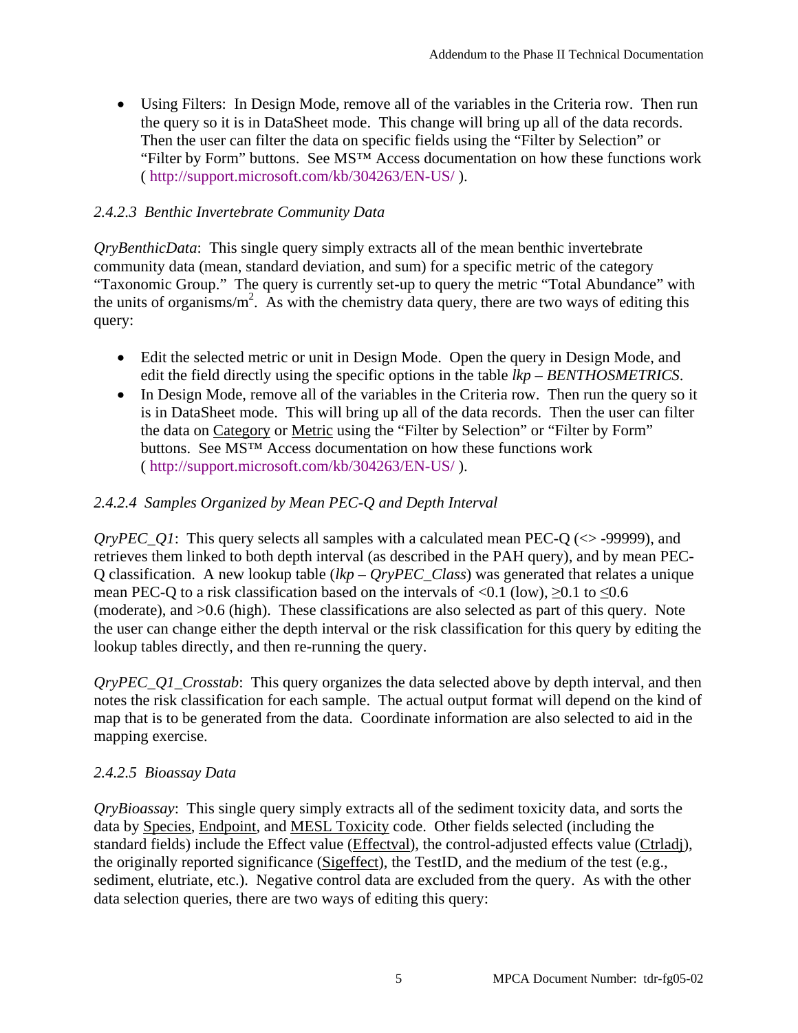- Using Filters: In Design Mode, remove all of the variables in the Criteria row. Then run the query so it is in DataSheet mode. This change will bring up all of the data records. Then the user can filter the data on specific fields using the “Filter by Selection” or “Filter by Form” buttons. See MS™ Access documentation on how these functions work ( http://support.microsoft.com/kb/304263/EN-US/ ).

#### *2.4.2.3 Benthic Invertebrate Community Data*

*QryBenthicData*: This single query simply extracts all of the mean benthic invertebrate community data (mean, standard deviation, and sum) for a specific metric of the category “Taxonomic Group.” The query is currently set-up to query the metric “Total Abundance” with the units of organisms/m$^2$. As with the chemistry data query, there are two ways of editing this query:

- Edit the selected metric or unit in Design Mode. Open the query in Design Mode, and edit the field directly using the specific options in the table *lkp – BENTHOSMETRICS*.
- In Design Mode, remove all of the variables in the Criteria row. Then run the query so it is in DataSheet mode. This will bring up all of the data records. Then the user can filter the data on Category or Metric using the “Filter by Selection” or “Filter by Form” buttons. See MS™ Access documentation on how these functions work ( http://support.microsoft.com/kb/304263/EN-US/ ).

#### *2.4.2.4 Samples Organized by Mean PEC-Q and Depth Interval*

*QryPEC_Q1*: This query selects all samples with a calculated mean PEC-Q (<> -99999), and retrieves them linked to both depth interval (as described in the PAH query), and by mean PEC-Q classification. A new lookup table (*lkp – QryPEC_Class*) was generated that relates a unique mean PEC-Q to a risk classification based on the intervals of <0.1 (low), ≥0.1 to ≤0.6 (moderate), and >0.6 (high). These classifications are also selected as part of this query. Note the user can change either the depth interval or the risk classification for this query by editing the lookup tables directly, and then re-running the query.

*QryPEC_Q1_Crosstab*: This query organizes the data selected above by depth interval, and then notes the risk classification for each sample. The actual output format will depend on the kind of map that is to be generated from the data. Coordinate information are also selected to aid in the mapping exercise.

#### *2.4.2.5 Bioassay Data*

*QryBioassay*: This single query simply extracts all of the sediment toxicity data, and sorts the data by Species, Endpoint, and MESL Toxicity code. Other fields selected (including the standard fields) include the Effect value (Effectval), the control-adjusted effects value (Ctrladj), the originally reported significance (Sigeffect), the TestID, and the medium of the test (e.g., sediment, elutriate, etc.). Negative control data are excluded from the query. As with the other data selection queries, there are two ways of editing this query: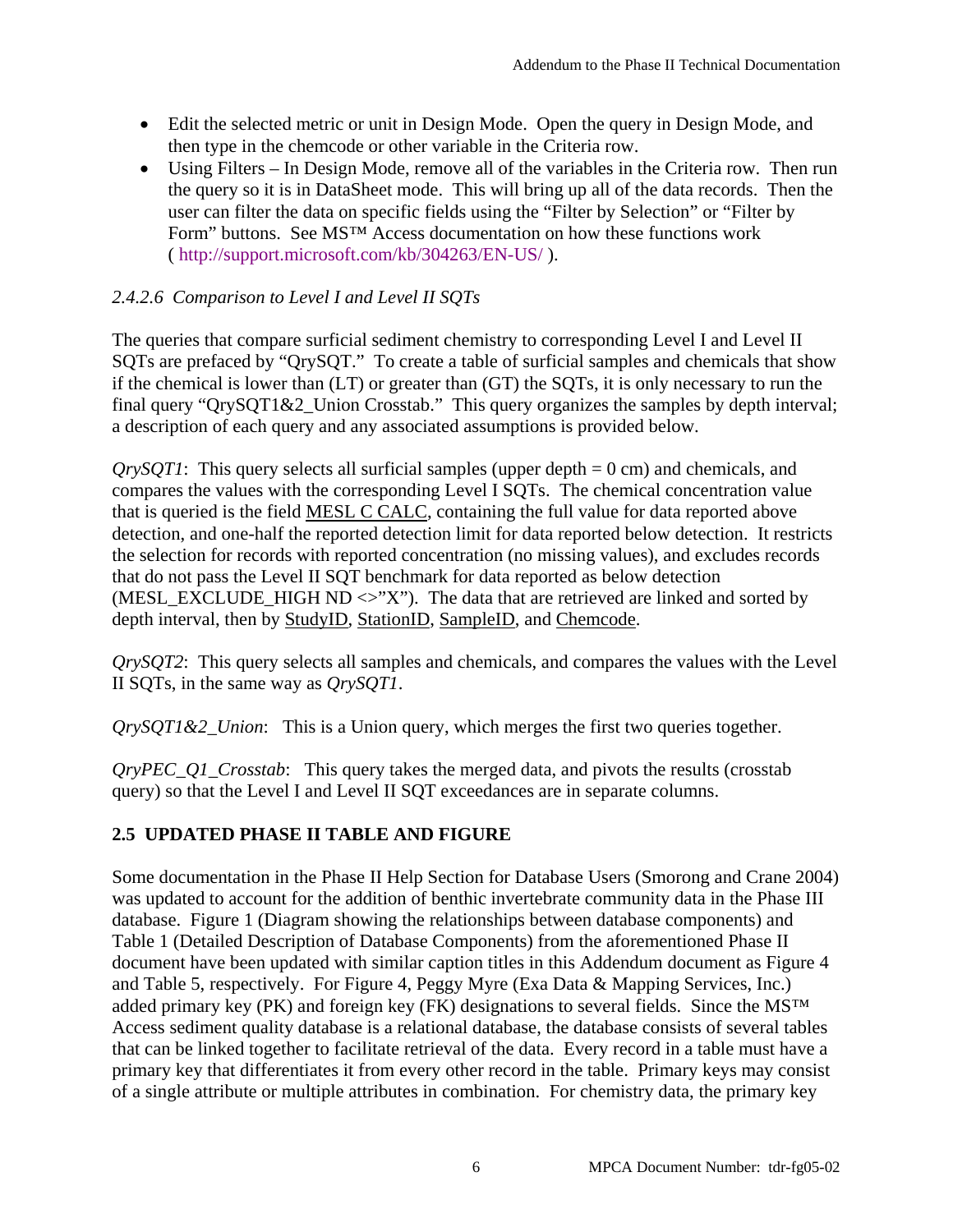- Edit the selected metric or unit in Design Mode. Open the query in Design Mode, and then type in the chemcode or other variable in the Criteria row.
- Using Filters – In Design Mode, remove all of the variables in the Criteria row. Then run the query so it is in DataSheet mode. This will bring up all of the data records. Then the user can filter the data on specific fields using the "Filter by Selection" or "Filter by Form" buttons. See MS™ Access documentation on how these functions work ( http://support.microsoft.com/kb/304263/EN-US/ ).

### *2.4.2.6 Comparison to Level I and Level II SQTs*

The queries that compare surficial sediment chemistry to corresponding Level I and Level II SQTs are prefaced by "QrySQT." To create a table of surficial samples and chemicals that show if the chemical is lower than (LT) or greater than (GT) the SQTs, it is only necessary to run the final query "QrySQT1&2_Union Crosstab." This query organizes the samples by depth interval; a description of each query and any associated assumptions is provided below.

*QrySQT1*: This query selects all surficial samples (upper depth = 0 cm) and chemicals, and compares the values with the corresponding Level I SQTs. The chemical concentration value that is queried is the field MESL C CALC, containing the full value for data reported above detection, and one-half the reported detection limit for data reported below detection. It restricts the selection for records with reported concentration (no missing values), and excludes records that do not pass the Level II SQT benchmark for data reported as below detection (MESL_EXCLUDE_HIGH ND <>"X"). The data that are retrieved are linked and sorted by depth interval, then by StudyID, StationID, SampleID, and Chemcode.

*QrySQT2*: This query selects all samples and chemicals, and compares the values with the Level II SQTs, in the same way as *QrySQT1*.

*QrySQT1&2_Union*: This is a Union query, which merges the first two queries together.

*QryPEC_Q1_Crosstab*: This query takes the merged data, and pivots the results (crosstab query) so that the Level I and Level II SQT exceedances are in separate columns.

## 2.5 UPDATED PHASE II TABLE AND FIGURE

Some documentation in the Phase II Help Section for Database Users (Smorong and Crane 2004) was updated to account for the addition of benthic invertebrate community data in the Phase III database. Figure 1 (Diagram showing the relationships between database components) and Table 1 (Detailed Description of Database Components) from the aforementioned Phase II document have been updated with similar caption titles in this Addendum document as Figure 4 and Table 5, respectively. For Figure 4, Peggy Myre (Exa Data & Mapping Services, Inc.) added primary key (PK) and foreign key (FK) designations to several fields. Since the MS™ Access sediment quality database is a relational database, the database consists of several tables that can be linked together to facilitate retrieval of the data. Every record in a table must have a primary key that differentiates it from every other record in the table. Primary keys may consist of a single attribute or multiple attributes in combination. For chemistry data, the primary key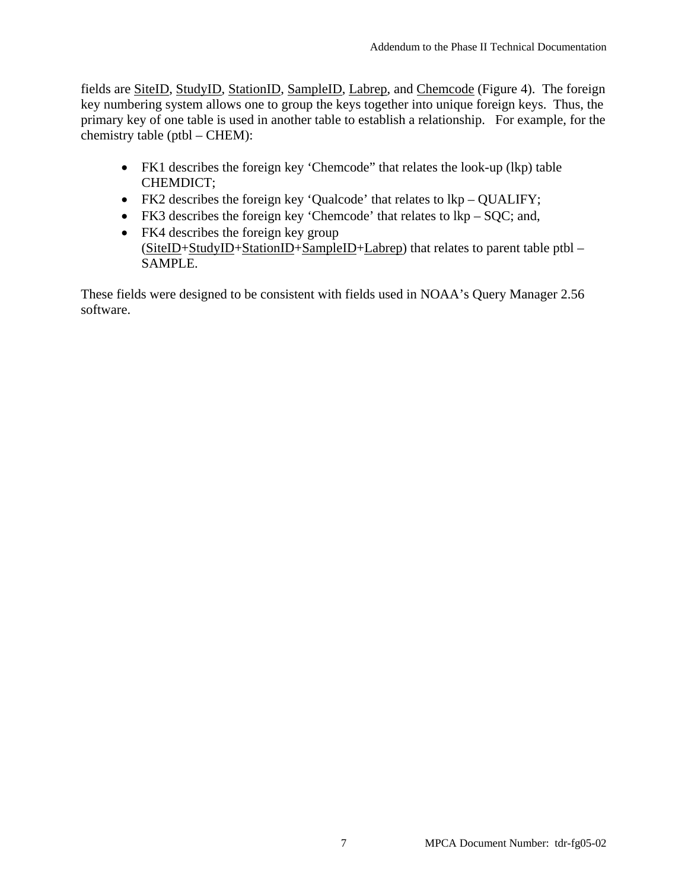fields are <u>SiteID</u>, <u>StudyID</u>, <u>StationID</u>, <u>SampleID</u>, <u>Labrep</u>, and <u>Chemcode</u> (Figure 4). The foreign key numbering system allows one to group the keys together into unique foreign keys. Thus, the primary key of one table is used in another table to establish a relationship. For example, for the chemistry table (ptbl – CHEM):

- FK1 describes the foreign key 'Chemcode" that relates the look-up (lkp) table CHEMDICT;
- FK2 describes the foreign key 'Qualcode' that relates to lkp – QUALIFY;
- FK3 describes the foreign key 'Chemcode' that relates to lkp – SQC; and,
- FK4 describes the foreign key group (<u>SiteID</u>+<u>StudyID</u>+<u>StationID</u>+<u>SampleID</u>+<u>Labrep</u>) that relates to parent table ptbl – SAMPLE.

These fields were designed to be consistent with fields used in NOAA's Query Manager 2.56 software.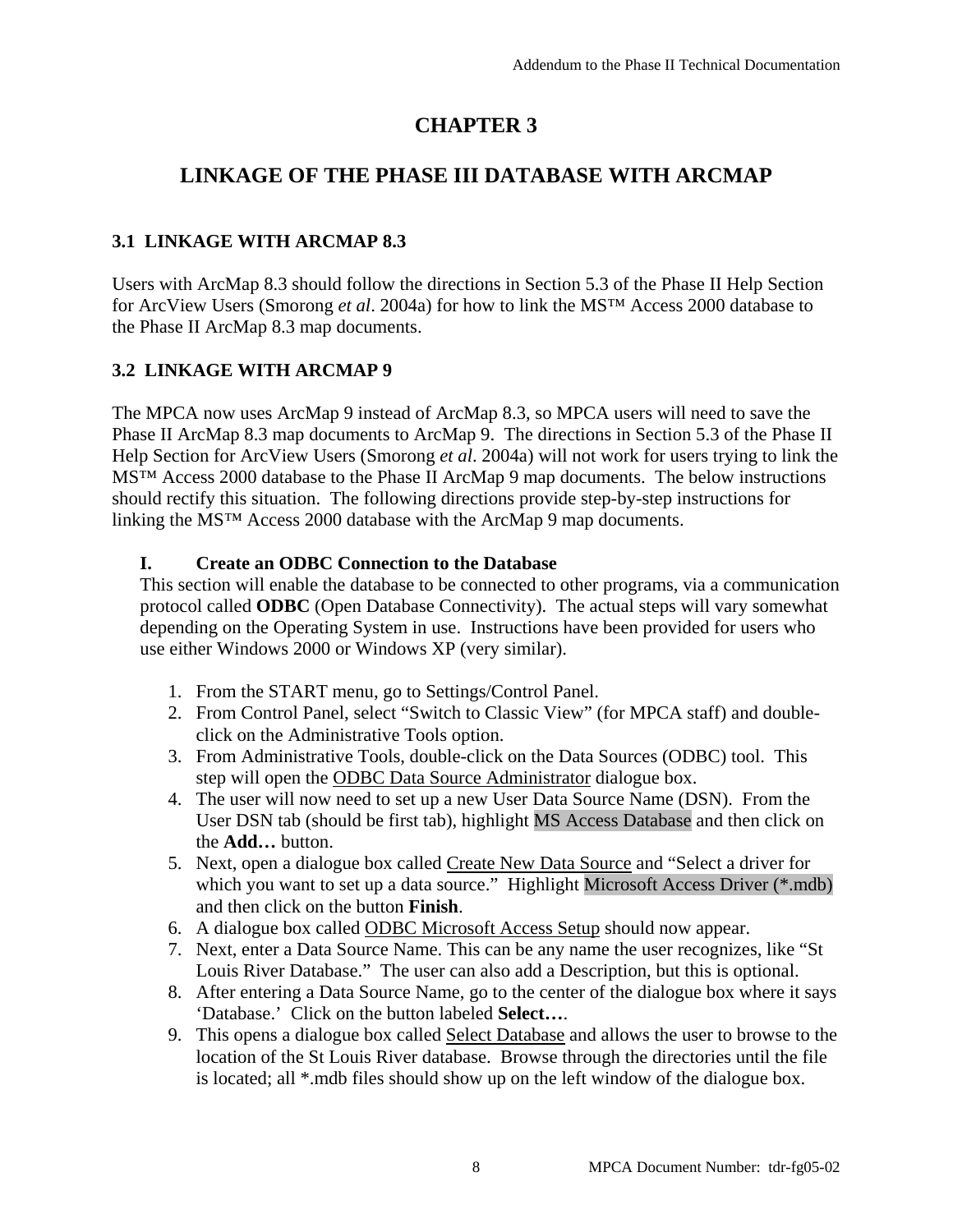# CHAPTER 3

# LINKAGE OF THE PHASE III DATABASE WITH ARCMAP

## 3.1 LINKAGE WITH ARCMAP 8.3

Users with ArcMap 8.3 should follow the directions in Section 5.3 of the Phase II Help Section for ArcView Users (Smorong *et al*. 2004a) for how to link the MS™ Access 2000 database to the Phase II ArcMap 8.3 map documents.

## 3.2 LINKAGE WITH ARCMAP 9

The MPCA now uses ArcMap 9 instead of ArcMap 8.3, so MPCA users will need to save the Phase II ArcMap 8.3 map documents to ArcMap 9. The directions in Section 5.3 of the Phase II Help Section for ArcView Users (Smorong *et al*. 2004a) will not work for users trying to link the MS™ Access 2000 database to the Phase II ArcMap 9 map documents. The below instructions should rectify this situation. The following directions provide step-by-step instructions for linking the MS™ Access 2000 database with the ArcMap 9 map documents.

### I. Create an ODBC Connection to the Database

This section will enable the database to be connected to other programs, via a communication protocol called **ODBC** (Open Database Connectivity). The actual steps will vary somewhat depending on the Operating System in use. Instructions have been provided for users who use either Windows 2000 or Windows XP (very similar).

1. From the START menu, go to Settings/Control Panel.
2. From Control Panel, select "Switch to Classic View" (for MPCA staff) and double-click on the Administrative Tools option.
3. From Administrative Tools, double-click on the Data Sources (ODBC) tool. This step will open the ODBC Data Source Administrator dialogue box.
4. The user will now need to set up a new User Data Source Name (DSN). From the User DSN tab (should be first tab), highlight MS Access Database and then click on the **Add…** button.
5. Next, open a dialogue box called Create New Data Source and "Select a driver for which you want to set up a data source." Highlight Microsoft Access Driver (*.mdb) and then click on the button **Finish**.
6. A dialogue box called ODBC Microsoft Access Setup should now appear.
7. Next, enter a Data Source Name. This can be any name the user recognizes, like "St Louis River Database." The user can also add a Description, but this is optional.
8. After entering a Data Source Name, go to the center of the dialogue box where it says 'Database.' Click on the button labeled **Select…**.
9. This opens a dialogue box called Select Database and allows the user to browse to the location of the St Louis River database. Browse through the directories until the file is located; all *.mdb files should show up on the left window of the dialogue box.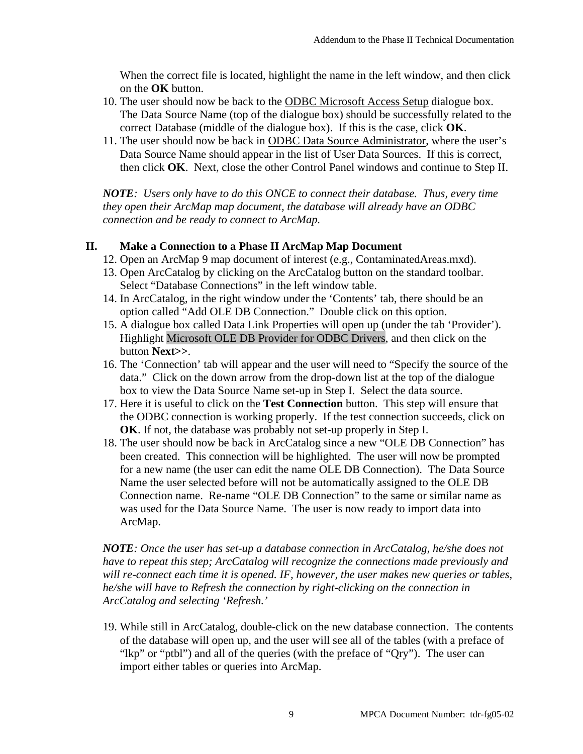When the correct file is located, highlight the name in the left window, and then click on the **OK** button.

10. The user should now be back to the ODBC Microsoft Access Setup dialogue box. The Data Source Name (top of the dialogue box) should be successfully related to the correct Database (middle of the dialogue box). If this is the case, click **OK**.
11. The user should now be back in ODBC Data Source Administrator, where the user's Data Source Name should appear in the list of User Data Sources. If this is correct, then click **OK**. Next, close the other Control Panel windows and continue to Step II.

***NOTE**: Users only have to do this ONCE to connect their database. Thus, every time they open their ArcMap map document, the database will already have an ODBC connection and be ready to connect to ArcMap.*

## II. Make a Connection to a Phase II ArcMap Map Document

12. Open an ArcMap 9 map document of interest (e.g., ContaminatedAreas.mxd).
13. Open ArcCatalog by clicking on the ArcCatalog button on the standard toolbar. Select "Database Connections" in the left window table.
14. In ArcCatalog, in the right window under the 'Contents' tab, there should be an option called "Add OLE DB Connection." Double click on this option.
15. A dialogue box called Data Link Properties will open up (under the tab 'Provider'). Highlight Microsoft OLE DB Provider for ODBC Drivers, and then click on the button **Next>>**.
16. The 'Connection' tab will appear and the user will need to "Specify the source of the data." Click on the down arrow from the drop-down list at the top of the dialogue box to view the Data Source Name set-up in Step I. Select the data source.
17. Here it is useful to click on the **Test Connection** button. This step will ensure that the ODBC connection is working properly. If the test connection succeeds, click on **OK**. If not, the database was probably not set-up properly in Step I.
18. The user should now be back in ArcCatalog since a new "OLE DB Connection" has been created. This connection will be highlighted. The user will now be prompted for a new name (the user can edit the name OLE DB Connection). The Data Source Name the user selected before will not be automatically assigned to the OLE DB Connection name. Re-name "OLE DB Connection" to the same or similar name as was used for the Data Source Name. The user is now ready to import data into ArcMap.

***NOTE**: Once the user has set-up a database connection in ArcCatalog, he/she does not have to repeat this step; ArcCatalog will recognize the connections made previously and will re-connect each time it is opened. IF, however, the user makes new queries or tables, he/she will have to Refresh the connection by right-clicking on the connection in ArcCatalog and selecting 'Refresh.'*

19. While still in ArcCatalog, double-click on the new database connection. The contents of the database will open up, and the user will see all of the tables (with a preface of "lkp" or "ptbl") and all of the queries (with the preface of "Qry"). The user can import either tables or queries into ArcMap.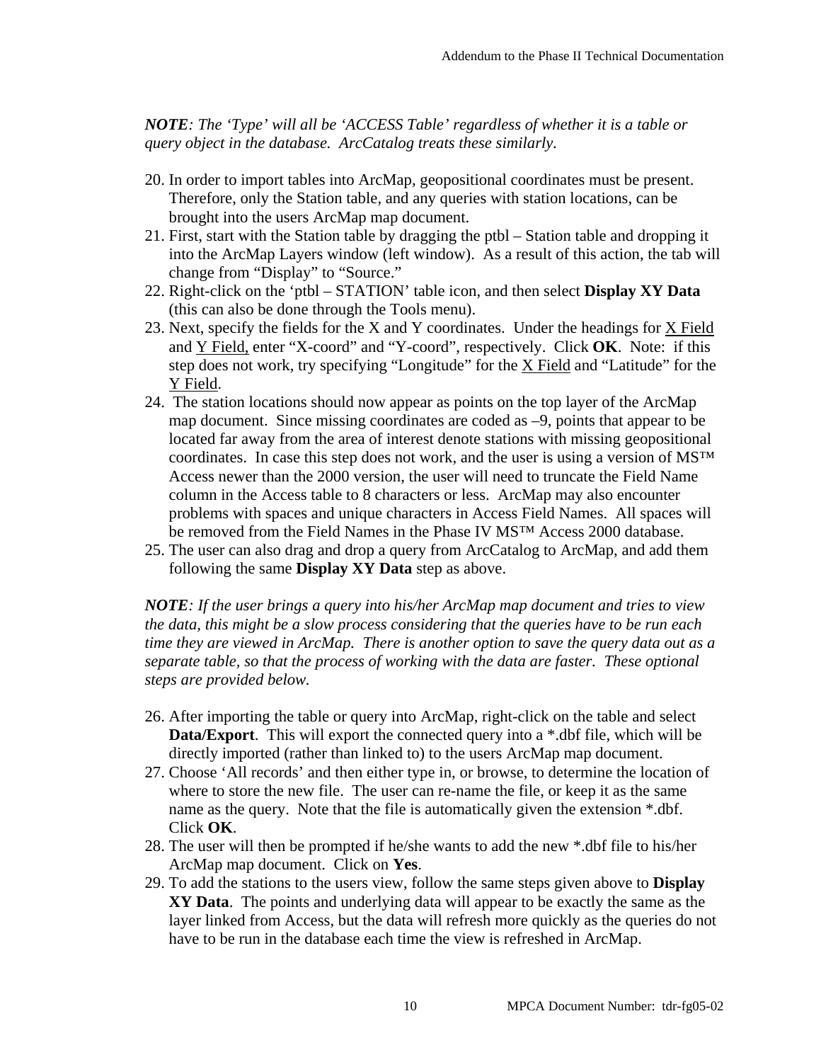***NOTE**: The 'Type' will all be 'ACCESS Table' regardless of whether it is a table or query object in the database. ArcCatalog treats these similarly.*

20. In order to import tables into ArcMap, geopositional coordinates must be present. Therefore, only the Station table, and any queries with station locations, can be brought into the users ArcMap map document.
21. First, start with the Station table by dragging the ptbl – Station table and dropping it into the ArcMap Layers window (left window). As a result of this action, the tab will change from "Display" to "Source."
22. Right-click on the 'ptbl – STATION' table icon, and then select **Display XY Data** (this can also be done through the Tools menu).
23. Next, specify the fields for the X and Y coordinates. Under the headings for <u>X Field</u> and <u>Y Field,</u> enter "X-coord" and "Y-coord", respectively. Click **OK**. Note: if this step does not work, try specifying "Longitude" for the <u>X Field</u> and "Latitude" for the <u>Y Field</u>.
24. The station locations should now appear as points on the top layer of the ArcMap map document. Since missing coordinates are coded as –9, points that appear to be located far away from the area of interest denote stations with missing geopositional coordinates. In case this step does not work, and the user is using a version of MS™ Access newer than the 2000 version, the user will need to truncate the Field Name column in the Access table to 8 characters or less. ArcMap may also encounter problems with spaces and unique characters in Access Field Names. All spaces will be removed from the Field Names in the Phase IV MS™ Access 2000 database.
25. The user can also drag and drop a query from ArcCatalog to ArcMap, and add them following the same **Display XY Data** step as above.

***NOTE**: If the user brings a query into his/her ArcMap map document and tries to view the data, this might be a slow process considering that the queries have to be run each time they are viewed in ArcMap. There is another option to save the query data out as a separate table, so that the process of working with the data are faster. These optional steps are provided below.*

26. After importing the table or query into ArcMap, right-click on the table and select **Data/Export**. This will export the connected query into a *.dbf file, which will be directly imported (rather than linked to) to the users ArcMap map document.
27. Choose 'All records' and then either type in, or browse, to determine the location of where to store the new file. The user can re-name the file, or keep it as the same name as the query. Note that the file is automatically given the extension *.dbf. Click **OK**.
28. The user will then be prompted if he/she wants to add the new *.dbf file to his/her ArcMap map document. Click on **Yes**.
29. To add the stations to the users view, follow the same steps given above to **Display XY Data**. The points and underlying data will appear to be exactly the same as the layer linked from Access, but the data will refresh more quickly as the queries do not have to be run in the database each time the view is refreshed in ArcMap.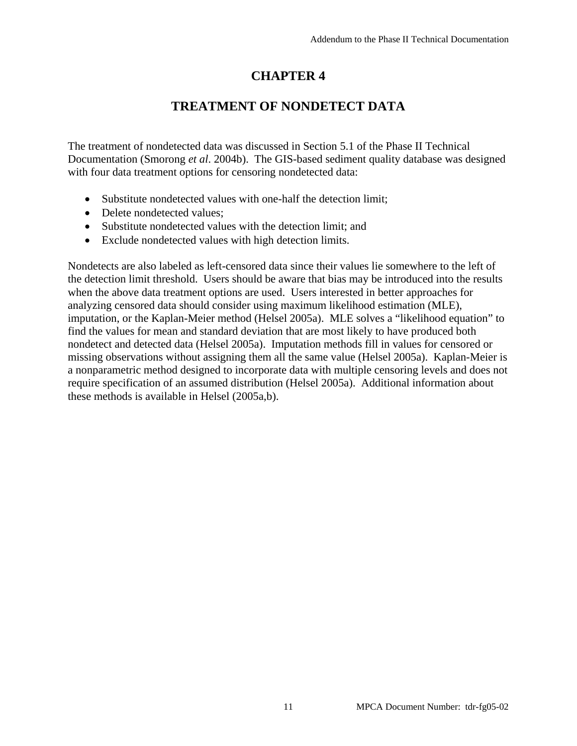# CHAPTER 4

## TREATMENT OF NONDETECT DATA

The treatment of nondetected data was discussed in Section 5.1 of the Phase II Technical Documentation (Smorong *et al*. 2004b). The GIS-based sediment quality database was designed with four data treatment options for censoring nondetected data:

- Substitute nondetected values with one-half the detection limit;
- Delete nondetected values;
- Substitute nondetected values with the detection limit; and
- Exclude nondetected values with high detection limits.

Nondetects are also labeled as left-censored data since their values lie somewhere to the left of the detection limit threshold. Users should be aware that bias may be introduced into the results when the above data treatment options are used. Users interested in better approaches for analyzing censored data should consider using maximum likelihood estimation (MLE), imputation, or the Kaplan-Meier method (Helsel 2005a). MLE solves a "likelihood equation" to find the values for mean and standard deviation that are most likely to have produced both nondetect and detected data (Helsel 2005a). Imputation methods fill in values for censored or missing observations without assigning them all the same value (Helsel 2005a). Kaplan-Meier is a nonparametric method designed to incorporate data with multiple censoring levels and does not require specification of an assumed distribution (Helsel 2005a). Additional information about these methods is available in Helsel (2005a,b).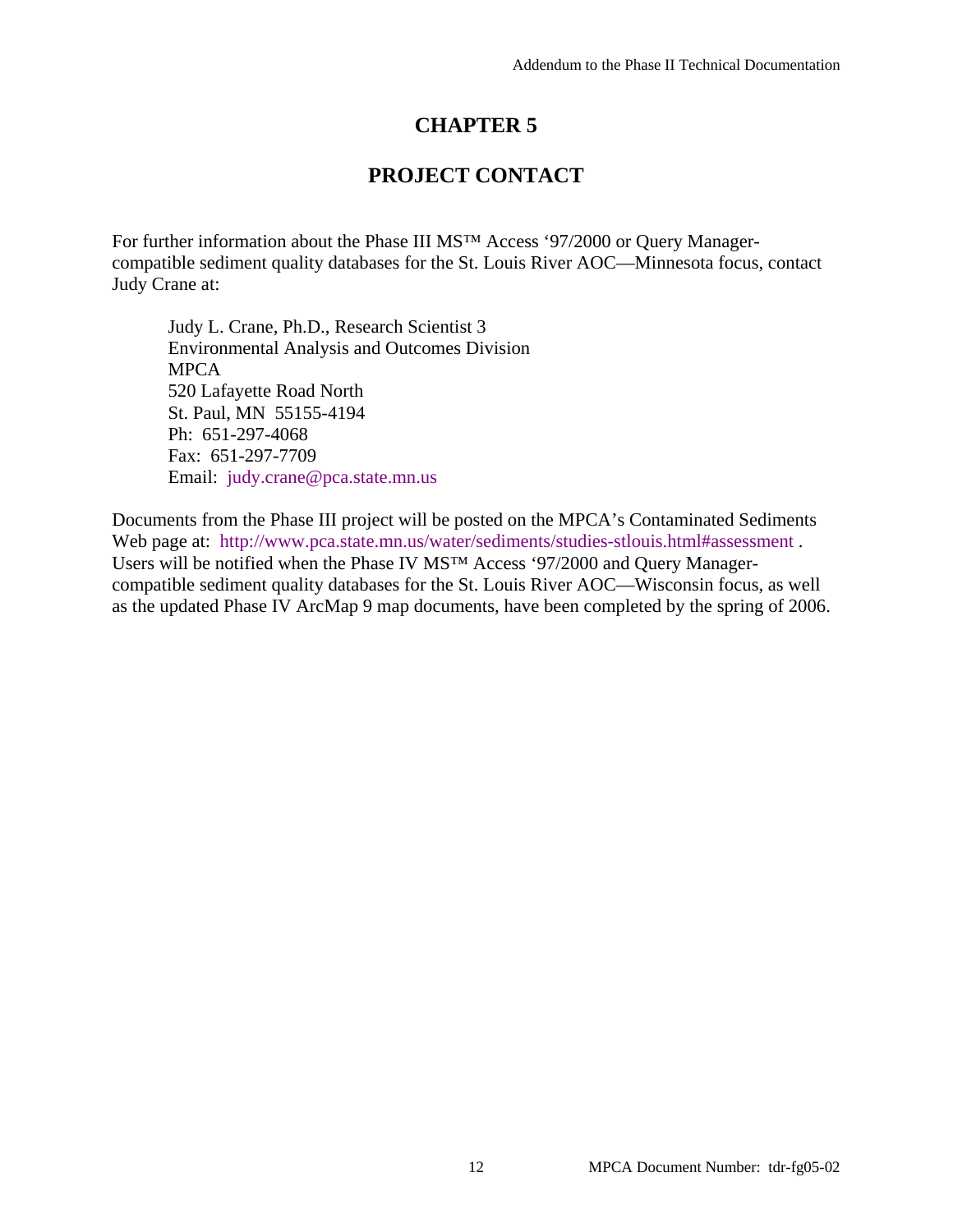# CHAPTER 5

# PROJECT CONTACT

For further information about the Phase III MS™ Access '97/2000 or Query Manager-compatible sediment quality databases for the St. Louis River AOC—Minnesota focus, contact Judy Crane at:

Judy L. Crane, Ph.D., Research Scientist 3
Environmental Analysis and Outcomes Division
MPCA
520 Lafayette Road North
St. Paul, MN 55155-4194
Ph: 651-297-4068
Fax: 651-297-7709
Email: judy.crane@pca.state.mn.us

Documents from the Phase III project will be posted on the MPCA's Contaminated Sediments Web page at: http://www.pca.state.mn.us/water/sediments/studies-stlouis.html#assessment . Users will be notified when the Phase IV MS™ Access '97/2000 and Query Manager-compatible sediment quality databases for the St. Louis River AOC—Wisconsin focus, as well as the updated Phase IV ArcMap 9 map documents, have been completed by the spring of 2006.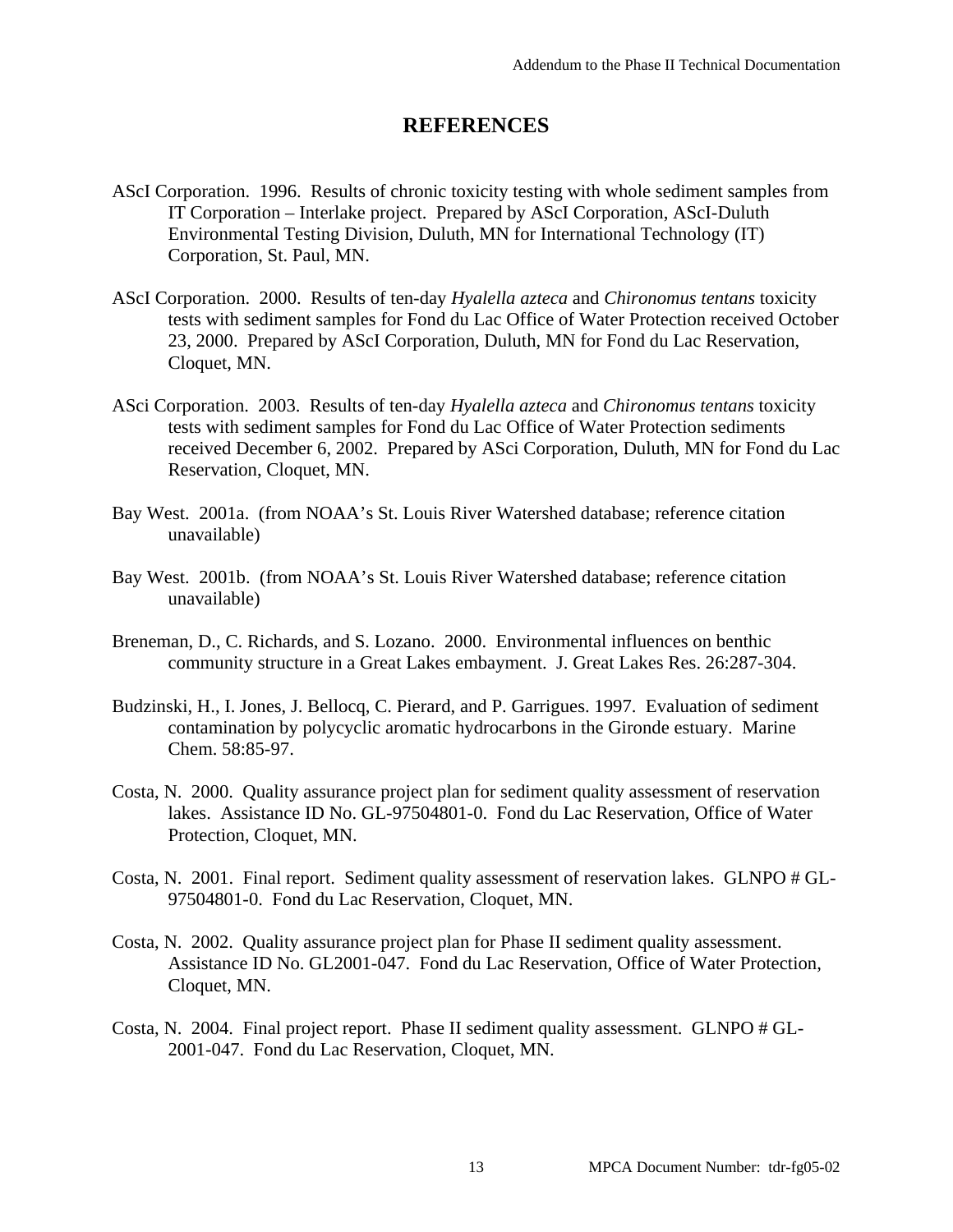# REFERENCES

AScI Corporation. 1996. Results of chronic toxicity testing with whole sediment samples from IT Corporation – Interlake project. Prepared by AScI Corporation, AScI-Duluth Environmental Testing Division, Duluth, MN for International Technology (IT) Corporation, St. Paul, MN.

AScI Corporation. 2000. Results of ten-day *Hyalella azteca* and *Chironomus tentans* toxicity tests with sediment samples for Fond du Lac Office of Water Protection received October 23, 2000. Prepared by AScI Corporation, Duluth, MN for Fond du Lac Reservation, Cloquet, MN.

ASci Corporation. 2003. Results of ten-day *Hyalella azteca* and *Chironomus tentans* toxicity tests with sediment samples for Fond du Lac Office of Water Protection sediments received December 6, 2002. Prepared by ASci Corporation, Duluth, MN for Fond du Lac Reservation, Cloquet, MN.

Bay West. 2001a. (from NOAA's St. Louis River Watershed database; reference citation unavailable)

Bay West. 2001b. (from NOAA's St. Louis River Watershed database; reference citation unavailable)

Breneman, D., C. Richards, and S. Lozano. 2000. Environmental influences on benthic community structure in a Great Lakes embayment. J. Great Lakes Res. 26:287-304.

Budzinski, H., I. Jones, J. Bellocq, C. Pierard, and P. Garrigues. 1997. Evaluation of sediment contamination by polycyclic aromatic hydrocarbons in the Gironde estuary. Marine Chem. 58:85-97.

Costa, N. 2000. Quality assurance project plan for sediment quality assessment of reservation lakes. Assistance ID No. GL-97504801-0. Fond du Lac Reservation, Office of Water Protection, Cloquet, MN.

Costa, N. 2001. Final report. Sediment quality assessment of reservation lakes. GLNPO # GL-97504801-0. Fond du Lac Reservation, Cloquet, MN.

Costa, N. 2002. Quality assurance project plan for Phase II sediment quality assessment. Assistance ID No. GL2001-047. Fond du Lac Reservation, Office of Water Protection, Cloquet, MN.

Costa, N. 2004. Final project report. Phase II sediment quality assessment. GLNPO # GL-2001-047. Fond du Lac Reservation, Cloquet, MN.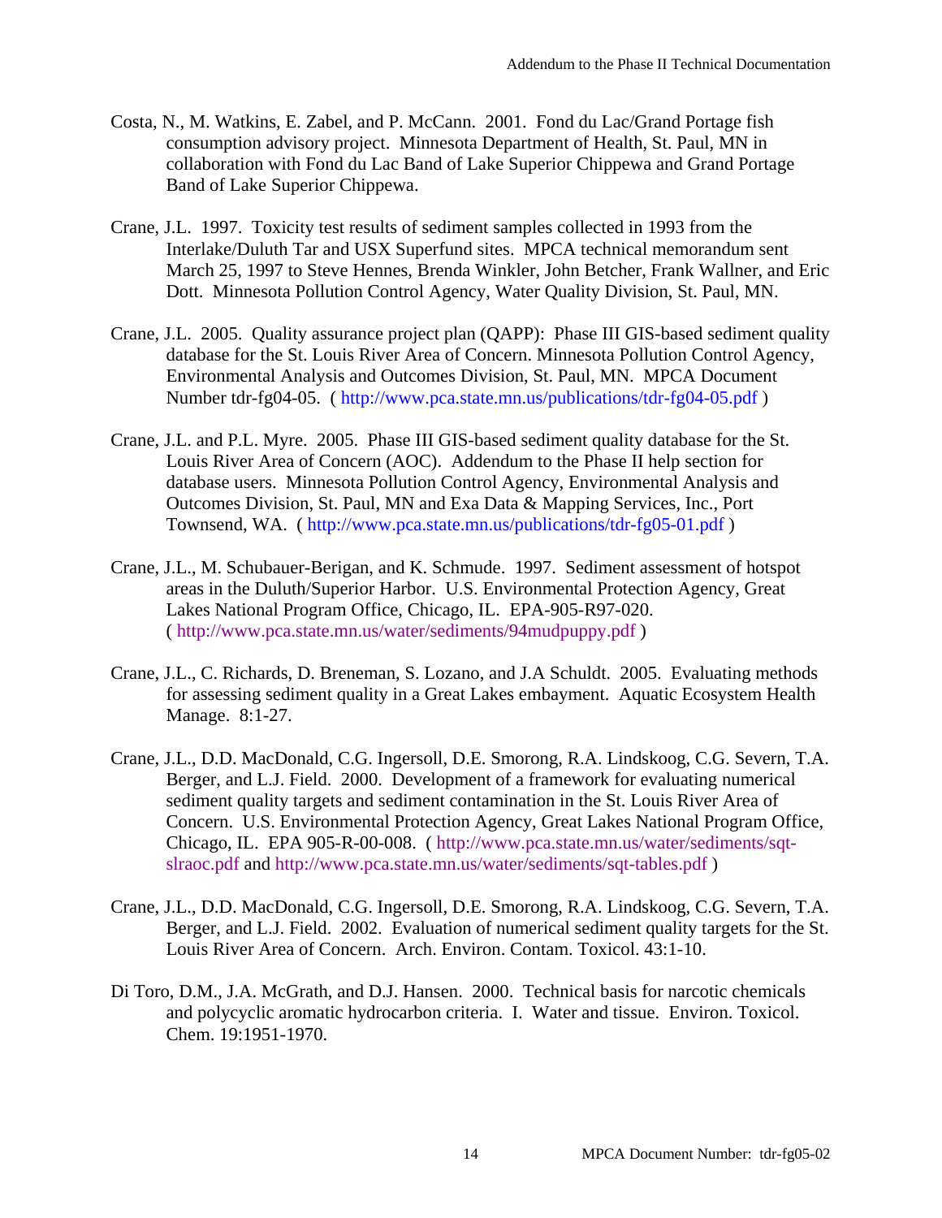Costa, N., M. Watkins, E. Zabel, and P. McCann. 2001. Fond du Lac/Grand Portage fish consumption advisory project. Minnesota Department of Health, St. Paul, MN in collaboration with Fond du Lac Band of Lake Superior Chippewa and Grand Portage Band of Lake Superior Chippewa.

Crane, J.L. 1997. Toxicity test results of sediment samples collected in 1993 from the Interlake/Duluth Tar and USX Superfund sites. MPCA technical memorandum sent March 25, 1997 to Steve Hennes, Brenda Winkler, John Betcher, Frank Wallner, and Eric Dott. Minnesota Pollution Control Agency, Water Quality Division, St. Paul, MN.

Crane, J.L. 2005. Quality assurance project plan (QAPP): Phase III GIS-based sediment quality database for the St. Louis River Area of Concern. Minnesota Pollution Control Agency, Environmental Analysis and Outcomes Division, St. Paul, MN. MPCA Document Number tdr-fg04-05. ( http://www.pca.state.mn.us/publications/tdr-fg04-05.pdf )

Crane, J.L. and P.L. Myre. 2005. Phase III GIS-based sediment quality database for the St. Louis River Area of Concern (AOC). Addendum to the Phase II help section for database users. Minnesota Pollution Control Agency, Environmental Analysis and Outcomes Division, St. Paul, MN and Exa Data & Mapping Services, Inc., Port Townsend, WA. ( http://www.pca.state.mn.us/publications/tdr-fg05-01.pdf )

Crane, J.L., M. Schubauer-Berigan, and K. Schmude. 1997. Sediment assessment of hotspot areas in the Duluth/Superior Harbor. U.S. Environmental Protection Agency, Great Lakes National Program Office, Chicago, IL. EPA-905-R97-020. ( http://www.pca.state.mn.us/water/sediments/94mudpuppy.pdf )

Crane, J.L., C. Richards, D. Breneman, S. Lozano, and J.A Schuldt. 2005. Evaluating methods for assessing sediment quality in a Great Lakes embayment. Aquatic Ecosystem Health Manage. 8:1-27.

Crane, J.L., D.D. MacDonald, C.G. Ingersoll, D.E. Smorong, R.A. Lindskoog, C.G. Severn, T.A. Berger, and L.J. Field. 2000. Development of a framework for evaluating numerical sediment quality targets and sediment contamination in the St. Louis River Area of Concern. U.S. Environmental Protection Agency, Great Lakes National Program Office, Chicago, IL. EPA 905-R-00-008. ( http://www.pca.state.mn.us/water/sediments/sqt-slraoc.pdf and http://www.pca.state.mn.us/water/sediments/sqt-tables.pdf )

Crane, J.L., D.D. MacDonald, C.G. Ingersoll, D.E. Smorong, R.A. Lindskoog, C.G. Severn, T.A. Berger, and L.J. Field. 2002. Evaluation of numerical sediment quality targets for the St. Louis River Area of Concern. Arch. Environ. Contam. Toxicol. 43:1-10.

Di Toro, D.M., J.A. McGrath, and D.J. Hansen. 2000. Technical basis for narcotic chemicals and polycyclic aromatic hydrocarbon criteria. I. Water and tissue. Environ. Toxicol. Chem. 19:1951-1970.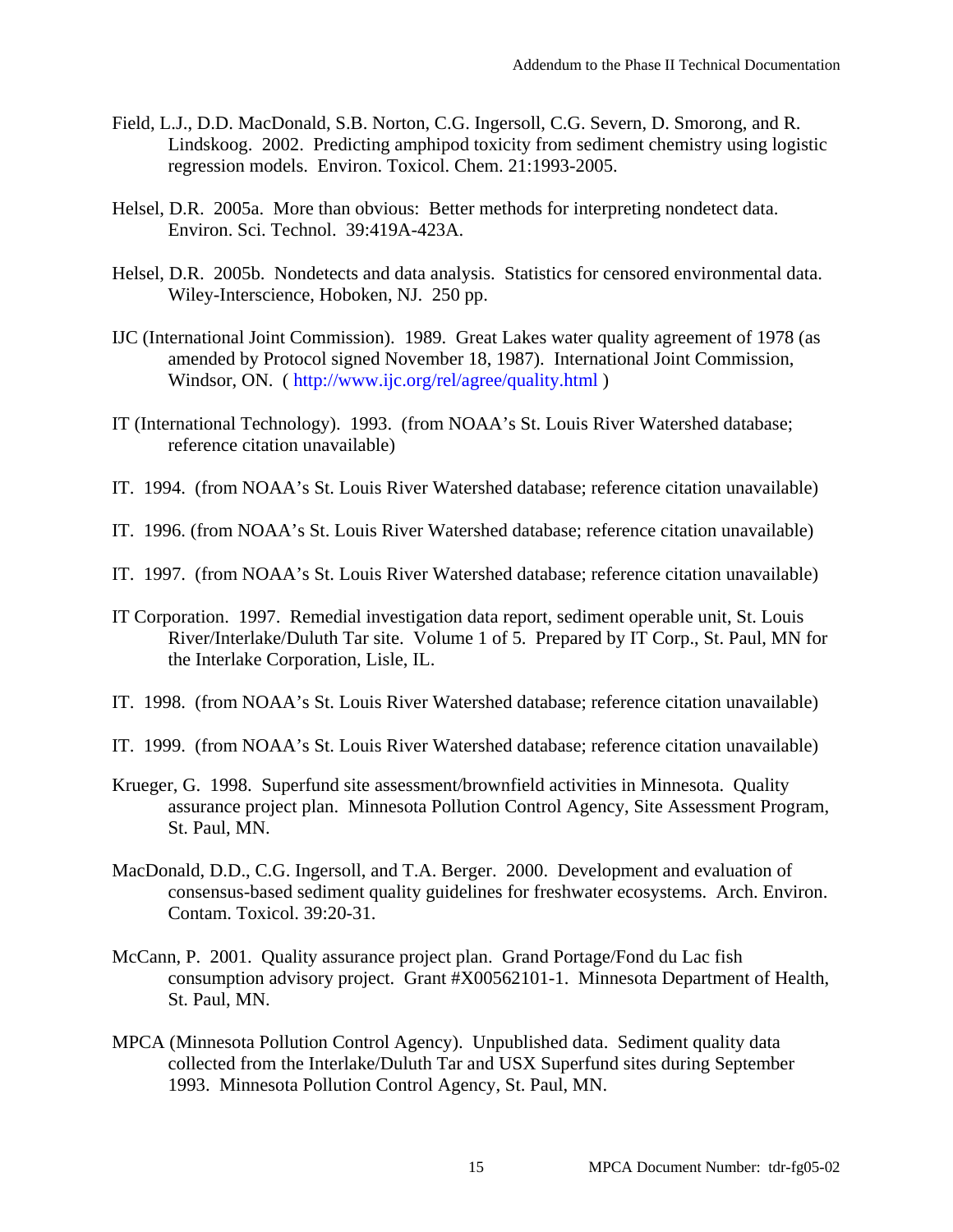Field, L.J., D.D. MacDonald, S.B. Norton, C.G. Ingersoll, C.G. Severn, D. Smorong, and R. Lindskoog. 2002. Predicting amphipod toxicity from sediment chemistry using logistic regression models. Environ. Toxicol. Chem. 21:1993-2005.

Helsel, D.R. 2005a. More than obvious: Better methods for interpreting nondetect data. Environ. Sci. Technol. 39:419A-423A.

Helsel, D.R. 2005b. Nondetects and data analysis. Statistics for censored environmental data. Wiley-Interscience, Hoboken, NJ. 250 pp.

IJC (International Joint Commission). 1989. Great Lakes water quality agreement of 1978 (as amended by Protocol signed November 18, 1987). International Joint Commission, Windsor, ON. ( http://www.ijc.org/rel/agree/quality.html )

IT (International Technology). 1993. (from NOAA's St. Louis River Watershed database; reference citation unavailable)

IT. 1994. (from NOAA's St. Louis River Watershed database; reference citation unavailable)

IT. 1996. (from NOAA's St. Louis River Watershed database; reference citation unavailable)

IT. 1997. (from NOAA's St. Louis River Watershed database; reference citation unavailable)

IT Corporation. 1997. Remedial investigation data report, sediment operable unit, St. Louis River/Interlake/Duluth Tar site. Volume 1 of 5. Prepared by IT Corp., St. Paul, MN for the Interlake Corporation, Lisle, IL.

IT. 1998. (from NOAA's St. Louis River Watershed database; reference citation unavailable)

IT. 1999. (from NOAA's St. Louis River Watershed database; reference citation unavailable)

Krueger, G. 1998. Superfund site assessment/brownfield activities in Minnesota. Quality assurance project plan. Minnesota Pollution Control Agency, Site Assessment Program, St. Paul, MN.

MacDonald, D.D., C.G. Ingersoll, and T.A. Berger. 2000. Development and evaluation of consensus-based sediment quality guidelines for freshwater ecosystems. Arch. Environ. Contam. Toxicol. 39:20-31.

McCann, P. 2001. Quality assurance project plan. Grand Portage/Fond du Lac fish consumption advisory project. Grant #X00562101-1. Minnesota Department of Health, St. Paul, MN.

MPCA (Minnesota Pollution Control Agency). Unpublished data. Sediment quality data collected from the Interlake/Duluth Tar and USX Superfund sites during September 1993. Minnesota Pollution Control Agency, St. Paul, MN.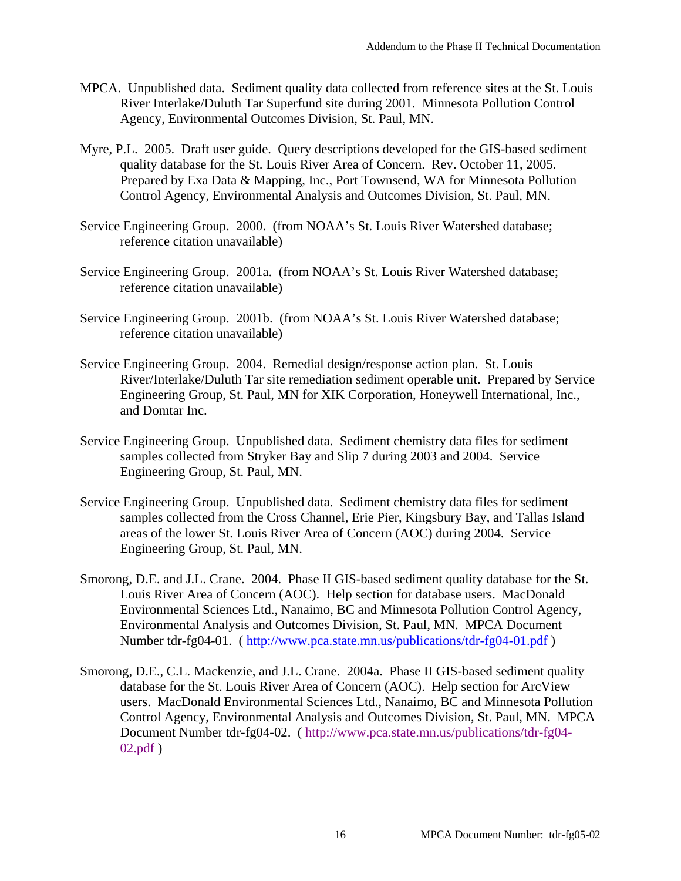MPCA. Unpublished data. Sediment quality data collected from reference sites at the St. Louis River Interlake/Duluth Tar Superfund site during 2001. Minnesota Pollution Control Agency, Environmental Outcomes Division, St. Paul, MN.

Myre, P.L. 2005. Draft user guide. Query descriptions developed for the GIS-based sediment quality database for the St. Louis River Area of Concern. Rev. October 11, 2005. Prepared by Exa Data & Mapping, Inc., Port Townsend, WA for Minnesota Pollution Control Agency, Environmental Analysis and Outcomes Division, St. Paul, MN.

Service Engineering Group. 2000. (from NOAA's St. Louis River Watershed database; reference citation unavailable)

Service Engineering Group. 2001a. (from NOAA's St. Louis River Watershed database; reference citation unavailable)

Service Engineering Group. 2001b. (from NOAA's St. Louis River Watershed database; reference citation unavailable)

Service Engineering Group. 2004. Remedial design/response action plan. St. Louis River/Interlake/Duluth Tar site remediation sediment operable unit. Prepared by Service Engineering Group, St. Paul, MN for XIK Corporation, Honeywell International, Inc., and Domtar Inc.

Service Engineering Group. Unpublished data. Sediment chemistry data files for sediment samples collected from Stryker Bay and Slip 7 during 2003 and 2004. Service Engineering Group, St. Paul, MN.

Service Engineering Group. Unpublished data. Sediment chemistry data files for sediment samples collected from the Cross Channel, Erie Pier, Kingsbury Bay, and Tallas Island areas of the lower St. Louis River Area of Concern (AOC) during 2004. Service Engineering Group, St. Paul, MN.

Smorong, D.E. and J.L. Crane. 2004. Phase II GIS-based sediment quality database for the St. Louis River Area of Concern (AOC). Help section for database users. MacDonald Environmental Sciences Ltd., Nanaimo, BC and Minnesota Pollution Control Agency, Environmental Analysis and Outcomes Division, St. Paul, MN. MPCA Document Number tdr-fg04-01. ( http://www.pca.state.mn.us/publications/tdr-fg04-01.pdf )

Smorong, D.E., C.L. Mackenzie, and J.L. Crane. 2004a. Phase II GIS-based sediment quality database for the St. Louis River Area of Concern (AOC). Help section for ArcView users. MacDonald Environmental Sciences Ltd., Nanaimo, BC and Minnesota Pollution Control Agency, Environmental Analysis and Outcomes Division, St. Paul, MN. MPCA Document Number tdr-fg04-02. ( http://www.pca.state.mn.us/publications/tdr-fg04-02.pdf )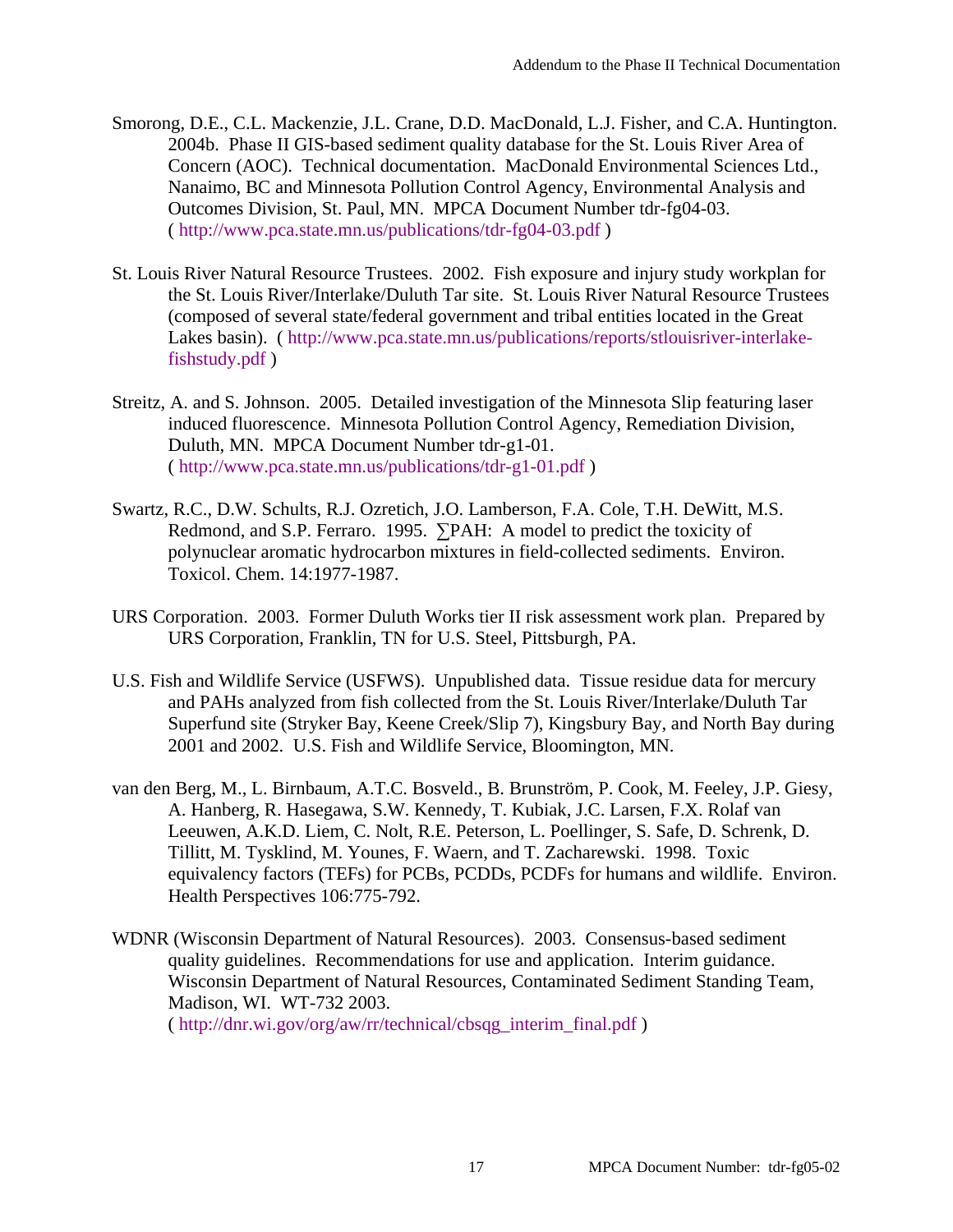Smorong, D.E., C.L. Mackenzie, J.L. Crane, D.D. MacDonald, L.J. Fisher, and C.A. Huntington. 2004b. Phase II GIS-based sediment quality database for the St. Louis River Area of Concern (AOC). Technical documentation. MacDonald Environmental Sciences Ltd., Nanaimo, BC and Minnesota Pollution Control Agency, Environmental Analysis and Outcomes Division, St. Paul, MN. MPCA Document Number tdr-fg04-03. ( http://www.pca.state.mn.us/publications/tdr-fg04-03.pdf )

St. Louis River Natural Resource Trustees. 2002. Fish exposure and injury study workplan for the St. Louis River/Interlake/Duluth Tar site. St. Louis River Natural Resource Trustees (composed of several state/federal government and tribal entities located in the Great Lakes basin). ( http://www.pca.state.mn.us/publications/reports/stlouisriver-interlake-fishstudy.pdf )

Streitz, A. and S. Johnson. 2005. Detailed investigation of the Minnesota Slip featuring laser induced fluorescence. Minnesota Pollution Control Agency, Remediation Division, Duluth, MN. MPCA Document Number tdr-g1-01. ( http://www.pca.state.mn.us/publications/tdr-g1-01.pdf )

Swartz, R.C., D.W. Schults, R.J. Ozretich, J.O. Lamberson, F.A. Cole, T.H. DeWitt, M.S. Redmond, and S.P. Ferraro. 1995. ∑PAH: A model to predict the toxicity of polynuclear aromatic hydrocarbon mixtures in field-collected sediments. Environ. Toxicol. Chem. 14:1977-1987.

URS Corporation. 2003. Former Duluth Works tier II risk assessment work plan. Prepared by URS Corporation, Franklin, TN for U.S. Steel, Pittsburgh, PA.

U.S. Fish and Wildlife Service (USFWS). Unpublished data. Tissue residue data for mercury and PAHs analyzed from fish collected from the St. Louis River/Interlake/Duluth Tar Superfund site (Stryker Bay, Keene Creek/Slip 7), Kingsbury Bay, and North Bay during 2001 and 2002. U.S. Fish and Wildlife Service, Bloomington, MN.

van den Berg, M., L. Birnbaum, A.T.C. Bosveld., B. Brunström, P. Cook, M. Feeley, J.P. Giesy, A. Hanberg, R. Hasegawa, S.W. Kennedy, T. Kubiak, J.C. Larsen, F.X. Rolaf van Leeuwen, A.K.D. Liem, C. Nolt, R.E. Peterson, L. Poellinger, S. Safe, D. Schrenk, D. Tillitt, M. Tysklind, M. Younes, F. Waern, and T. Zacharewski. 1998. Toxic equivalency factors (TEFs) for PCBs, PCDDs, PCDFs for humans and wildlife. Environ. Health Perspectives 106:775-792.

WDNR (Wisconsin Department of Natural Resources). 2003. Consensus-based sediment quality guidelines. Recommendations for use and application. Interim guidance. Wisconsin Department of Natural Resources, Contaminated Sediment Standing Team, Madison, WI. WT-732 2003. ( http://dnr.wi.gov/org/aw/rr/technical/cbsqg_interim_final.pdf )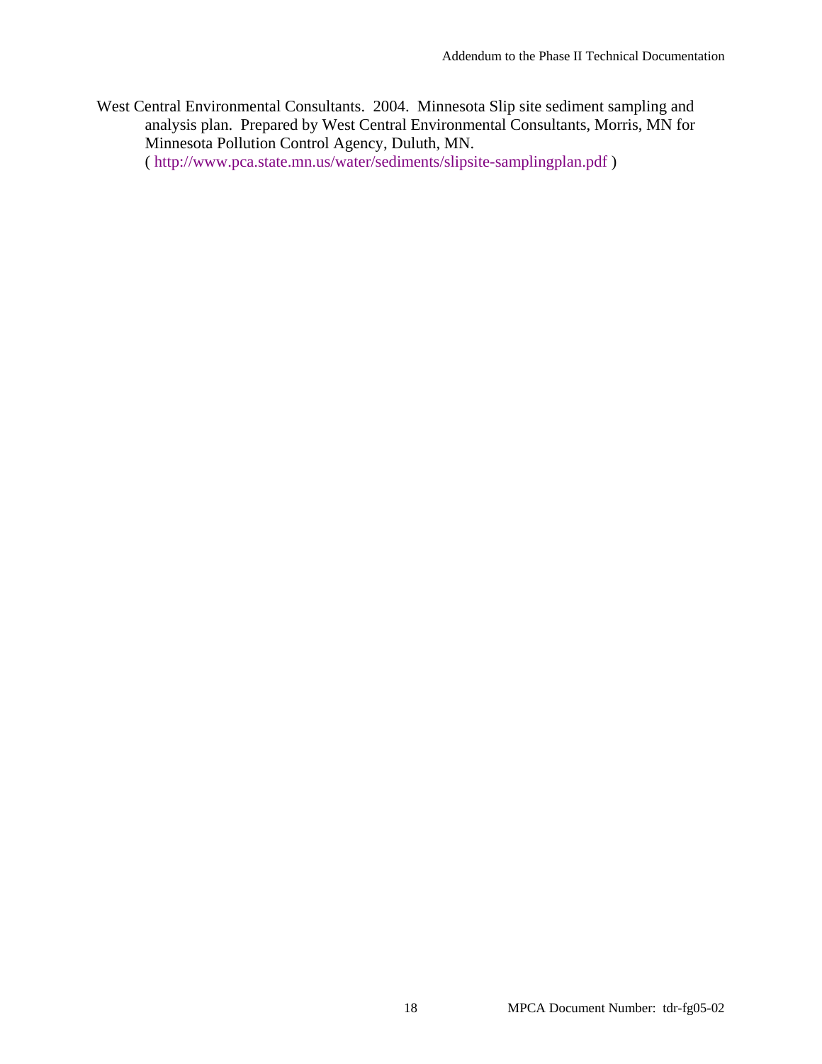West Central Environmental Consultants. 2004. Minnesota Slip site sediment sampling and analysis plan. Prepared by West Central Environmental Consultants, Morris, MN for Minnesota Pollution Control Agency, Duluth, MN. ( http://www.pca.state.mn.us/water/sediments/slipsite-samplingplan.pdf )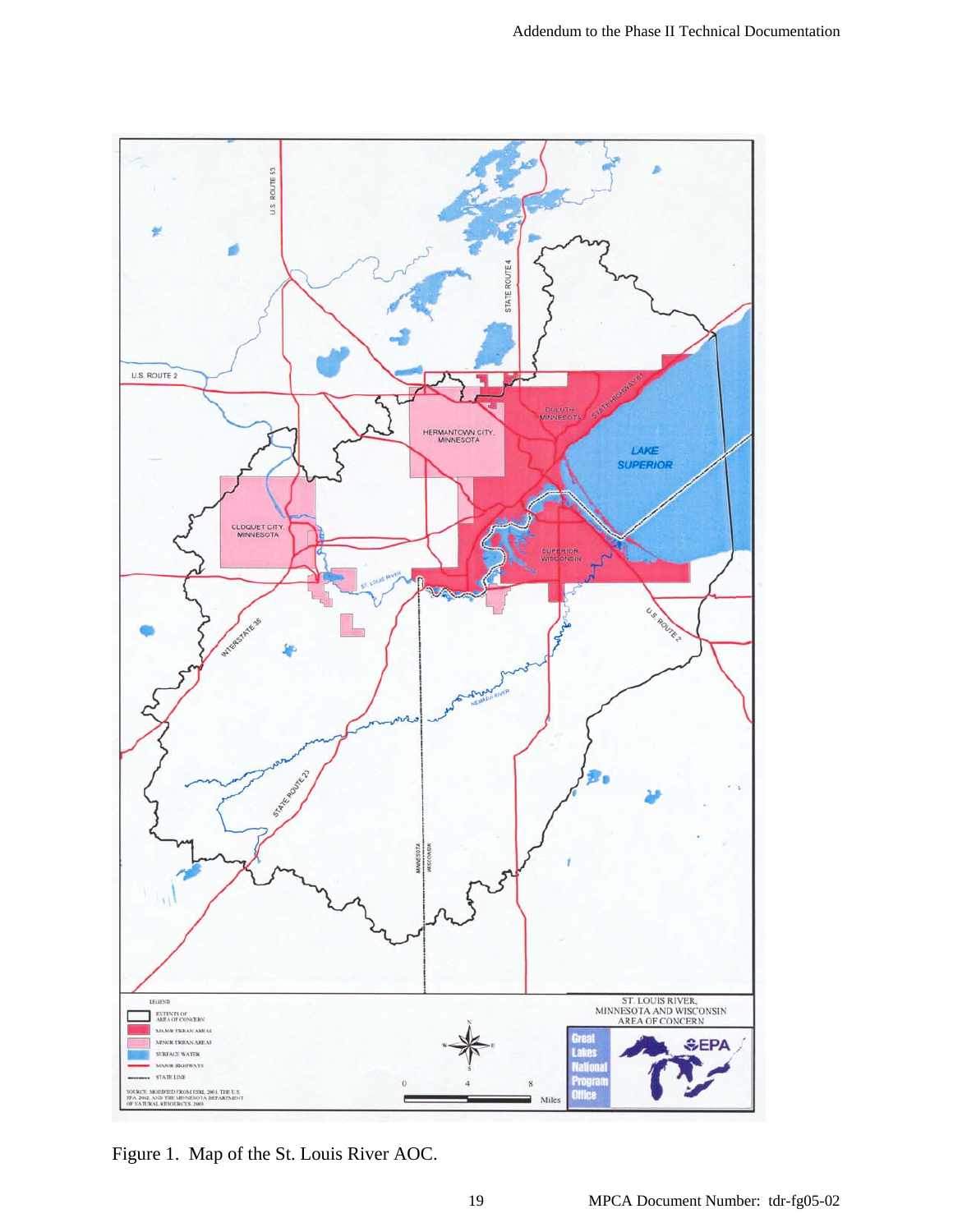Figure 1. Map of the St. Louis River AOC.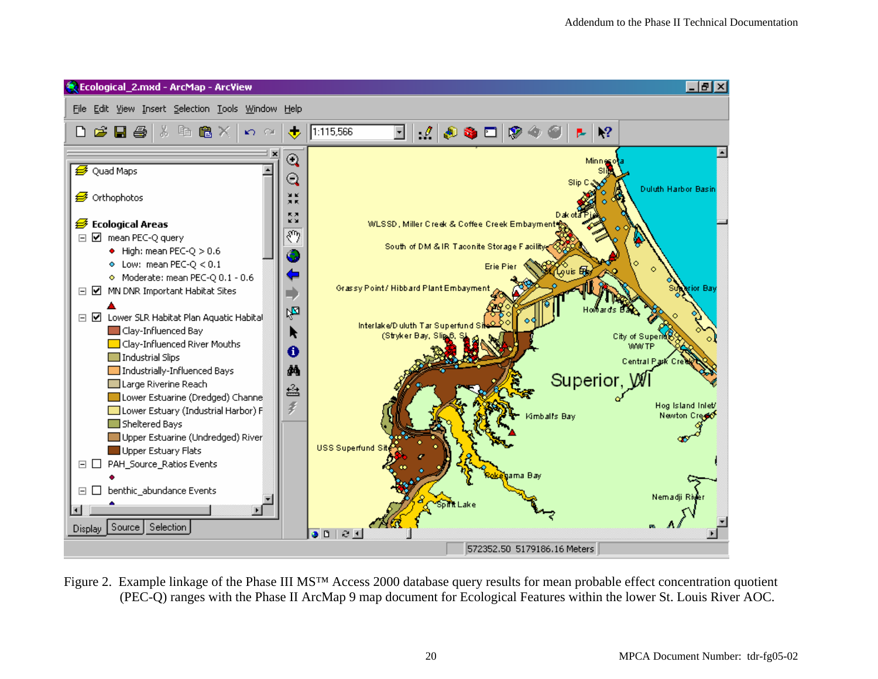Figure 2. Example linkage of the Phase III MS™ Access 2000 database query results for mean probable effect concentration quotient (PEC-Q) ranges with the Phase II ArcMap 9 map document for Ecological Features within the lower St. Louis River AOC.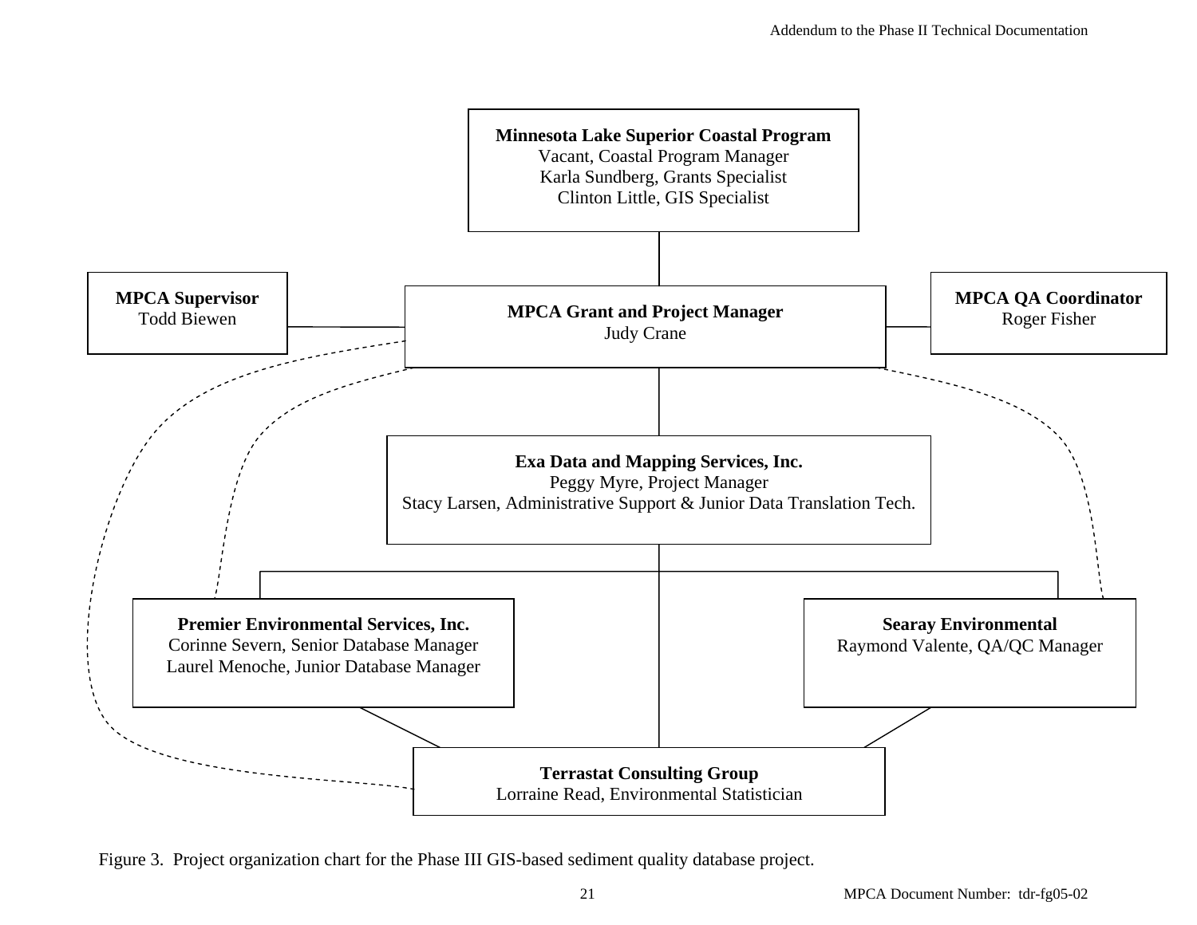**Minnesota Lake Superior Coastal Program**
Vacant, Coastal Program Manager
Karla Sundberg, Grants Specialist
Clinton Little, GIS Specialist

**MPCA Supervisor**
Todd Biewen

**MPCA Grant and Project Manager**
Judy Crane

**MPCA QA Coordinator**
Roger Fisher

**Exa Data and Mapping Services, Inc.**
Peggy Myre, Project Manager
Stacy Larsen, Administrative Support & Junior Data Translation Tech.

**Premier Environmental Services, Inc.**
Corinne Severn, Senior Database Manager
Laurel Menoche, Junior Database Manager

**Searay Environmental**
Raymond Valente, QA/QC Manager

**Terrastat Consulting Group**
Lorraine Read, Environmental Statistician

Figure 3. Project organization chart for the Phase III GIS-based sediment quality database project.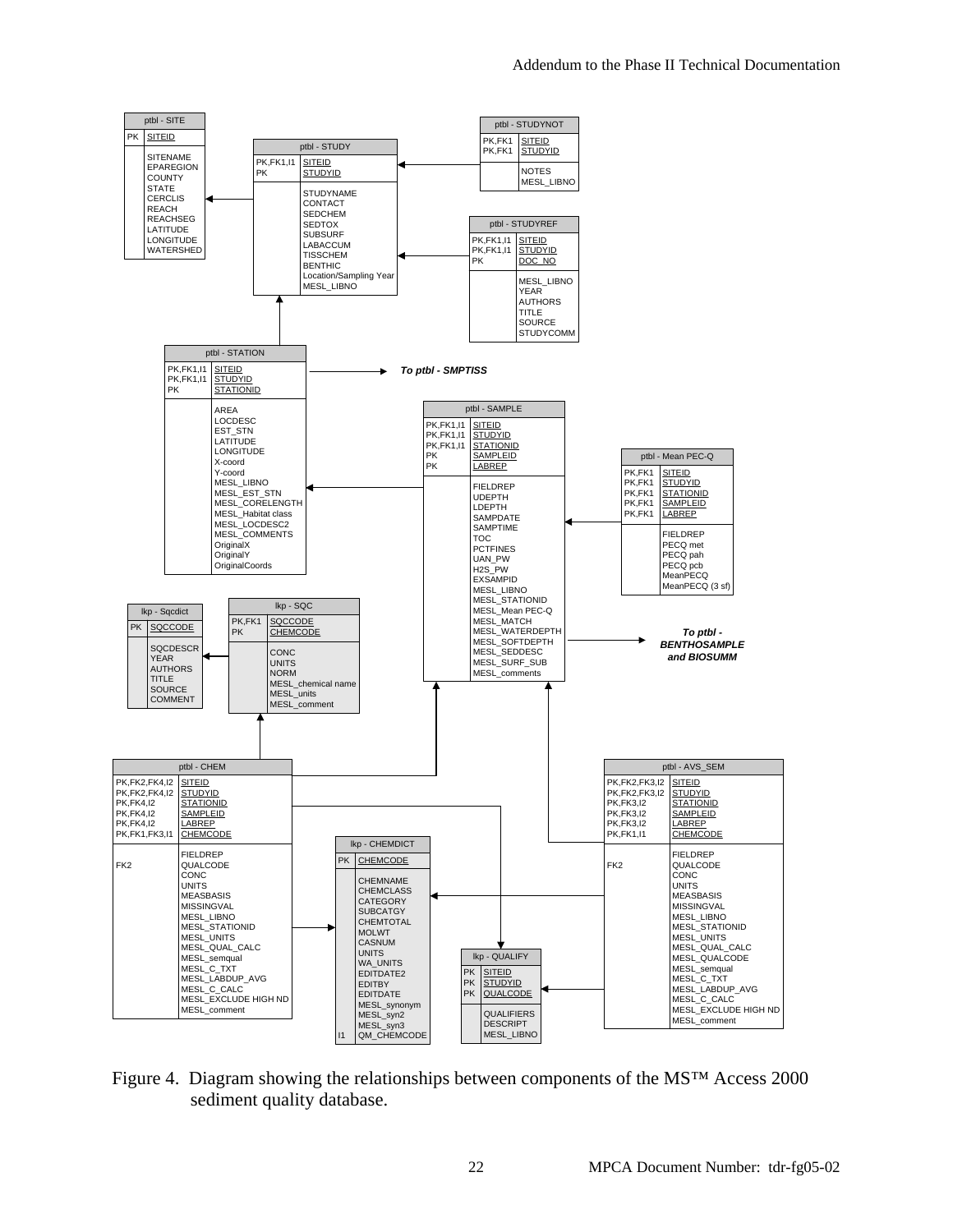**ptbl - SITE**

| Key | Field |
|---|---|
| PK | SITEID |
| | SITENAME |
| | EPAREGION |
| | COUNTY |
| | STATE |
| | CERCLIS |
| | REACH |
| | REACHSEG |
| | LATITUDE |
| | LONGITUDE |
| | WATERSHED |

**ptbl - STUDY**

| Key | Field |
|---|---|
| PK,FK1,I1 | SITEID |
| PK | STUDYID |
| | STUDYNAME |
| | CONTACT |
| | SEDCHEM |
| | SEDTOX |
| | SUBSURF |
| | LABACCUM |
| | TISSCHEM |
| | BENTHIC |
| | Location/Sampling Year |
| | MESL_LIBNO |

**ptbl - STUDYNOT**

| Key | Field |
|---|---|
| PK,FK1 | SITEID |
| PK,FK1 | STUDYID |
| | NOTES |
| | MESL_LIBNO |

**ptbl - STUDYREF**

| Key | Field |
|---|---|
| PK,FK1,I1 | SITEID |
| PK,FK1,I1 | STUDYID |
| PK | DOC_NO |
| | MESL_LIBNO |
| | YEAR |
| | AUTHORS |
| | TITLE |
| | SOURCE |
| | STUDYCOMM |

**ptbl - STATION**

| Key | Field |
|---|---|
| PK,FK1,I1 | SITEID |
| PK,FK1,I1 | STUDYID |
| PK | STATIONID |
| | AREA |
| | LOCDESC |
| | EST_STN |
| | LATITUDE |
| | LONGITUDE |
| | X-coord |
| | Y-coord |
| | MESL_LIBNO |
| | MESL_EST_STN |
| | MESL_CORELENGTH |
| | MESL_Habitat class |
| | MESL_LOCDESC2 |
| | MESL_COMMENTS |
| | OriginalX |
| | OriginalY |
| | OriginalCoords |

*To ptbl - SMPTISS*

**ptbl - SAMPLE**

| Key | Field |
|---|---|
| PK,FK1,I1 | SITEID |
| PK,FK1,I1 | STUDYID |
| PK,FK1,I1 | STATIONID |
| PK | SAMPLEID |
| PK | LABREP |
| | FIELDREP |
| | UDEPTH |
| | LDEPTH |
| | SAMPDATE |
| | SAMPTIME |
| | TOC |
| | PCTFINES |
| | UAN_PW |
| | H2S_PW |
| | EXSAMPID |
| | MESL_LIBNO |
| | MESL_STATIONID |
| | MESL_Mean PEC-Q |
| | MESL_MATCH |
| | MESL_WATERDEPTH |
| | MESL_SOFTDEPTH |
| | MESL_SEDDESC |
| | MESL_SURF_SUB |
| | MESL_comments |

***To ptbl - BENTHOSAMPLE and BIOSUMM***

**ptbl - Mean PEC-Q**

| Key | Field |
|---|---|
| PK,FK1 | SITEID |
| PK,FK1 | STUDYID |
| PK,FK1 | STATIONID |
| PK,FK1 | SAMPLEID |
| PK,FK1 | LABREP |
| | FIELDREP |
| | PECQ met |
| | PECQ pah |
| | PECQ pcb |
| | MeanPECQ |
| | MeanPECQ (3 sf) |

**lkp - Sqcdict**

| Key | Field |
|---|---|
| PK | SQCCODE |
| | SQCDESCR |
| | YEAR |
| | AUTHORS |
| | TITLE |
| | SOURCE |
| | COMMENT |

**lkp - SQC**

| Key | Field |
|---|---|
| PK,FK1 | SQCCODE |
| PK | CHEMCODE |
| | CONC |
| | UNITS |
| | NORM |
| | MESL_chemical name |
| | MESL_units |
| | MESL_comment |

**ptbl - CHEM**

| Key | Field |
|---|---|
| PK,FK2,FK4,I2 | SITEID |
| PK,FK2,FK4,I2 | STUDYID |
| PK,FK4,I2 | STATIONID |
| PK,FK4,I2 | SAMPLEID |
| PK,FK4,I2 | LABREP |
| PK,FK1,FK3,I1 | CHEMCODE |
| | FIELDREP |
| FK2 | QUALCODE |
| | CONC |
| | UNITS |
| | MEASBASIS |
| | MISSINGVAL |
| | MESL_LIBNO |
| | MESL_STATIONID |
| | MESL_UNITS |
| | MESL_QUAL_CALC |
| | MESL_semqual |
| | MESL_C_TXT |
| | MESL_LABDUP_AVG |
| | MESL_C_CALC |
| | MESL_EXCLUDE HIGH ND |
| | MESL_comment |

**lkp - CHEMDICT**

| Key | Field |
|---|---|
| PK | CHEMCODE |
| | CHEMNAME |
| | CHEMCLASS |
| | CATEGORY |
| | SUBCATGY |
| | CHEMTOTAL |
| | MOLWT |
| | CASNUM |
| | UNITS |
| | WA_UNITS |
| | EDITDATE2 |
| | EDITBY |
| | EDITDATE |
| | MESL_synonym |
| | MESL_syn2 |
| | MESL_syn3 |
| I1 | QM_CHEMCODE |

**lkp - QUALIFY**

| Key | Field |
|---|---|
| PK | SITEID |
| PK | STUDYID |
| PK | QUALCODE |
| | QUALIFIERS |
| | DESCRIPT |
| | MESL_LIBNO |

**ptbl - AVS_SEM**

| Key | Field |
|---|---|
| PK,FK2,FK3,I2 | SITEID |
| PK,FK2,FK3,I2 | STUDYID |
| PK,FK3,I2 | STATIONID |
| PK,FK3,I2 | SAMPLEID |
| PK,FK3,I2 | LABREP |
| PK,FK1,I1 | CHEMCODE |
| | FIELDREP |
| FK2 | QUALCODE |
| | CONC |
| | UNITS |
| | MEASBASIS |
| | MISSINGVAL |
| | MESL_LIBNO |
| | MESL_STATIONID |
| | MESL_UNITS |
| | MESL_QUAL_CALC |
| | MESL_QUALCODE |
| | MESL_semqual |
| | MESL_C_TXT |
| | MESL_LABDUP_AVG |
| | MESL_C_CALC |
| | MESL_EXCLUDE HIGH ND |
| | MESL_comment |

Figure 4. Diagram showing the relationships between components of the MS™ Access 2000 sediment quality database.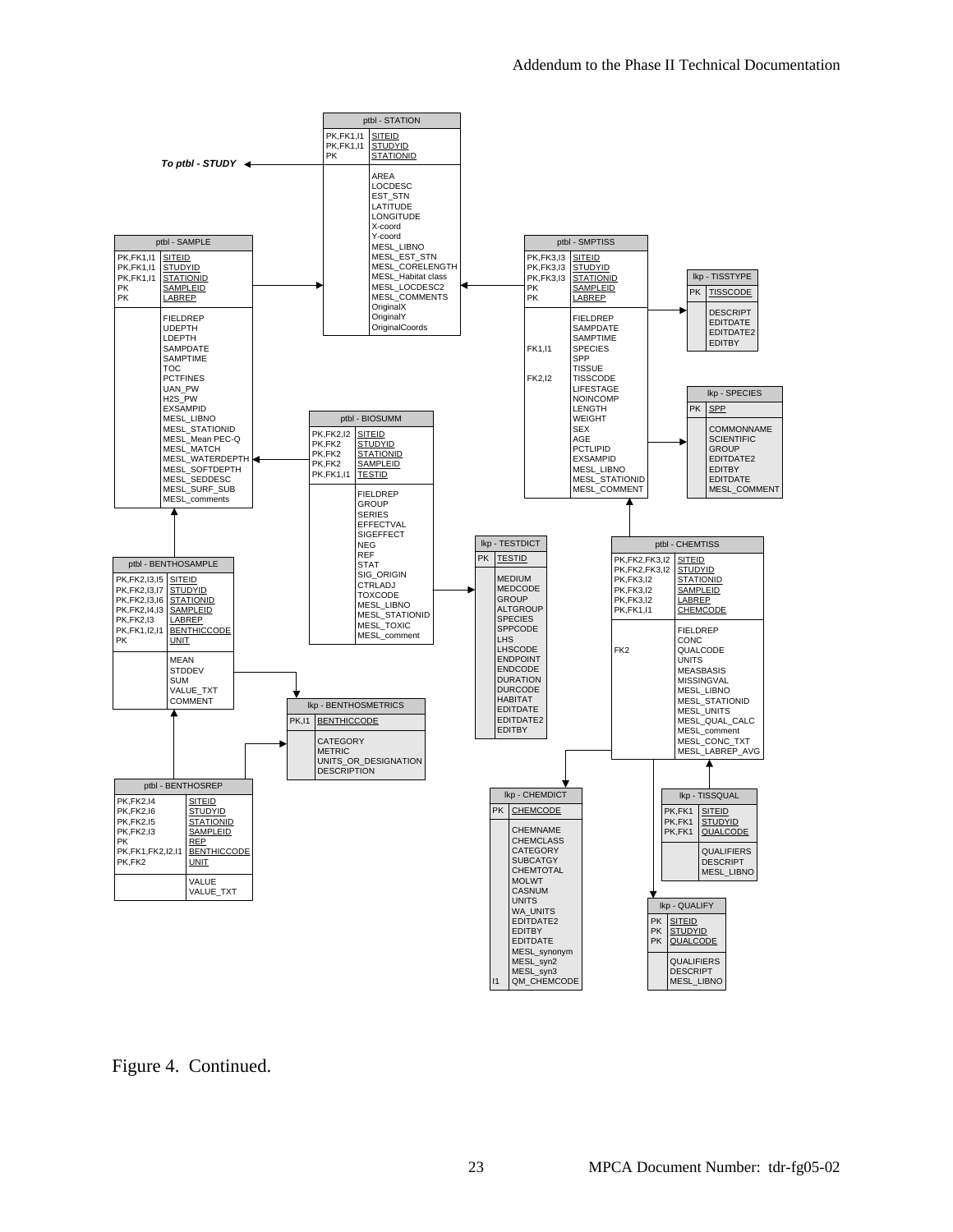**ptbl - STATION**

| Key | Field |
|---|---|
| PK,FK1,I1 | SITEID |
| PK,FK1,I1 | STUDYID |
| PK | STATIONID |
| | AREA |
| | LOCDESC |
| | EST_STN |
| | LATITUDE |
| | LONGITUDE |
| | X-coord |
| | Y-coord |
| | MESL_LIBNO |
| | MESL_EST_STN |
| | MESL_CORELENGTH |
| | MESL_Habitat class |
| | MESL_LOCDESC2 |
| | MESL_COMMENTS |
| | OriginalX |
| | OriginalY |
| | OriginalCoords |

*To ptbl - STUDY*

**ptbl - SAMPLE**

| Key | Field |
|---|---|
| PK,FK1,I1 | SITEID |
| PK,FK1,I1 | STUDYID |
| PK,FK1,I1 | STATIONID |
| PK | SAMPLEID |
| PK | LABREP |
| | FIELDREP |
| | UDEPTH |
| | LDEPTH |
| | SAMPDATE |
| | SAMPTIME |
| | TOC |
| | PCTFINES |
| | UAN_PW |
| | H2S_PW |
| | EXSAMPID |
| | MESL_LIBNO |
| | MESL_STATIONID |
| | MESL_Mean PEC-Q |
| | MESL_MATCH |
| | MESL_WATERDEPTH |
| | MESL_SOFTDEPTH |
| | MESL_SEDDESC |
| | MESL_SURF_SUB |
| | MESL_comments |

**ptbl - SMPTISS**

| Key | Field |
|---|---|
| PK,FK3,I3 | SITEID |
| PK,FK3,I3 | STUDYID |
| PK,FK3,I3 | STATIONID |
| PK | SAMPLEID |
| PK | LABREP |
| | FIELDREP |
| | SAMPDATE |
| | SAMPTIME |
| FK1,I1 | SPECIES |
| | SPP |
| | TISSUE |
| FK2,I2 | TISSCODE |
| | LIFESTAGE |
| | NOINCOMP |
| | LENGTH |
| | WEIGHT |
| | SEX |
| | AGE |
| | PCTLIPID |
| | EXSAMPID |
| | MESL_LIBNO |
| | MESL_STATIONID |
| | MESL_COMMENT |

**lkp - TISSTYPE**

| Key | Field |
|---|---|
| PK | TISSCODE |
| | DESCRIPT |
| | EDITDATE |
| | EDITDATE2 |
| | EDITBY |

**lkp - SPECIES**

| Key | Field |
|---|---|
| PK | SPP |
| | COMMONNAME |
| | SCIENTIFIC |
| | GROUP |
| | EDITDATE2 |
| | EDITBY |
| | EDITDATE |
| | MESL_COMMENT |

**ptbl - BIOSUMM**

| Key | Field |
|---|---|
| PK,FK2,I2 | SITEID |
| PK,FK2 | STUDYID |
| PK,FK2 | STATIONID |
| PK,FK2 | SAMPLEID |
| PK,FK1,I1 | TESTID |
| | FIELDREP |
| | GROUP |
| | SERIES |
| | EFFECTVAL |
| | SIGEFFECT |
| | NEG |
| | REF |
| | STAT |
| | SIG_ORIGIN |
| | CTRLADJ |
| | TOXCODE |
| | MESL_LIBNO |
| | MESL_STATIONID |
| | MESL_TOXIC |
| | MESL_comment |

**lkp - TESTDICT**

| Key | Field |
|---|---|
| PK | TESTID |
| | MEDIUM |
| | MEDCODE |
| | GROUP |
| | ALTGROUP |
| | SPECIES |
| | SPPCODE |
| | LHS |
| | LHSCODE |
| | ENDPOINT |
| | ENDCODE |
| | DURATION |
| | DURCODE |
| | HABITAT |
| | EDITDATE |
| | EDITDATE2 |
| | EDITBY |

**ptbl - CHEMTISS**

| Key | Field |
|---|---|
| PK,FK2,FK3,I2 | SITEID |
| PK,FK2,FK3,I2 | STUDYID |
| PK,FK3,I2 | STATIONID |
| PK,FK3,I2 | SAMPLEID |
| PK,FK3,I2 | LABREP |
| PK,FK1,I1 | CHEMCODE |
| | FIELDREP |
| | CONC |
| FK2 | QUALCODE |
| | UNITS |
| | MEASBASIS |
| | MISSINGVAL |
| | MESL_LIBNO |
| | MESL_STATIONID |
| | MESL_UNITS |
| | MESL_QUAL_CALC |
| | MESL_comment |
| | MESL_CONC_TXT |
| | MESL_LABREP_AVG |

**ptbl - BENTHOSAMPLE**

| Key | Field |
|---|---|
| PK,FK2,I3,I5 | SITEID |
| PK,FK2,I3,I7 | STUDYID |
| PK,FK2,I3,I6 | STATIONID |
| PK,FK2,I4,I3 | SAMPLEID |
| PK,FK2,I3 | LABREP |
| PK,FK1,I2,I1 | BENTHICCODE |
| PK | UNIT |
| | MEAN |
| | STDDEV |
| | SUM |
| | VALUE_TXT |
| | COMMENT |

**lkp - BENTHOSMETRICS**

| Key | Field |
|---|---|
| PK,I1 | BENTHICCODE |
| | CATEGORY |
| | METRIC |
| | UNITS_OR_DESIGNATION |
| | DESCRIPTION |

**ptbl - BENTHOSREP**

| Key | Field |
|---|---|
| PK,FK2,I4 | SITEID |
| PK,FK2,I6 | STUDYID |
| PK,FK2,I5 | STATIONID |
| PK,FK2,I3 | SAMPLEID |
| PK | REP |
| PK,FK1,FK2,I2,I1 | BENTHICCODE |
| PK,FK2 | UNIT |
| | VALUE |
| | VALUE_TXT |

**lkp - CHEMDICT**

| Key | Field |
|---|---|
| PK | CHEMCODE |
| | CHEMNAME |
| | CHEMCLASS |
| | CATEGORY |
| | SUBCATGY |
| | CHEMTOTAL |
| | MOLWT |
| | CASNUM |
| | UNITS |
| | WA_UNITS |
| | EDITDATE2 |
| | EDITBY |
| | EDITDATE |
| | MESL_synonym |
| | MESL_syn2 |
| | MESL_syn3 |
| I1 | QM_CHEMCODE |

**lkp - TISSQUAL**

| Key | Field |
|---|---|
| PK,FK1 | SITEID |
| PK,FK1 | STUDYID |
| PK,FK1 | QUALCODE |
| | QUALIFIERS |
| | DESCRIPT |
| | MESL_LIBNO |

**lkp - QUALIFY**

| Key | Field |
|---|---|
| PK | SITEID |
| PK | STUDYID |
| PK | QUALCODE |
| | QUALIFIERS |
| | DESCRIPT |
| | MESL_LIBNO |

Figure 4. Continued.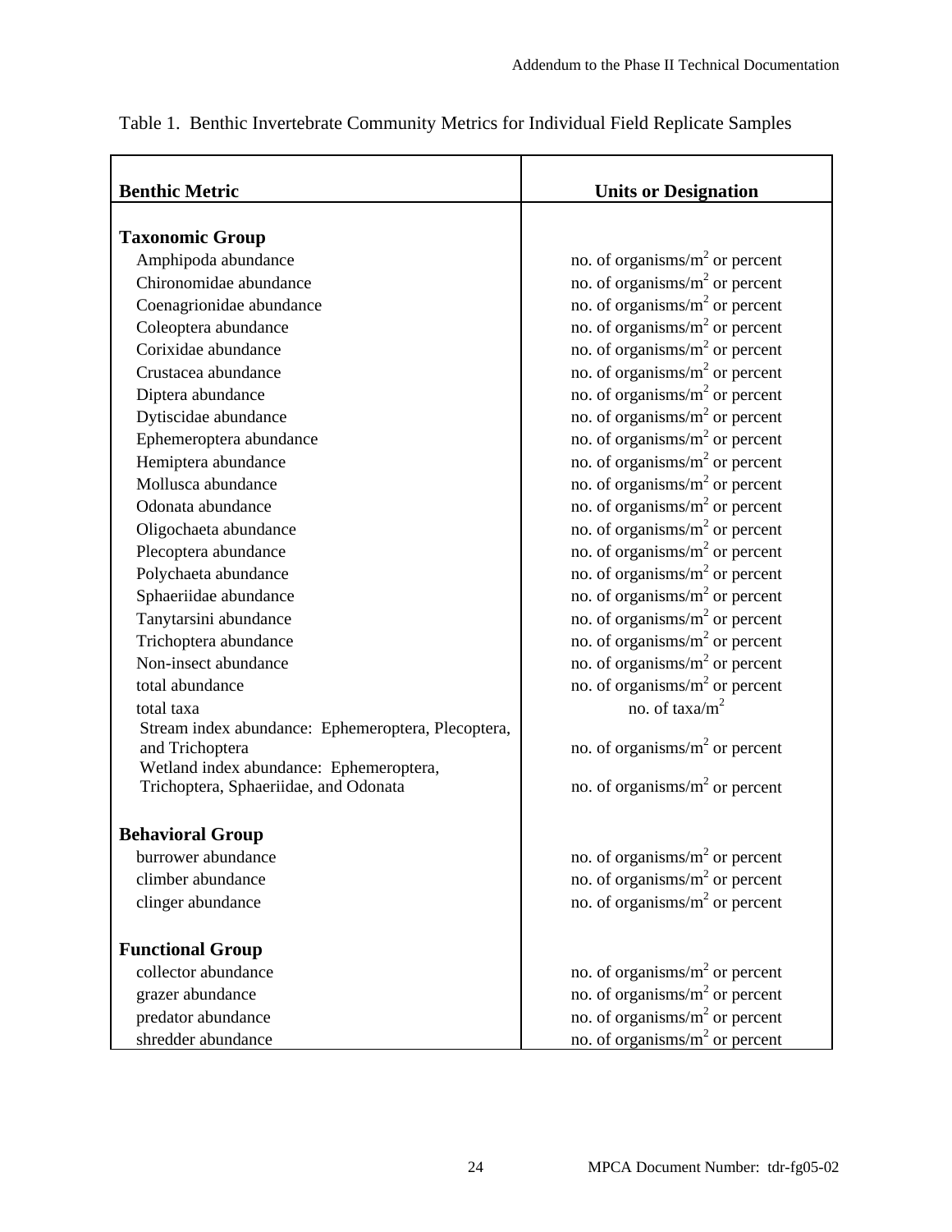Table 1. Benthic Invertebrate Community Metrics for Individual Field Replicate Samples

| Benthic Metric | Units or Designation |
|---|---|
| **Taxonomic Group** | |
| Amphipoda abundance | no. of organisms/$m^2$ or percent |
| Chironomidae abundance | no. of organisms/$m^2$ or percent |
| Coenagrionidae abundance | no. of organisms/$m^2$ or percent |
| Coleoptera abundance | no. of organisms/$m^2$ or percent |
| Corixidae abundance | no. of organisms/$m^2$ or percent |
| Crustacea abundance | no. of organisms/$m^2$ or percent |
| Diptera abundance | no. of organisms/$m^2$ or percent |
| Dytiscidae abundance | no. of organisms/$m^2$ or percent |
| Ephemeroptera abundance | no. of organisms/$m^2$ or percent |
| Hemiptera abundance | no. of organisms/$m^2$ or percent |
| Mollusca abundance | no. of organisms/$m^2$ or percent |
| Odonata abundance | no. of organisms/$m^2$ or percent |
| Oligochaeta abundance | no. of organisms/$m^2$ or percent |
| Plecoptera abundance | no. of organisms/$m^2$ or percent |
| Polychaeta abundance | no. of organisms/$m^2$ or percent |
| Sphaeriidae abundance | no. of organisms/$m^2$ or percent |
| Tanytarsini abundance | no. of organisms/$m^2$ or percent |
| Trichoptera abundance | no. of organisms/$m^2$ or percent |
| Non-insect abundance | no. of organisms/$m^2$ or percent |
| total abundance | no. of organisms/$m^2$ or percent |
| total taxa | no. of taxa/$m^2$ |
| Stream index abundance: Ephemeroptera, Plecoptera, and Trichoptera | no. of organisms/$m^2$ or percent |
| Wetland index abundance: Ephemeroptera, Trichoptera, Sphaeriidae, and Odonata | no. of organisms/$m^2$ or percent |
| **Behavioral Group** | |
| burrower abundance | no. of organisms/$m^2$ or percent |
| climber abundance | no. of organisms/$m^2$ or percent |
| clinger abundance | no. of organisms/$m^2$ or percent |
| **Functional Group** | |
| collector abundance | no. of organisms/$m^2$ or percent |
| grazer abundance | no. of organisms/$m^2$ or percent |
| predator abundance | no. of organisms/$m^2$ or percent |
| shredder abundance | no. of organisms/$m^2$ or percent |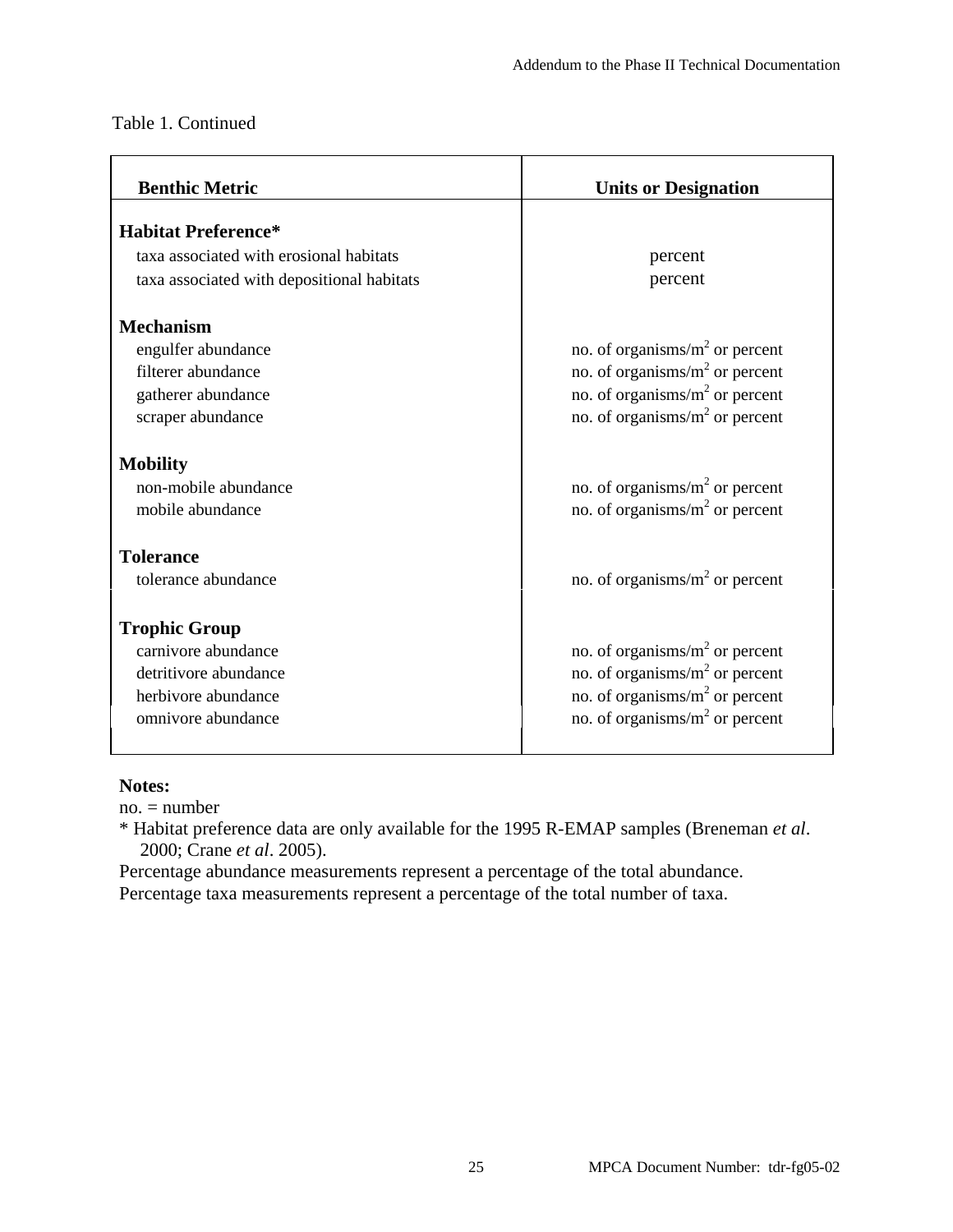Table 1. Continued

| Benthic Metric | Units or Designation |
|---|---|
| **Habitat Preference*** | |
| taxa associated with erosional habitats | percent |
| taxa associated with depositional habitats | percent |
| **Mechanism** | |
| engulfer abundance | no. of organisms/$m^2$ or percent |
| filterer abundance | no. of organisms/$m^2$ or percent |
| gatherer abundance | no. of organisms/$m^2$ or percent |
| scraper abundance | no. of organisms/$m^2$ or percent |
| **Mobility** | |
| non-mobile abundance | no. of organisms/$m^2$ or percent |
| mobile abundance | no. of organisms/$m^2$ or percent |
| **Tolerance** | |
| tolerance abundance | no. of organisms/$m^2$ or percent |
| **Trophic Group** | |
| carnivore abundance | no. of organisms/$m^2$ or percent |
| detritivore abundance | no. of organisms/$m^2$ or percent |
| herbivore abundance | no. of organisms/$m^2$ or percent |
| omnivore abundance | no. of organisms/$m^2$ or percent |

**Notes:**

no. = number

* Habitat preference data are only available for the 1995 R-EMAP samples (Breneman *et al*. 2000; Crane *et al*. 2005).

Percentage abundance measurements represent a percentage of the total abundance.

Percentage taxa measurements represent a percentage of the total number of taxa.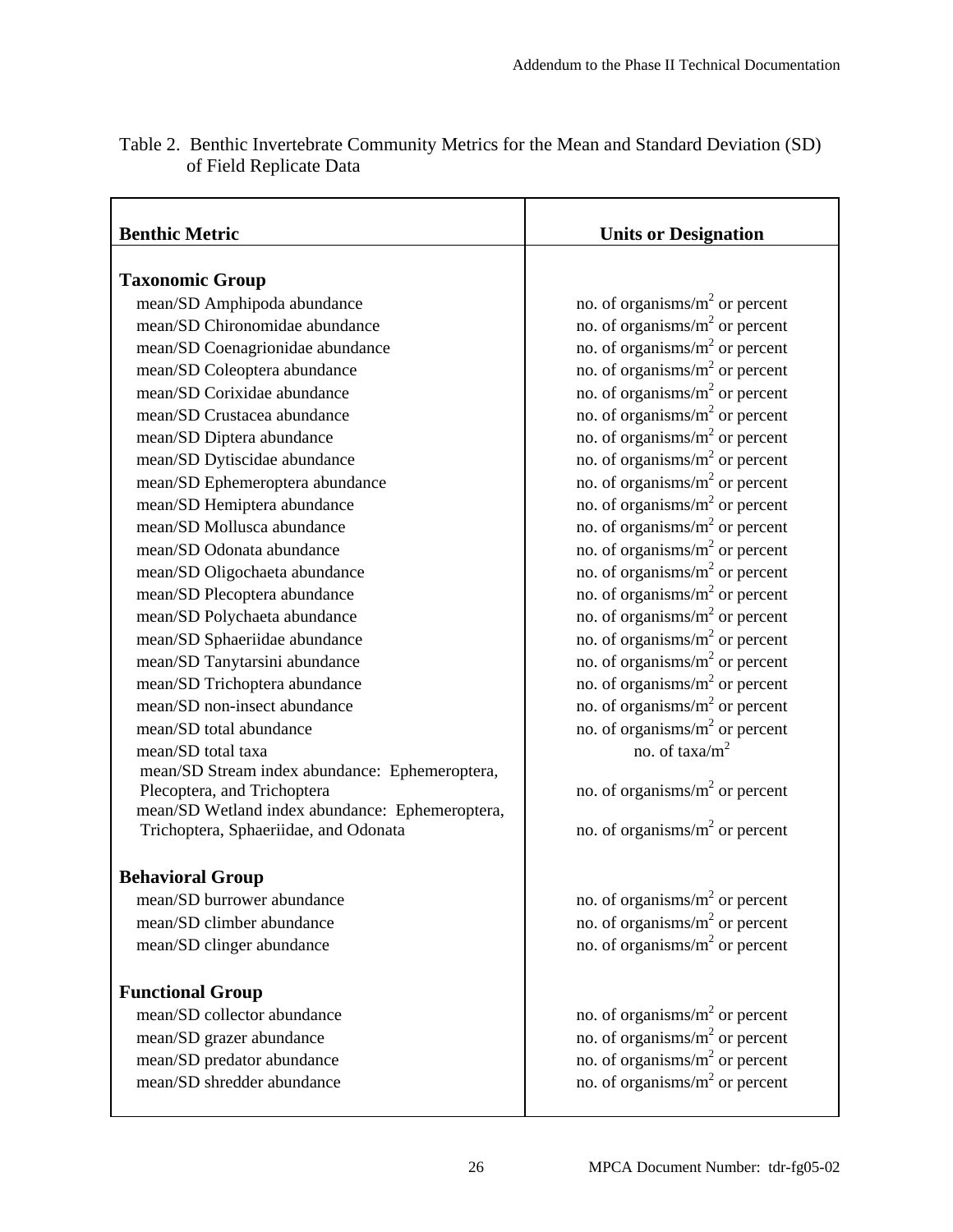Table 2. Benthic Invertebrate Community Metrics for the Mean and Standard Deviation (SD) of Field Replicate Data

| Benthic Metric | Units or Designation |
|---|---|
| **Taxonomic Group** | |
| mean/SD Amphipoda abundance | no. of organisms/$m^2$ or percent |
| mean/SD Chironomidae abundance | no. of organisms/$m^2$ or percent |
| mean/SD Coenagrionidae abundance | no. of organisms/$m^2$ or percent |
| mean/SD Coleoptera abundance | no. of organisms/$m^2$ or percent |
| mean/SD Corixidae abundance | no. of organisms/$m^2$ or percent |
| mean/SD Crustacea abundance | no. of organisms/$m^2$ or percent |
| mean/SD Diptera abundance | no. of organisms/$m^2$ or percent |
| mean/SD Dytiscidae abundance | no. of organisms/$m^2$ or percent |
| mean/SD Ephemeroptera abundance | no. of organisms/$m^2$ or percent |
| mean/SD Hemiptera abundance | no. of organisms/$m^2$ or percent |
| mean/SD Mollusca abundance | no. of organisms/$m^2$ or percent |
| mean/SD Odonata abundance | no. of organisms/$m^2$ or percent |
| mean/SD Oligochaeta abundance | no. of organisms/$m^2$ or percent |
| mean/SD Plecoptera abundance | no. of organisms/$m^2$ or percent |
| mean/SD Polychaeta abundance | no. of organisms/$m^2$ or percent |
| mean/SD Sphaeriidae abundance | no. of organisms/$m^2$ or percent |
| mean/SD Tanytarsini abundance | no. of organisms/$m^2$ or percent |
| mean/SD Trichoptera abundance | no. of organisms/$m^2$ or percent |
| mean/SD non-insect abundance | no. of organisms/$m^2$ or percent |
| mean/SD total abundance | no. of organisms/$m^2$ or percent |
| mean/SD total taxa | no. of taxa/$m^2$ |
| mean/SD Stream index abundance: Ephemeroptera, Plecoptera, and Trichoptera | no. of organisms/$m^2$ or percent |
| mean/SD Wetland index abundance: Ephemeroptera, Trichoptera, Sphaeriidae, and Odonata | no. of organisms/$m^2$ or percent |
| **Behavioral Group** | |
| mean/SD burrower abundance | no. of organisms/$m^2$ or percent |
| mean/SD climber abundance | no. of organisms/$m^2$ or percent |
| mean/SD clinger abundance | no. of organisms/$m^2$ or percent |
| **Functional Group** | |
| mean/SD collector abundance | no. of organisms/$m^2$ or percent |
| mean/SD grazer abundance | no. of organisms/$m^2$ or percent |
| mean/SD predator abundance | no. of organisms/$m^2$ or percent |
| mean/SD shredder abundance | no. of organisms/$m^2$ or percent |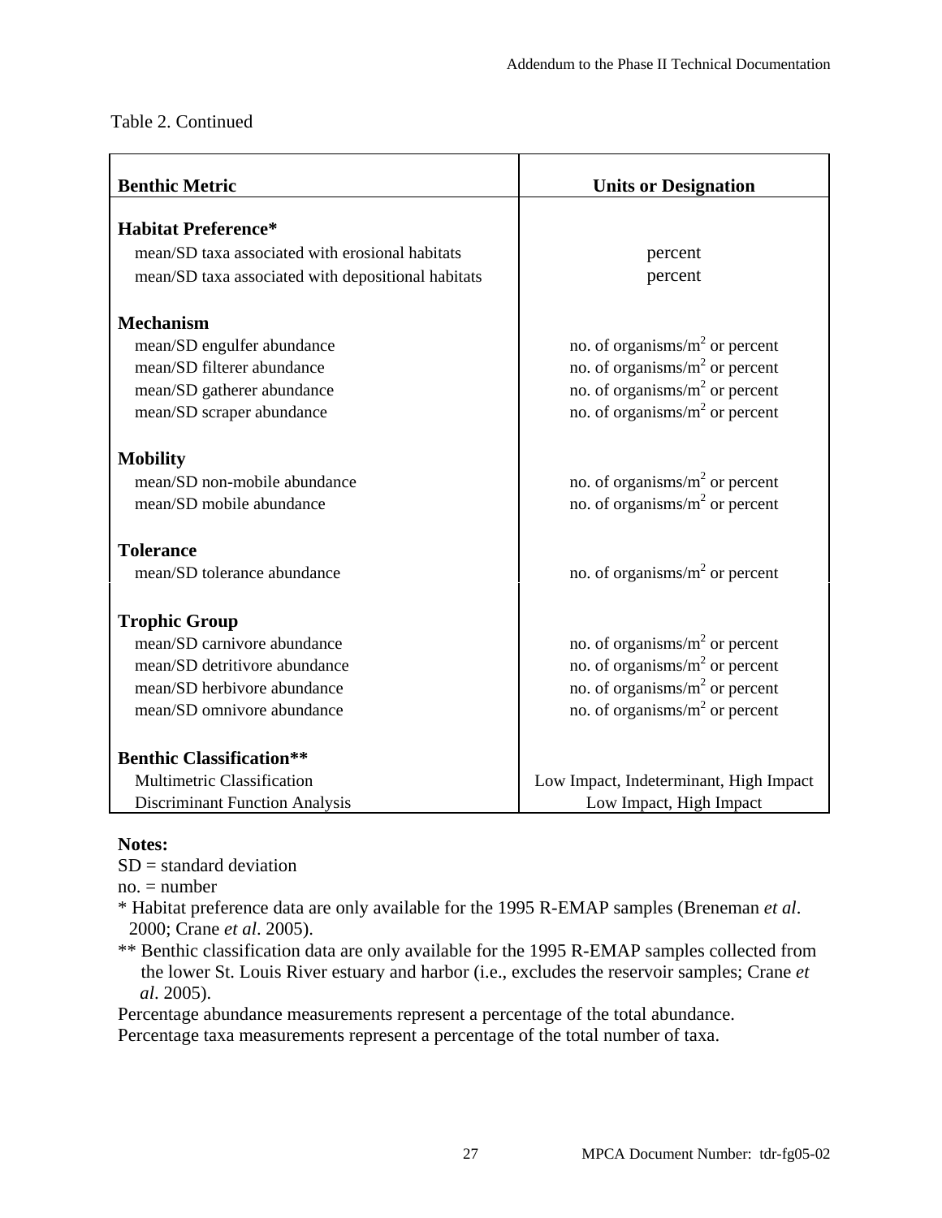Table 2. Continued

| Benthic Metric | Units or Designation |
|---|---|
| **Habitat Preference*** | |
| mean/SD taxa associated with erosional habitats | percent |
| mean/SD taxa associated with depositional habitats | percent |
| **Mechanism** | |
| mean/SD engulfer abundance | no. of organisms/$m^2$ or percent |
| mean/SD filterer abundance | no. of organisms/$m^2$ or percent |
| mean/SD gatherer abundance | no. of organisms/$m^2$ or percent |
| mean/SD scraper abundance | no. of organisms/$m^2$ or percent |
| **Mobility** | |
| mean/SD non-mobile abundance | no. of organisms/$m^2$ or percent |
| mean/SD mobile abundance | no. of organisms/$m^2$ or percent |
| **Tolerance** | |
| mean/SD tolerance abundance | no. of organisms/$m^2$ or percent |
| **Trophic Group** | |
| mean/SD carnivore abundance | no. of organisms/$m^2$ or percent |
| mean/SD detritivore abundance | no. of organisms/$m^2$ or percent |
| mean/SD herbivore abundance | no. of organisms/$m^2$ or percent |
| mean/SD omnivore abundance | no. of organisms/$m^2$ or percent |
| **Benthic Classification**** | |
| Multimetric Classification | Low Impact, Indeterminant, High Impact |
| Discriminant Function Analysis | Low Impact, High Impact |

**Notes:**
SD = standard deviation
no. = number
* Habitat preference data are only available for the 1995 R-EMAP samples (Breneman *et al*. 2000; Crane *et al*. 2005).
** Benthic classification data are only available for the 1995 R-EMAP samples collected from the lower St. Louis River estuary and harbor (i.e., excludes the reservoir samples; Crane *et al*. 2005).
Percentage abundance measurements represent a percentage of the total abundance.
Percentage taxa measurements represent a percentage of the total number of taxa.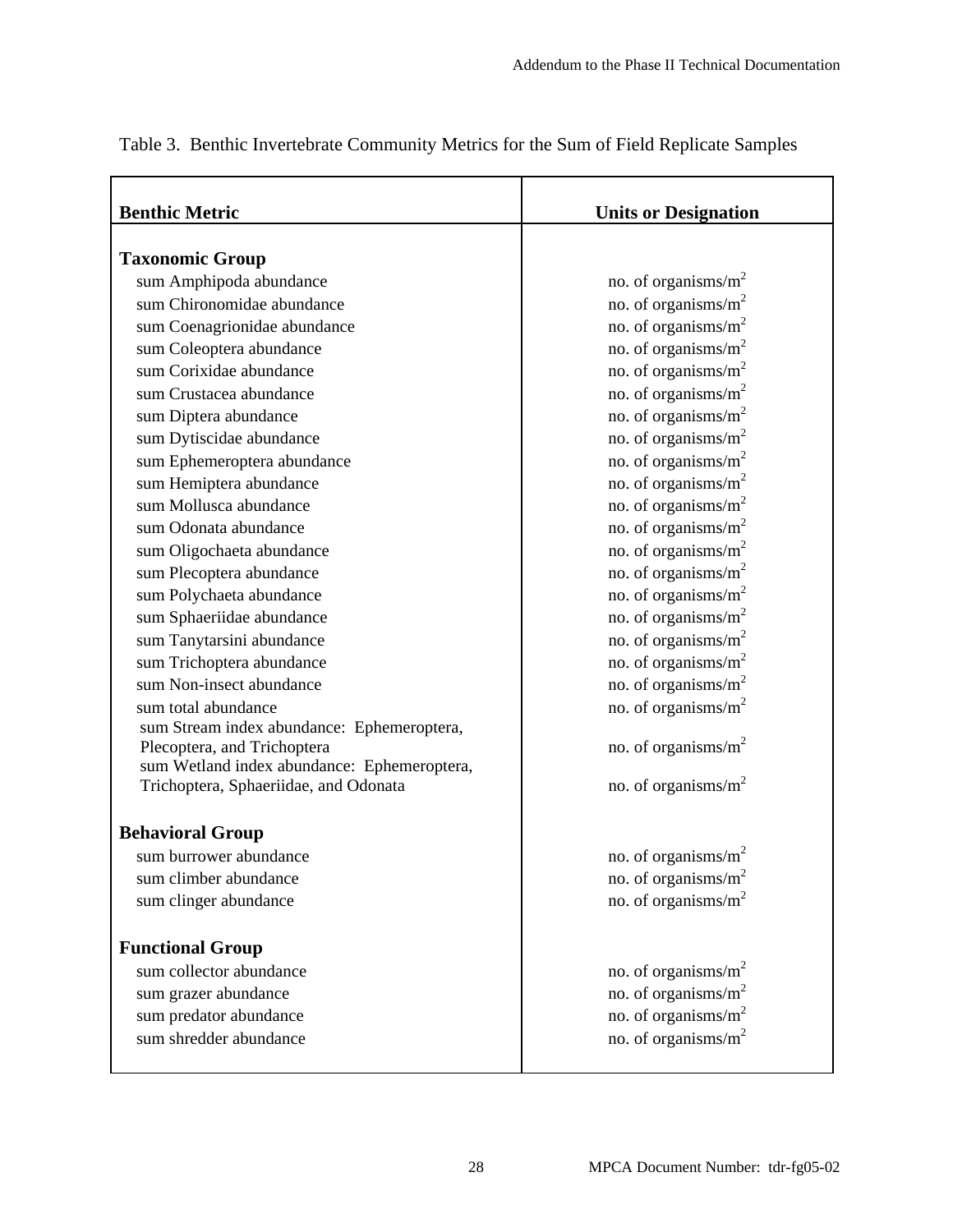Table 3. Benthic Invertebrate Community Metrics for the Sum of Field Replicate Samples

| Benthic Metric | Units or Designation |
|---|---|
| **Taxonomic Group** | |
| sum Amphipoda abundance | no. of organisms/m$^2$ |
| sum Chironomidae abundance | no. of organisms/m$^2$ |
| sum Coenagrionidae abundance | no. of organisms/m$^2$ |
| sum Coleoptera abundance | no. of organisms/m$^2$ |
| sum Corixidae abundance | no. of organisms/m$^2$ |
| sum Crustacea abundance | no. of organisms/m$^2$ |
| sum Diptera abundance | no. of organisms/m$^2$ |
| sum Dytiscidae abundance | no. of organisms/m$^2$ |
| sum Ephemeroptera abundance | no. of organisms/m$^2$ |
| sum Hemiptera abundance | no. of organisms/m$^2$ |
| sum Mollusca abundance | no. of organisms/m$^2$ |
| sum Odonata abundance | no. of organisms/m$^2$ |
| sum Oligochaeta abundance | no. of organisms/m$^2$ |
| sum Plecoptera abundance | no. of organisms/m$^2$ |
| sum Polychaeta abundance | no. of organisms/m$^2$ |
| sum Sphaeriidae abundance | no. of organisms/m$^2$ |
| sum Tanytarsini abundance | no. of organisms/m$^2$ |
| sum Trichoptera abundance | no. of organisms/m$^2$ |
| sum Non-insect abundance | no. of organisms/m$^2$ |
| sum total abundance | no. of organisms/m$^2$ |
| sum Stream index abundance: Ephemeroptera, Plecoptera, and Trichoptera | no. of organisms/m$^2$ |
| sum Wetland index abundance: Ephemeroptera, Trichoptera, Sphaeriidae, and Odonata | no. of organisms/m$^2$ |
| **Behavioral Group** | |
| sum burrower abundance | no. of organisms/m$^2$ |
| sum climber abundance | no. of organisms/m$^2$ |
| sum clinger abundance | no. of organisms/m$^2$ |
| **Functional Group** | |
| sum collector abundance | no. of organisms/m$^2$ |
| sum grazer abundance | no. of organisms/m$^2$ |
| sum predator abundance | no. of organisms/m$^2$ |
| sum shredder abundance | no. of organisms/m$^2$ |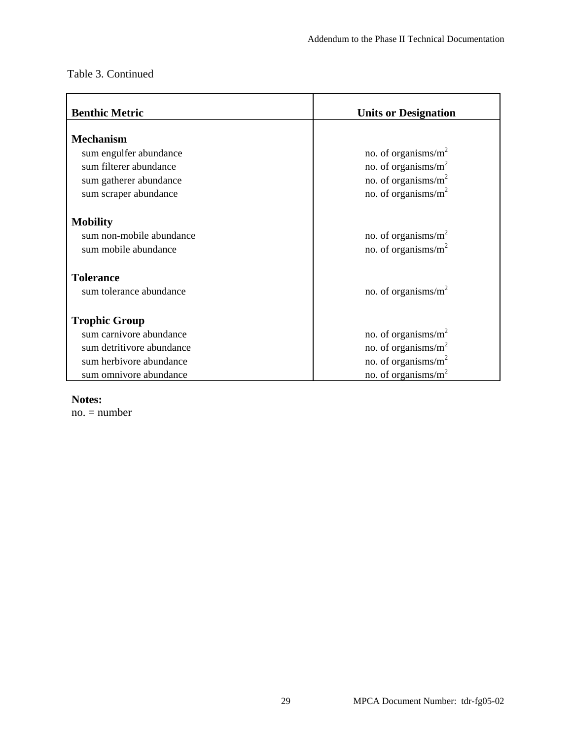Table 3. Continued

| Benthic Metric | Units or Designation |
| --- | --- |
| **Mechanism** | |
| sum engulfer abundance | no. of organisms/$m^2$ |
| sum filterer abundance | no. of organisms/$m^2$ |
| sum gatherer abundance | no. of organisms/$m^2$ |
| sum scraper abundance | no. of organisms/$m^2$ |
| **Mobility** | |
| sum non-mobile abundance | no. of organisms/$m^2$ |
| sum mobile abundance | no. of organisms/$m^2$ |
| **Tolerance** | |
| sum tolerance abundance | no. of organisms/$m^2$ |
| **Trophic Group** | |
| sum carnivore abundance | no. of organisms/$m^2$ |
| sum detritivore abundance | no. of organisms/$m^2$ |
| sum herbivore abundance | no. of organisms/$m^2$ |
| sum omnivore abundance | no. of organisms/$m^2$ |

**Notes:**
no. = number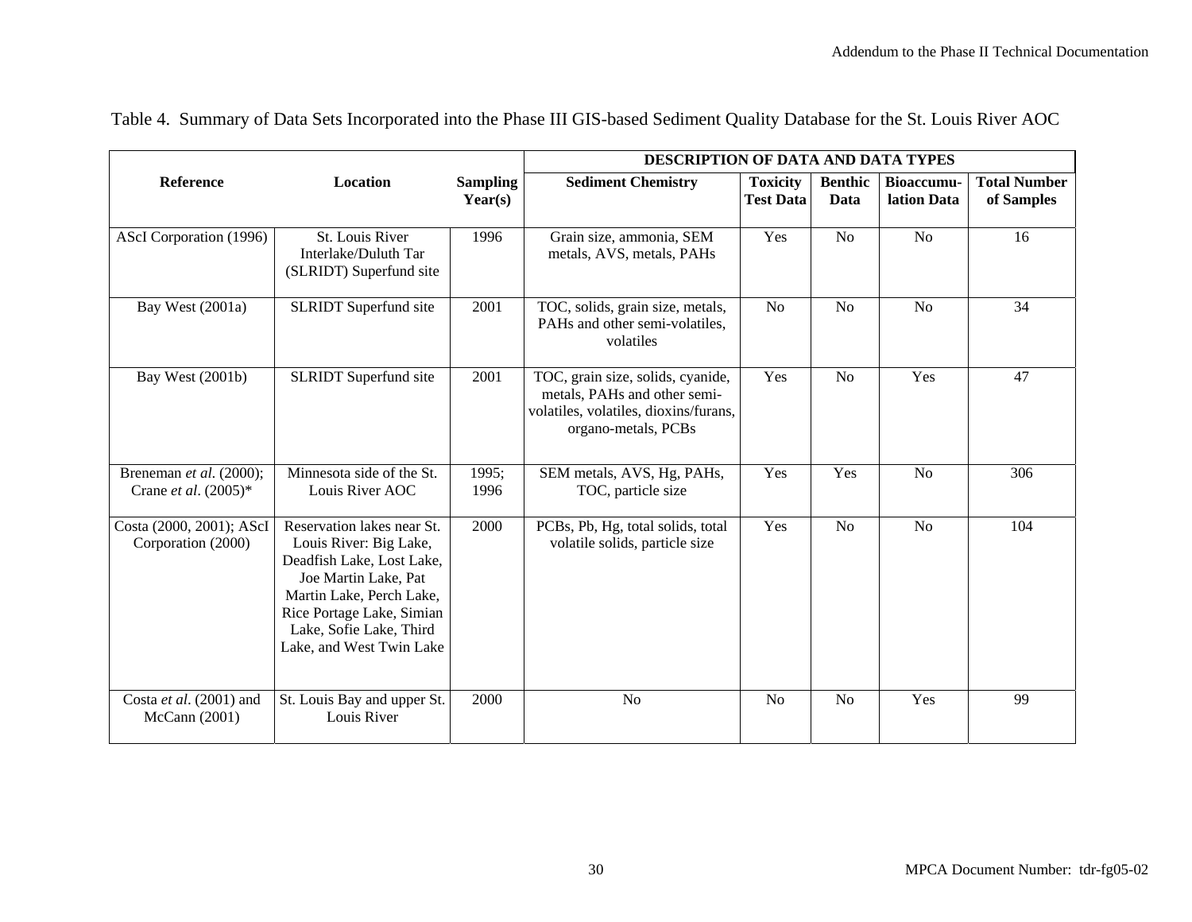Table 4. Summary of Data Sets Incorporated into the Phase III GIS-based Sediment Quality Database for the St. Louis River AOC

| Reference | Location | Sampling Year(s) | DESCRIPTION OF DATA AND DATA TYPES | | | | |
|---|---|---|---|---|---|---|---|
| | | | **Sediment Chemistry** | **Toxicity Test Data** | **Benthic Data** | **Bioaccumulation Data** | **Total Number of Samples** |
| AScI Corporation (1996) | St. Louis River Interlake/Duluth Tar (SLRIDT) Superfund site | 1996 | Grain size, ammonia, SEM metals, AVS, metals, PAHs | Yes | No | No | 16 |
| Bay West (2001a) | SLRIDT Superfund site | 2001 | TOC, solids, grain size, metals, PAHs and other semi-volatiles, volatiles | No | No | No | 34 |
| Bay West (2001b) | SLRIDT Superfund site | 2001 | TOC, grain size, solids, cyanide, metals, PAHs and other semi-volatiles, volatiles, dioxins/furans, organo-metals, PCBs | Yes | No | Yes | 47 |
| Breneman *et al*. (2000); Crane *et al*. (2005)* | Minnesota side of the St. Louis River AOC | 1995; 1996 | SEM metals, AVS, Hg, PAHs, TOC, particle size | Yes | Yes | No | 306 |
| Costa (2000, 2001); AScI Corporation (2000) | Reservation lakes near St. Louis River: Big Lake, Deadfish Lake, Lost Lake, Joe Martin Lake, Pat Martin Lake, Perch Lake, Rice Portage Lake, Simian Lake, Sofie Lake, Third Lake, and West Twin Lake | 2000 | PCBs, Pb, Hg, total solids, total volatile solids, particle size | Yes | No | No | 104 |
| Costa *et al*. (2001) and McCann (2001) | St. Louis Bay and upper St. Louis River | 2000 | No | No | No | Yes | 99 |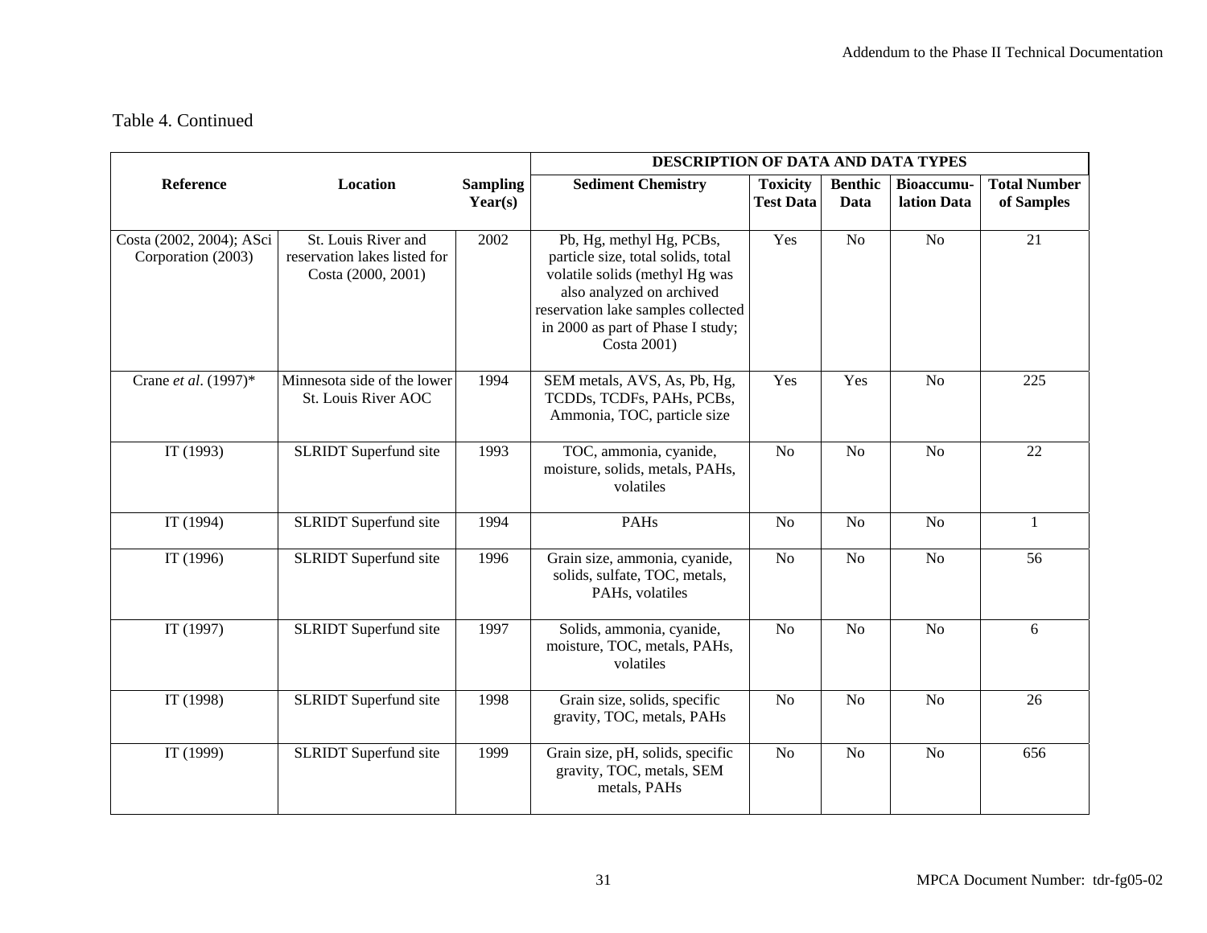Table 4. Continued

| Reference | Location | Sampling Year(s) | DESCRIPTION OF DATA AND DATA TYPES | | | | |
|---|---|---|---|---|---|---|---|
| | | | Sediment Chemistry | Toxicity Test Data | Benthic Data | Bioaccumu-lation Data | Total Number of Samples |
| Costa (2002, 2004); ASci Corporation (2003) | St. Louis River and reservation lakes listed for Costa (2000, 2001) | 2002 | Pb, Hg, methyl Hg, PCBs, particle size, total solids, total volatile solids (methyl Hg was also analyzed on archived reservation lake samples collected in 2000 as part of Phase I study; Costa 2001) | Yes | No | No | 21 |
| Crane *et al*. (1997)* | Minnesota side of the lower St. Louis River AOC | 1994 | SEM metals, AVS, As, Pb, Hg, TCDDs, TCDFs, PAHs, PCBs, Ammonia, TOC, particle size | Yes | Yes | No | 225 |
| IT (1993) | SLRIDT Superfund site | 1993 | TOC, ammonia, cyanide, moisture, solids, metals, PAHs, volatiles | No | No | No | 22 |
| IT (1994) | SLRIDT Superfund site | 1994 | PAHs | No | No | No | 1 |
| IT (1996) | SLRIDT Superfund site | 1996 | Grain size, ammonia, cyanide, solids, sulfate, TOC, metals, PAHs, volatiles | No | No | No | 56 |
| IT (1997) | SLRIDT Superfund site | 1997 | Solids, ammonia, cyanide, moisture, TOC, metals, PAHs, volatiles | No | No | No | 6 |
| IT (1998) | SLRIDT Superfund site | 1998 | Grain size, solids, specific gravity, TOC, metals, PAHs | No | No | No | 26 |
| IT (1999) | SLRIDT Superfund site | 1999 | Grain size, pH, solids, specific gravity, TOC, metals, SEM metals, PAHs | No | No | No | 656 |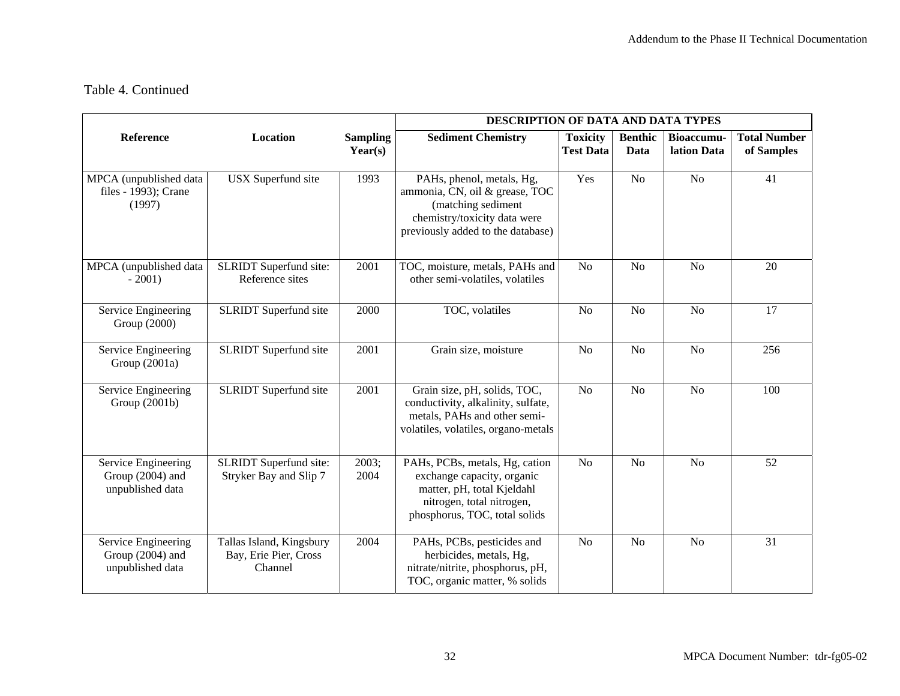Table 4. Continued

| Reference | Location | Sampling Year(s) | DESCRIPTION OF DATA AND DATA TYPES | | | | |
|---|---|---|---|---|---|---|---|
| | | | Sediment Chemistry | Toxicity Test Data | Benthic Data | Bioaccumu-lation Data | Total Number of Samples |
| MPCA (unpublished data files - 1993); Crane (1997) | USX Superfund site | 1993 | PAHs, phenol, metals, Hg, ammonia, CN, oil & grease, TOC (matching sediment chemistry/toxicity data were previously added to the database) | Yes | No | No | 41 |
| MPCA (unpublished data - 2001) | SLRIDT Superfund site: Reference sites | 2001 | TOC, moisture, metals, PAHs and other semi-volatiles, volatiles | No | No | No | 20 |
| Service Engineering Group (2000) | SLRIDT Superfund site | 2000 | TOC, volatiles | No | No | No | 17 |
| Service Engineering Group (2001a) | SLRIDT Superfund site | 2001 | Grain size, moisture | No | No | No | 256 |
| Service Engineering Group (2001b) | SLRIDT Superfund site | 2001 | Grain size, pH, solids, TOC, conductivity, alkalinity, sulfate, metals, PAHs and other semi-volatiles, volatiles, organo-metals | No | No | No | 100 |
| Service Engineering Group (2004) and unpublished data | SLRIDT Superfund site: Stryker Bay and Slip 7 | 2003; 2004 | PAHs, PCBs, metals, Hg, cation exchange capacity, organic matter, pH, total Kjeldahl nitrogen, total nitrogen, phosphorus, TOC, total solids | No | No | No | 52 |
| Service Engineering Group (2004) and unpublished data | Tallas Island, Kingsbury Bay, Erie Pier, Cross Channel | 2004 | PAHs, PCBs, pesticides and herbicides, metals, Hg, nitrate/nitrite, phosphorus, pH, TOC, organic matter, % solids | No | No | No | 31 |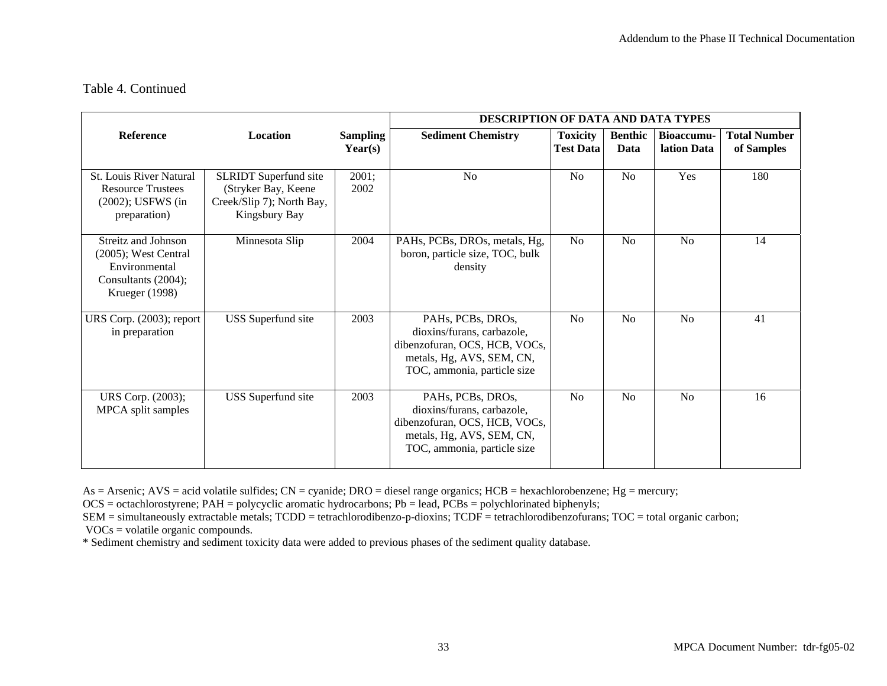Table 4. Continued

| Reference | Location | Sampling Year(s) | DESCRIPTION OF DATA AND DATA TYPES | | | | |
|---|---|---|---|---|---|---|---|
| | | | Sediment Chemistry | Toxicity Test Data | Benthic Data | Bioaccumu-lation Data | Total Number of Samples |
| St. Louis River Natural Resource Trustees (2002); USFWS (in preparation) | SLRIDT Superfund site (Stryker Bay, Keene Creek/Slip 7); North Bay, Kingsbury Bay | 2001; 2002 | No | No | No | Yes | 180 |
| Streitz and Johnson (2005); West Central Environmental Consultants (2004); Krueger (1998) | Minnesota Slip | 2004 | PAHs, PCBs, DROs, metals, Hg, boron, particle size, TOC, bulk density | No | No | No | 14 |
| URS Corp. (2003); report in preparation | USS Superfund site | 2003 | PAHs, PCBs, DROs, dioxins/furans, carbazole, dibenzofuran, OCS, HCB, VOCs, metals, Hg, AVS, SEM, CN, TOC, ammonia, particle size | No | No | No | 41 |
| URS Corp. (2003); MPCA split samples | USS Superfund site | 2003 | PAHs, PCBs, DROs, dioxins/furans, carbazole, dibenzofuran, OCS, HCB, VOCs, metals, Hg, AVS, SEM, CN, TOC, ammonia, particle size | No | No | No | 16 |

As = Arsenic; AVS = acid volatile sulfides; CN = cyanide; DRO = diesel range organics; HCB = hexachlorobenzene; Hg = mercury;
OCS = octachlorostyrene; PAH = polycyclic aromatic hydrocarbons; Pb = lead, PCBs = polychlorinated biphenyls;
SEM = simultaneously extractable metals; TCDD = tetrachlorodibenzo-p-dioxins; TCDF = tetrachlorodibenzofurans; TOC = total organic carbon;
VOCs = volatile organic compounds.

* Sediment chemistry and sediment toxicity data were added to previous phases of the sediment quality database.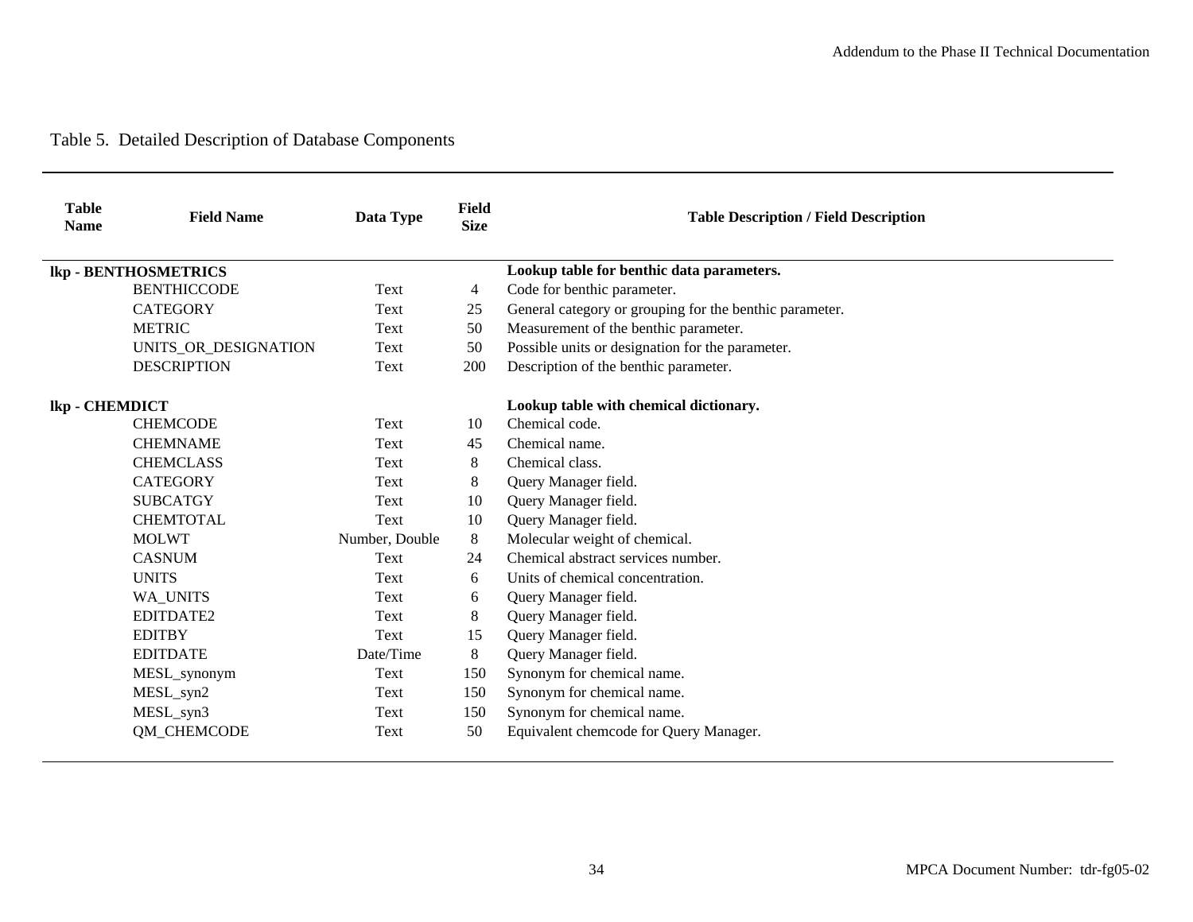Table 5. Detailed Description of Database Components

| Table Name | Field Name | Data Type | Field Size | Table Description / Field Description |
|---|---|---|---|---|
| **lkp - BENTHOSMETRICS** | | | | **Lookup table for benthic data parameters.** |
| | BENTHICCODE | Text | 4 | Code for benthic parameter. |
| | CATEGORY | Text | 25 | General category or grouping for the benthic parameter. |
| | METRIC | Text | 50 | Measurement of the benthic parameter. |
| | UNITS_OR_DESIGNATION | Text | 50 | Possible units or designation for the parameter. |
| | DESCRIPTION | Text | 200 | Description of the benthic parameter. |
| **lkp - CHEMDICT** | | | | **Lookup table with chemical dictionary.** |
| | CHEMCODE | Text | 10 | Chemical code. |
| | CHEMNAME | Text | 45 | Chemical name. |
| | CHEMCLASS | Text | 8 | Chemical class. |
| | CATEGORY | Text | 8 | Query Manager field. |
| | SUBCATGY | Text | 10 | Query Manager field. |
| | CHEMTOTAL | Text | 10 | Query Manager field. |
| | MOLWT | Number, Double | 8 | Molecular weight of chemical. |
| | CASNUM | Text | 24 | Chemical abstract services number. |
| | UNITS | Text | 6 | Units of chemical concentration. |
| | WA_UNITS | Text | 6 | Query Manager field. |
| | EDITDATE2 | Text | 8 | Query Manager field. |
| | EDITBY | Text | 15 | Query Manager field. |
| | EDITDATE | Date/Time | 8 | Query Manager field. |
| | MESL_synonym | Text | 150 | Synonym for chemical name. |
| | MESL_syn2 | Text | 150 | Synonym for chemical name. |
| | MESL_syn3 | Text | 150 | Synonym for chemical name. |
| | QM_CHEMCODE | Text | 50 | Equivalent chemcode for Query Manager. |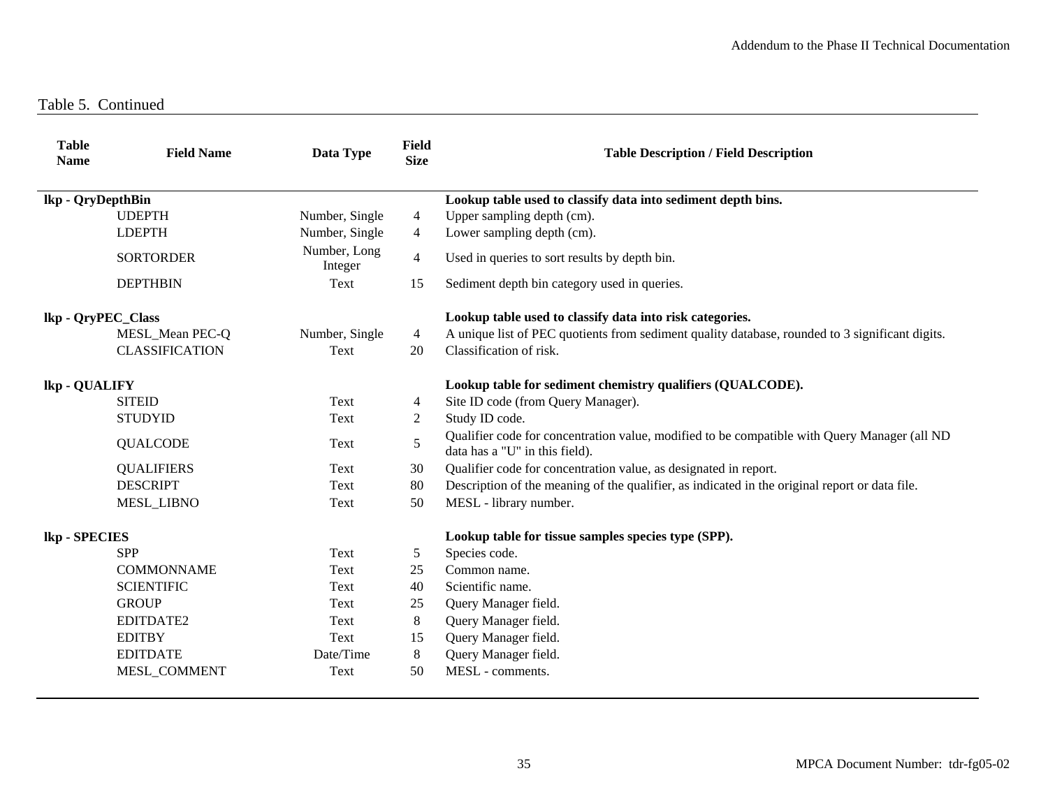Table 5. Continued

| Table Name | Field Name | Data Type | Field Size | Table Description / Field Description |
|---|---|---|---|---|
| **lkp - QryDepthBin** | | | | **Lookup table used to classify data into sediment depth bins.** |
| | UDEPTH | Number, Single | 4 | Upper sampling depth (cm). |
| | LDEPTH | Number, Single | 4 | Lower sampling depth (cm). |
| | SORTORDER | Number, Long Integer | 4 | Used in queries to sort results by depth bin. |
| | DEPTHBIN | Text | 15 | Sediment depth bin category used in queries. |
| **lkp - QryPEC_Class** | | | | **Lookup table used to classify data into risk categories.** |
| | MESL_Mean PEC-Q | Number, Single | 4 | A unique list of PEC quotients from sediment quality database, rounded to 3 significant digits. |
| | CLASSIFICATION | Text | 20 | Classification of risk. |
| **lkp - QUALIFY** | | | | **Lookup table for sediment chemistry qualifiers (QUALCODE).** |
| | SITEID | Text | 4 | Site ID code (from Query Manager). |
| | STUDYID | Text | 2 | Study ID code. |
| | QUALCODE | Text | 5 | Qualifier code for concentration value, modified to be compatible with Query Manager (all ND data has a "U" in this field). |
| | QUALIFIERS | Text | 30 | Qualifier code for concentration value, as designated in report. |
| | DESCRIPT | Text | 80 | Description of the meaning of the qualifier, as indicated in the original report or data file. |
| | MESL_LIBNO | Text | 50 | MESL - library number. |
| **lkp - SPECIES** | | | | **Lookup table for tissue samples species type (SPP).** |
| | SPP | Text | 5 | Species code. |
| | COMMONNAME | Text | 25 | Common name. |
| | SCIENTIFIC | Text | 40 | Scientific name. |
| | GROUP | Text | 25 | Query Manager field. |
| | EDITDATE2 | Text | 8 | Query Manager field. |
| | EDITBY | Text | 15 | Query Manager field. |
| | EDITDATE | Date/Time | 8 | Query Manager field. |
| | MESL_COMMENT | Text | 50 | MESL - comments. |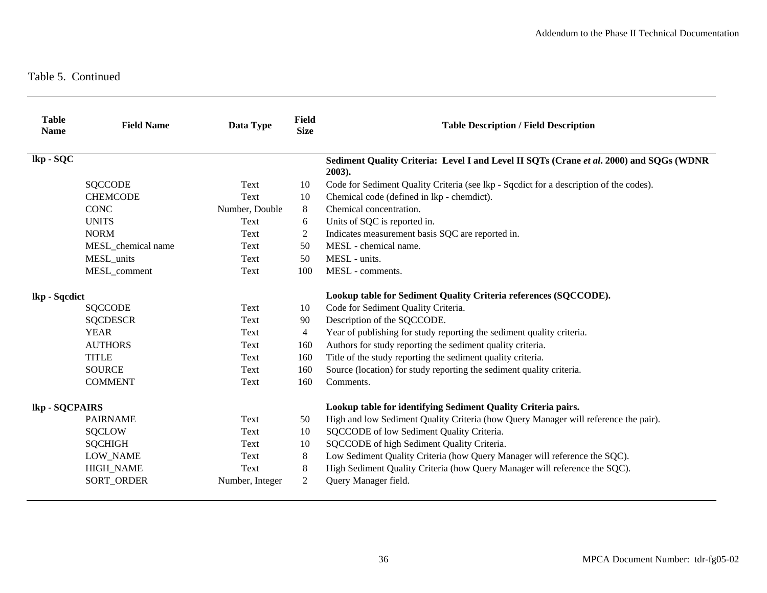Table 5. Continued

| Table Name | Field Name | Data Type | Field Size | Table Description / Field Description |
|---|---|---|---|---|
| **lkp - SQC** | | | | **Sediment Quality Criteria: Level I and Level II SQTs (Crane *et al*. 2000) and SQGs (WDNR 2003).** |
| | SQCCODE | Text | 10 | Code for Sediment Quality Criteria (see lkp - Sqcdict for a description of the codes). |
| | CHEMCODE | Text | 10 | Chemical code (defined in lkp - chemdict). |
| | CONC | Number, Double | 8 | Chemical concentration. |
| | UNITS | Text | 6 | Units of SQC is reported in. |
| | NORM | Text | 2 | Indicates measurement basis SQC are reported in. |
| | MESL_chemical name | Text | 50 | MESL - chemical name. |
| | MESL_units | Text | 50 | MESL - units. |
| | MESL_comment | Text | 100 | MESL - comments. |
| **lkp - Sqcdict** | | | | **Lookup table for Sediment Quality Criteria references (SQCCODE).** |
| | SQCCODE | Text | 10 | Code for Sediment Quality Criteria. |
| | SQCDESCR | Text | 90 | Description of the SQCCODE. |
| | YEAR | Text | 4 | Year of publishing for study reporting the sediment quality criteria. |
| | AUTHORS | Text | 160 | Authors for study reporting the sediment quality criteria. |
| | TITLE | Text | 160 | Title of the study reporting the sediment quality criteria. |
| | SOURCE | Text | 160 | Source (location) for study reporting the sediment quality criteria. |
| | COMMENT | Text | 160 | Comments. |
| **lkp - SQCPAIRS** | | | | **Lookup table for identifying Sediment Quality Criteria pairs.** |
| | PAIRNAME | Text | 50 | High and low Sediment Quality Criteria (how Query Manager will reference the pair). |
| | SQCLOW | Text | 10 | SQCCODE of low Sediment Quality Criteria. |
| | SQCHIGH | Text | 10 | SQCCODE of high Sediment Quality Criteria. |
| | LOW_NAME | Text | 8 | Low Sediment Quality Criteria (how Query Manager will reference the SQC). |
| | HIGH_NAME | Text | 8 | High Sediment Quality Criteria (how Query Manager will reference the SQC). |
| | SORT_ORDER | Number, Integer | 2 | Query Manager field. |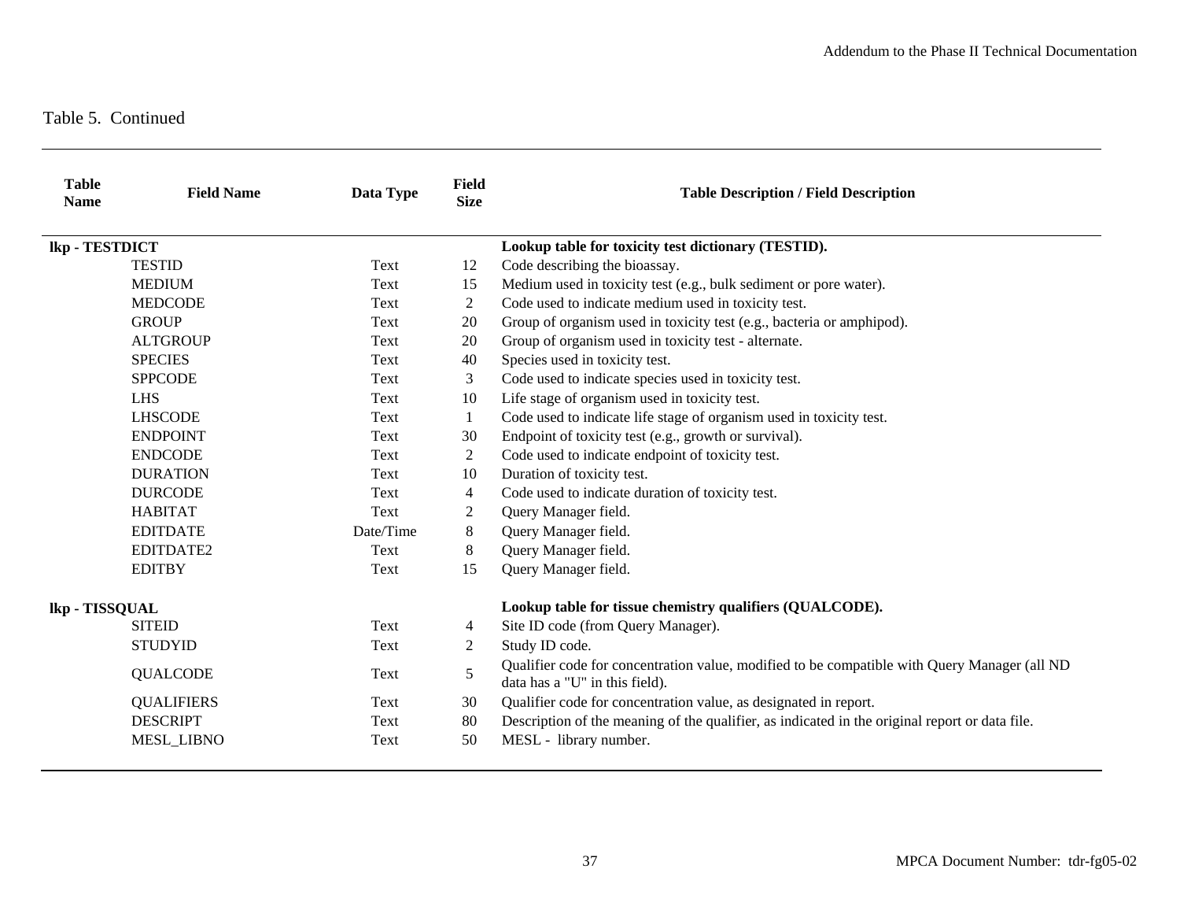Table 5. Continued

| Table Name | Field Name | Data Type | Field Size | Table Description / Field Description |
|---|---|---|---|---|
| **lkp - TESTDICT** | | | | **Lookup table for toxicity test dictionary (TESTID).** |
| | TESTID | Text | 12 | Code describing the bioassay. |
| | MEDIUM | Text | 15 | Medium used in toxicity test (e.g., bulk sediment or pore water). |
| | MEDCODE | Text | 2 | Code used to indicate medium used in toxicity test. |
| | GROUP | Text | 20 | Group of organism used in toxicity test (e.g., bacteria or amphipod). |
| | ALTGROUP | Text | 20 | Group of organism used in toxicity test - alternate. |
| | SPECIES | Text | 40 | Species used in toxicity test. |
| | SPPCODE | Text | 3 | Code used to indicate species used in toxicity test. |
| | LHS | Text | 10 | Life stage of organism used in toxicity test. |
| | LHSCODE | Text | 1 | Code used to indicate life stage of organism used in toxicity test. |
| | ENDPOINT | Text | 30 | Endpoint of toxicity test (e.g., growth or survival). |
| | ENDCODE | Text | 2 | Code used to indicate endpoint of toxicity test. |
| | DURATION | Text | 10 | Duration of toxicity test. |
| | DURCODE | Text | 4 | Code used to indicate duration of toxicity test. |
| | HABITAT | Text | 2 | Query Manager field. |
| | EDITDATE | Date/Time | 8 | Query Manager field. |
| | EDITDATE2 | Text | 8 | Query Manager field. |
| | EDITBY | Text | 15 | Query Manager field. |
| **lkp - TISSQUAL** | | | | **Lookup table for tissue chemistry qualifiers (QUALCODE).** |
| | SITEID | Text | 4 | Site ID code (from Query Manager). |
| | STUDYID | Text | 2 | Study ID code. |
| | QUALCODE | Text | 5 | Qualifier code for concentration value, modified to be compatible with Query Manager (all ND data has a "U" in this field). |
| | QUALIFIERS | Text | 30 | Qualifier code for concentration value, as designated in report. |
| | DESCRIPT | Text | 80 | Description of the meaning of the qualifier, as indicated in the original report or data file. |
| | MESL_LIBNO | Text | 50 | MESL - library number. |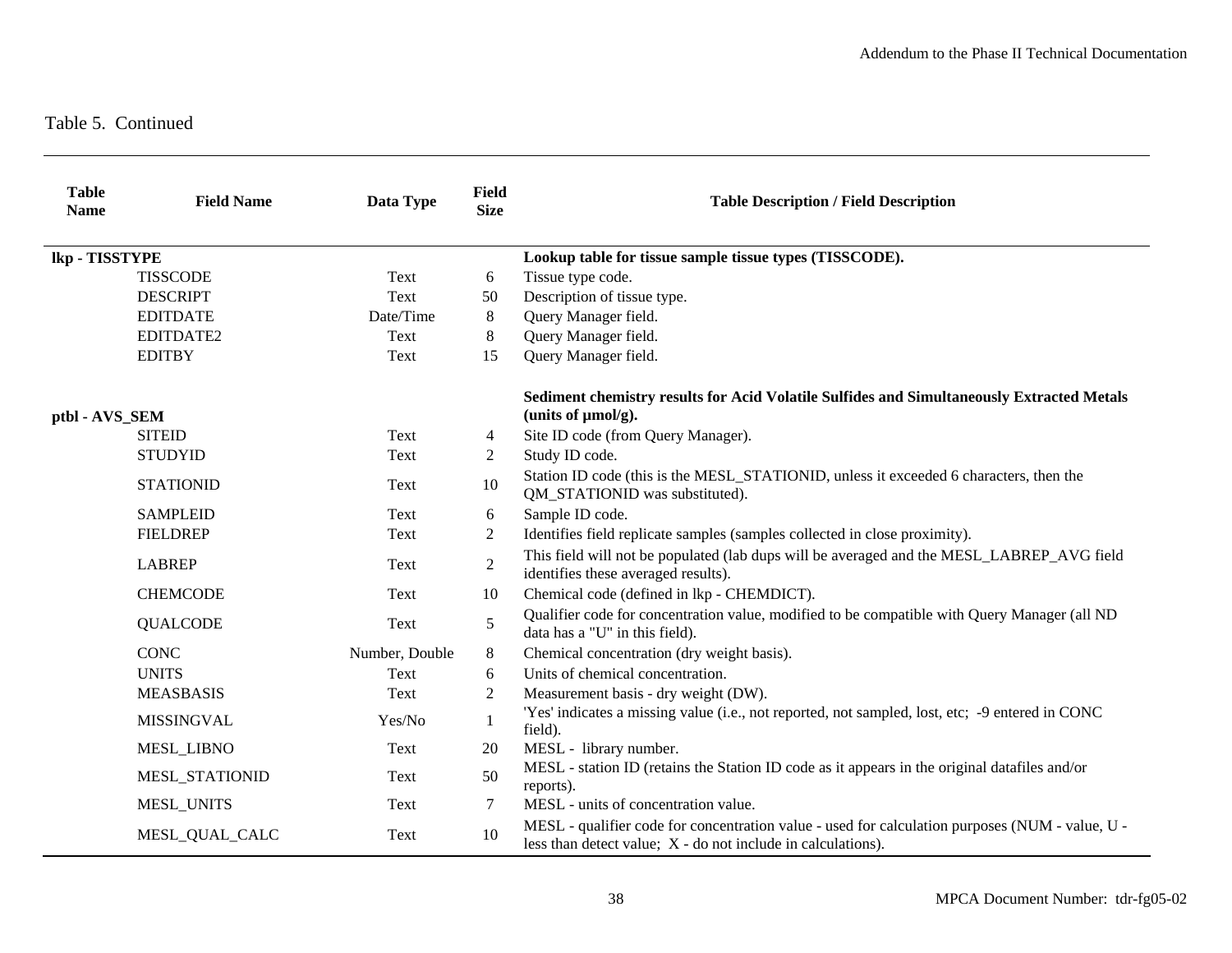Table 5. Continued

| Table Name | Field Name | Data Type | Field Size | Table Description / Field Description |
|---|---|---|---|---|
| **lkp - TISSTYPE** | | | | **Lookup table for tissue sample tissue types (TISSCODE).** |
| | TISSCODE | Text | 6 | Tissue type code. |
| | DESCRIPT | Text | 50 | Description of tissue type. |
| | EDITDATE | Date/Time | 8 | Query Manager field. |
| | EDITDATE2 | Text | 8 | Query Manager field. |
| | EDITBY | Text | 15 | Query Manager field. |
| **ptbl - AVS_SEM** | | | | **Sediment chemistry results for Acid Volatile Sulfides and Simultaneously Extracted Metals (units of µmol/g).** |
| | SITEID | Text | 4 | Site ID code (from Query Manager). |
| | STUDYID | Text | 2 | Study ID code. |
| | STATIONID | Text | 10 | Station ID code (this is the MESL_STATIONID, unless it exceeded 6 characters, then the QM_STATIONID was substituted). |
| | SAMPLEID | Text | 6 | Sample ID code. |
| | FIELDREP | Text | 2 | Identifies field replicate samples (samples collected in close proximity). |
| | LABREP | Text | 2 | This field will not be populated (lab dups will be averaged and the MESL_LABREP_AVG field identifies these averaged results). |
| | CHEMCODE | Text | 10 | Chemical code (defined in lkp - CHEMDICT). |
| | QUALCODE | Text | 5 | Qualifier code for concentration value, modified to be compatible with Query Manager (all ND data has a "U" in this field). |
| | CONC | Number, Double | 8 | Chemical concentration (dry weight basis). |
| | UNITS | Text | 6 | Units of chemical concentration. |
| | MEASBASIS | Text | 2 | Measurement basis - dry weight (DW). |
| | MISSINGVAL | Yes/No | 1 | 'Yes' indicates a missing value (i.e., not reported, not sampled, lost, etc; -9 entered in CONC field). |
| | MESL_LIBNO | Text | 20 | MESL - library number. |
| | MESL_STATIONID | Text | 50 | MESL - station ID (retains the Station ID code as it appears in the original datafiles and/or reports). |
| | MESL_UNITS | Text | 7 | MESL - units of concentration value. |
| | MESL_QUAL_CALC | Text | 10 | MESL - qualifier code for concentration value - used for calculation purposes (NUM - value, U - less than detect value; X - do not include in calculations). |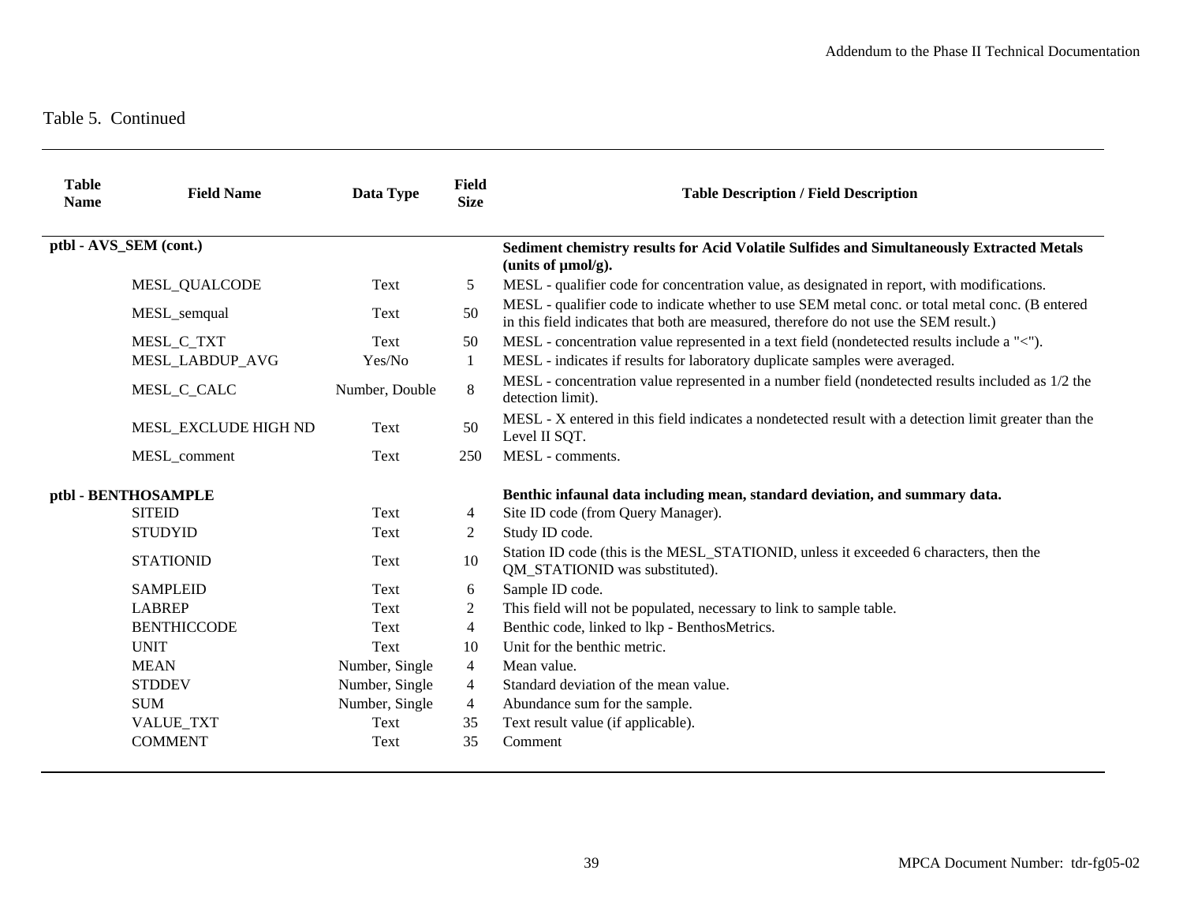Table 5.  Continued

| Table Name | Field Name | Data Type | Field Size | Table Description / Field Description |
|---|---|---|---|---|
| **ptbl - AVS_SEM (cont.)** | | | | **Sediment chemistry results for Acid Volatile Sulfides and Simultaneously Extracted Metals (units of µmol/g).** |
| | MESL_QUALCODE | Text | 5 | MESL - qualifier code for concentration value, as designated in report, with modifications. |
| | MESL_semqual | Text | 50 | MESL - qualifier code to indicate whether to use SEM metal conc. or total metal conc. (B entered in this field indicates that both are measured, therefore do not use the SEM result.) |
| | MESL_C_TXT | Text | 50 | MESL - concentration value represented in a text field (nondetected results include a "<"). |
| | MESL_LABDUP_AVG | Yes/No | 1 | MESL - indicates if results for laboratory duplicate samples were averaged. |
| | MESL_C_CALC | Number, Double | 8 | MESL - concentration value represented in a number field (nondetected results included as 1/2 the detection limit). |
| | MESL_EXCLUDE HIGH ND | Text | 50 | MESL - X entered in this field indicates a nondetected result with a detection limit greater than the Level II SQT. |
| | MESL_comment | Text | 250 | MESL - comments. |
| **ptbl - BENTHOSAMPLE** | | | | **Benthic infaunal data including mean, standard deviation, and summary data.** |
| | SITEID | Text | 4 | Site ID code (from Query Manager). |
| | STUDYID | Text | 2 | Study ID code. |
| | STATIONID | Text | 10 | Station ID code (this is the MESL_STATIONID, unless it exceeded 6 characters, then the QM_STATIONID was substituted). |
| | SAMPLEID | Text | 6 | Sample ID code. |
| | LABREP | Text | 2 | This field will not be populated, necessary to link to sample table. |
| | BENTHICCODE | Text | 4 | Benthic code, linked to lkp - BenthosMetrics. |
| | UNIT | Text | 10 | Unit for the benthic metric. |
| | MEAN | Number, Single | 4 | Mean value. |
| | STDDEV | Number, Single | 4 | Standard deviation of the mean value. |
| | SUM | Number, Single | 4 | Abundance sum for the sample. |
| | VALUE_TXT | Text | 35 | Text result value (if applicable). |
| | COMMENT | Text | 35 | Comment |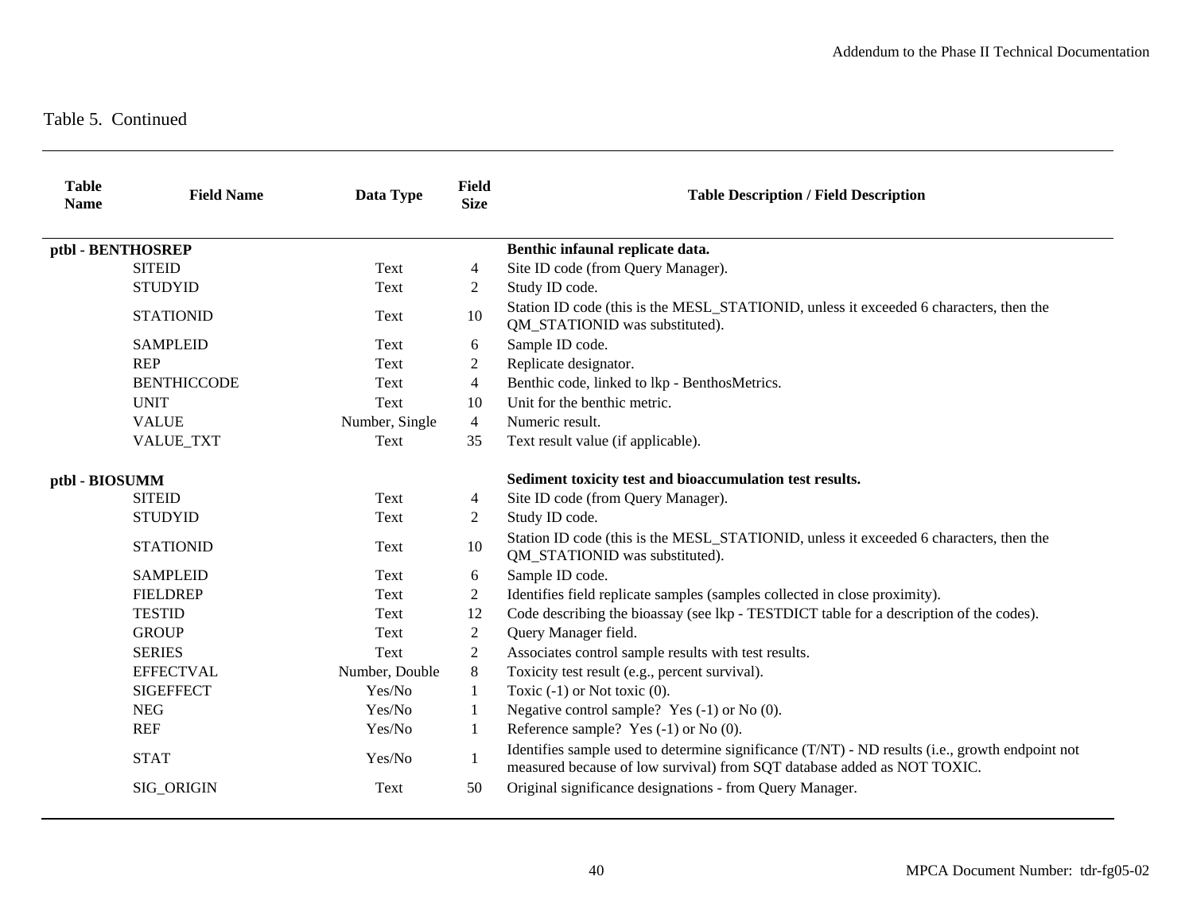Table 5.  Continued

| Table Name | Field Name | Data Type | Field Size | Table Description / Field Description |
|---|---|---|---|---|
| **ptbl - BENTHOSREP** | | | | **Benthic infaunal replicate data.** |
| | SITEID | Text | 4 | Site ID code (from Query Manager). |
| | STUDYID | Text | 2 | Study ID code. |
| | STATIONID | Text | 10 | Station ID code (this is the MESL_STATIONID, unless it exceeded 6 characters, then the QM_STATIONID was substituted). |
| | SAMPLEID | Text | 6 | Sample ID code. |
| | REP | Text | 2 | Replicate designator. |
| | BENTHICCODE | Text | 4 | Benthic code, linked to lkp - BenthosMetrics. |
| | UNIT | Text | 10 | Unit for the benthic metric. |
| | VALUE | Number, Single | 4 | Numeric result. |
| | VALUE_TXT | Text | 35 | Text result value (if applicable). |
| **ptbl - BIOSUMM** | | | | **Sediment toxicity test and bioaccumulation test results.** |
| | SITEID | Text | 4 | Site ID code (from Query Manager). |
| | STUDYID | Text | 2 | Study ID code. |
| | STATIONID | Text | 10 | Station ID code (this is the MESL_STATIONID, unless it exceeded 6 characters, then the QM_STATIONID was substituted). |
| | SAMPLEID | Text | 6 | Sample ID code. |
| | FIELDREP | Text | 2 | Identifies field replicate samples (samples collected in close proximity). |
| | TESTID | Text | 12 | Code describing the bioassay (see lkp - TESTDICT table for a description of the codes). |
| | GROUP | Text | 2 | Query Manager field. |
| | SERIES | Text | 2 | Associates control sample results with test results. |
| | EFFECTVAL | Number, Double | 8 | Toxicity test result (e.g., percent survival). |
| | SIGEFFECT | Yes/No | 1 | Toxic (-1) or Not toxic (0). |
| | NEG | Yes/No | 1 | Negative control sample?  Yes (-1) or No (0). |
| | REF | Yes/No | 1 | Reference sample?  Yes (-1) or No (0). |
| | STAT | Yes/No | 1 | Identifies sample used to determine significance (T/NT) - ND results (i.e., growth endpoint not measured because of low survival) from SQT database added as NOT TOXIC. |
| | SIG_ORIGIN | Text | 50 | Original significance designations - from Query Manager. |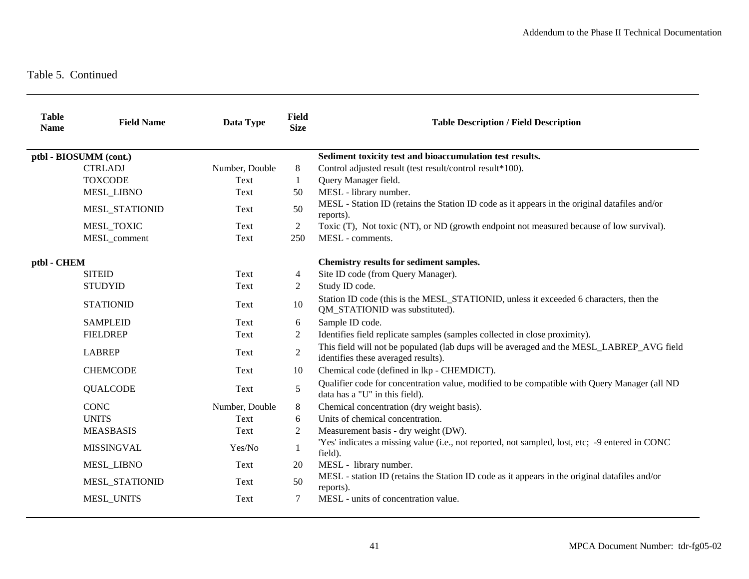Table 5. Continued

| Table Name | Field Name | Data Type | Field Size | Table Description / Field Description |
|---|---|---|---|---|
| **ptbl - BIOSUMM (cont.)** | | | | **Sediment toxicity test and bioaccumulation test results.** |
| | CTRLADJ | Number, Double | 8 | Control adjusted result (test result/control result*100). |
| | TOXCODE | Text | 1 | Query Manager field. |
| | MESL_LIBNO | Text | 50 | MESL - library number. |
| | MESL_STATIONID | Text | 50 | MESL - Station ID (retains the Station ID code as it appears in the original datafiles and/or reports). |
| | MESL_TOXIC | Text | 2 | Toxic (T), Not toxic (NT), or ND (growth endpoint not measured because of low survival). |
| | MESL_comment | Text | 250 | MESL - comments. |
| **ptbl - CHEM** | | | | **Chemistry results for sediment samples.** |
| | SITEID | Text | 4 | Site ID code (from Query Manager). |
| | STUDYID | Text | 2 | Study ID code. |
| | STATIONID | Text | 10 | Station ID code (this is the MESL_STATIONID, unless it exceeded 6 characters, then the QM_STATIONID was substituted). |
| | SAMPLEID | Text | 6 | Sample ID code. |
| | FIELDREP | Text | 2 | Identifies field replicate samples (samples collected in close proximity). |
| | LABREP | Text | 2 | This field will not be populated (lab dups will be averaged and the MESL_LABREP_AVG field identifies these averaged results). |
| | CHEMCODE | Text | 10 | Chemical code (defined in lkp - CHEMDICT). |
| | QUALCODE | Text | 5 | Qualifier code for concentration value, modified to be compatible with Query Manager (all ND data has a "U" in this field). |
| | CONC | Number, Double | 8 | Chemical concentration (dry weight basis). |
| | UNITS | Text | 6 | Units of chemical concentration. |
| | MEASBASIS | Text | 2 | Measurement basis - dry weight (DW). |
| | MISSINGVAL | Yes/No | 1 | 'Yes' indicates a missing value (i.e., not reported, not sampled, lost, etc; -9 entered in CONC field). |
| | MESL_LIBNO | Text | 20 | MESL - library number. |
| | MESL_STATIONID | Text | 50 | MESL - station ID (retains the Station ID code as it appears in the original datafiles and/or reports). |
| | MESL_UNITS | Text | 7 | MESL - units of concentration value. |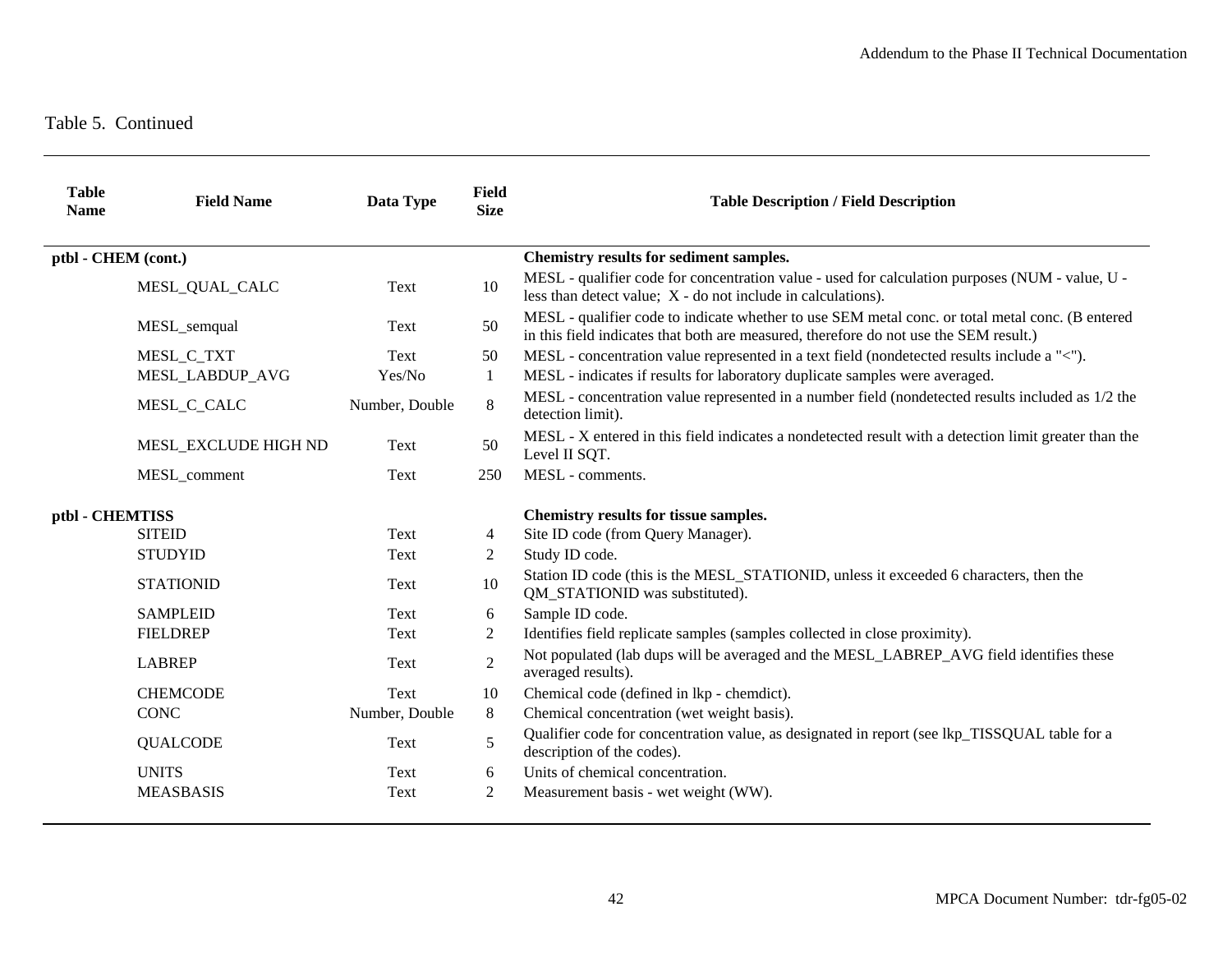Table 5.  Continued

| Table Name | Field Name | Data Type | Field Size | Table Description / Field Description |
|---|---|---|---|---|
| **ptbl - CHEM (cont.)** | | | | **Chemistry results for sediment samples.** |
| | MESL_QUAL_CALC | Text | 10 | MESL - qualifier code for concentration value - used for calculation purposes (NUM - value, U - less than detect value;  X - do not include in calculations). |
| | MESL_semqual | Text | 50 | MESL - qualifier code to indicate whether to use SEM metal conc. or total metal conc. (B entered in this field indicates that both are measured, therefore do not use the SEM result.) |
| | MESL_C_TXT | Text | 50 | MESL - concentration value represented in a text field (nondetected results include a "<"). |
| | MESL_LABDUP_AVG | Yes/No | 1 | MESL - indicates if results for laboratory duplicate samples were averaged. |
| | MESL_C_CALC | Number, Double | 8 | MESL - concentration value represented in a number field (nondetected results included as 1/2 the detection limit). |
| | MESL_EXCLUDE HIGH ND | Text | 50 | MESL - X entered in this field indicates a nondetected result with a detection limit greater than the Level II SQT. |
| | MESL_comment | Text | 250 | MESL - comments. |
| **ptbl - CHEMTISS** | | | | **Chemistry results for tissue samples.** |
| | SITEID | Text | 4 | Site ID code (from Query Manager). |
| | STUDYID | Text | 2 | Study ID code. |
| | STATIONID | Text | 10 | Station ID code (this is the MESL_STATIONID, unless it exceeded 6 characters, then the QM_STATIONID was substituted). |
| | SAMPLEID | Text | 6 | Sample ID code. |
| | FIELDREP | Text | 2 | Identifies field replicate samples (samples collected in close proximity). |
| | LABREP | Text | 2 | Not populated (lab dups will be averaged and the MESL_LABREP_AVG field identifies these averaged results). |
| | CHEMCODE | Text | 10 | Chemical code (defined in lkp - chemdict). |
| | CONC | Number, Double | 8 | Chemical concentration (wet weight basis). |
| | QUALCODE | Text | 5 | Qualifier code for concentration value, as designated in report (see lkp_TISSQUAL table for a description of the codes). |
| | UNITS | Text | 6 | Units of chemical concentration. |
| | MEASBASIS | Text | 2 | Measurement basis - wet weight (WW). |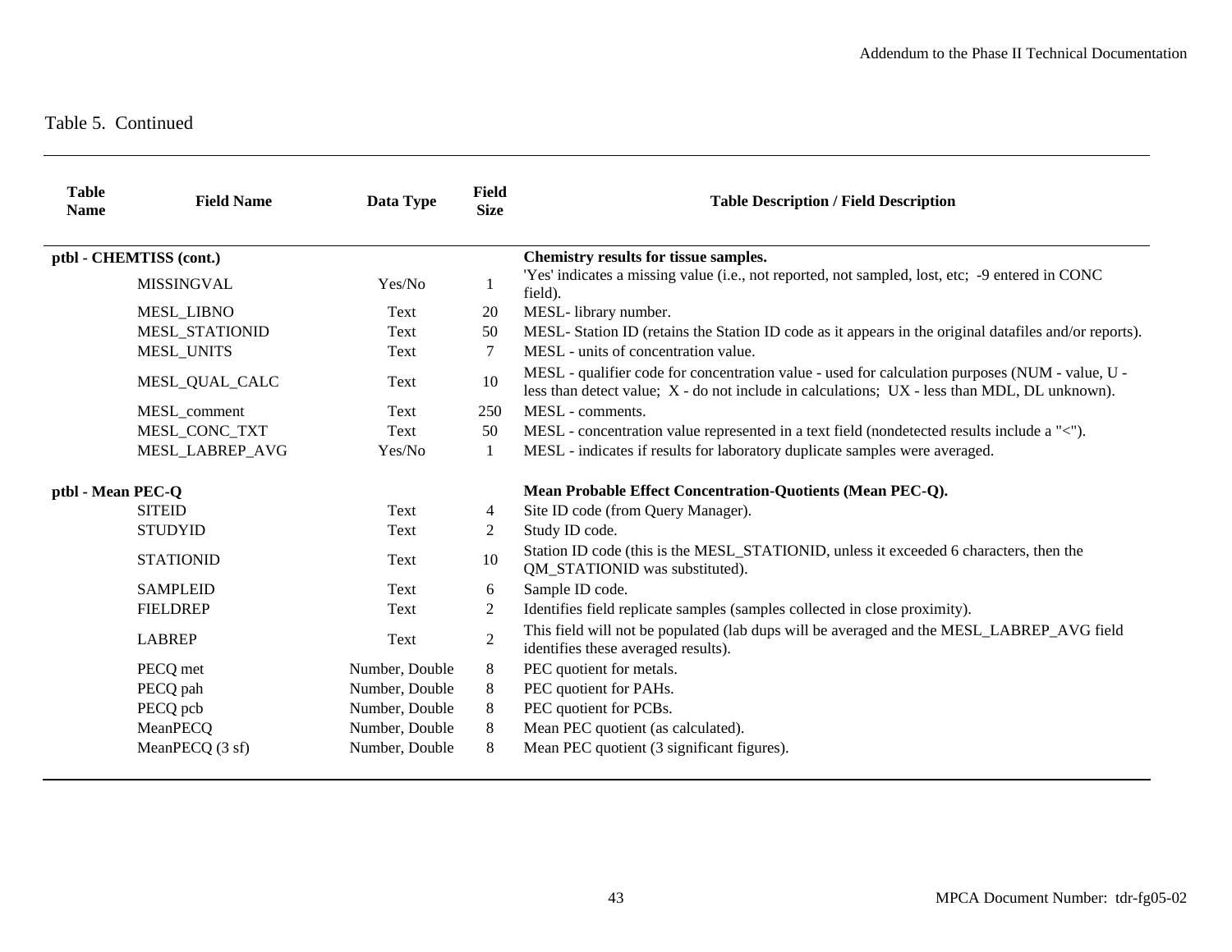Table 5. Continued

| Table Name | Field Name | Data Type | Field Size | Table Description / Field Description |
|---|---|---|---|---|
| **ptbl - CHEMTISS (cont.)** | | | | **Chemistry results for tissue samples.** |
| | MISSINGVAL | Yes/No | 1 | 'Yes' indicates a missing value (i.e., not reported, not sampled, lost, etc; -9 entered in CONC field). |
| | MESL_LIBNO | Text | 20 | MESL- library number. |
| | MESL_STATIONID | Text | 50 | MESL- Station ID (retains the Station ID code as it appears in the original datafiles and/or reports). |
| | MESL_UNITS | Text | 7 | MESL - units of concentration value. |
| | MESL_QUAL_CALC | Text | 10 | MESL - qualifier code for concentration value - used for calculation purposes (NUM - value, U - less than detect value; X - do not include in calculations; UX - less than MDL, DL unknown). |
| | MESL_comment | Text | 250 | MESL - comments. |
| | MESL_CONC_TXT | Text | 50 | MESL - concentration value represented in a text field (nondetected results include a "<"). |
| | MESL_LABREP_AVG | Yes/No | 1 | MESL - indicates if results for laboratory duplicate samples were averaged. |
| **ptbl - Mean PEC-Q** | | | | **Mean Probable Effect Concentration-Quotients (Mean PEC-Q).** |
| | SITEID | Text | 4 | Site ID code (from Query Manager). |
| | STUDYID | Text | 2 | Study ID code. |
| | STATIONID | Text | 10 | Station ID code (this is the MESL_STATIONID, unless it exceeded 6 characters, then the QM_STATIONID was substituted). |
| | SAMPLEID | Text | 6 | Sample ID code. |
| | FIELDREP | Text | 2 | Identifies field replicate samples (samples collected in close proximity). |
| | LABREP | Text | 2 | This field will not be populated (lab dups will be averaged and the MESL_LABREP_AVG field identifies these averaged results). |
| | PECQ met | Number, Double | 8 | PEC quotient for metals. |
| | PECQ pah | Number, Double | 8 | PEC quotient for PAHs. |
| | PECQ pcb | Number, Double | 8 | PEC quotient for PCBs. |
| | MeanPECQ | Number, Double | 8 | Mean PEC quotient (as calculated). |
| | MeanPECQ (3 sf) | Number, Double | 8 | Mean PEC quotient (3 significant figures). |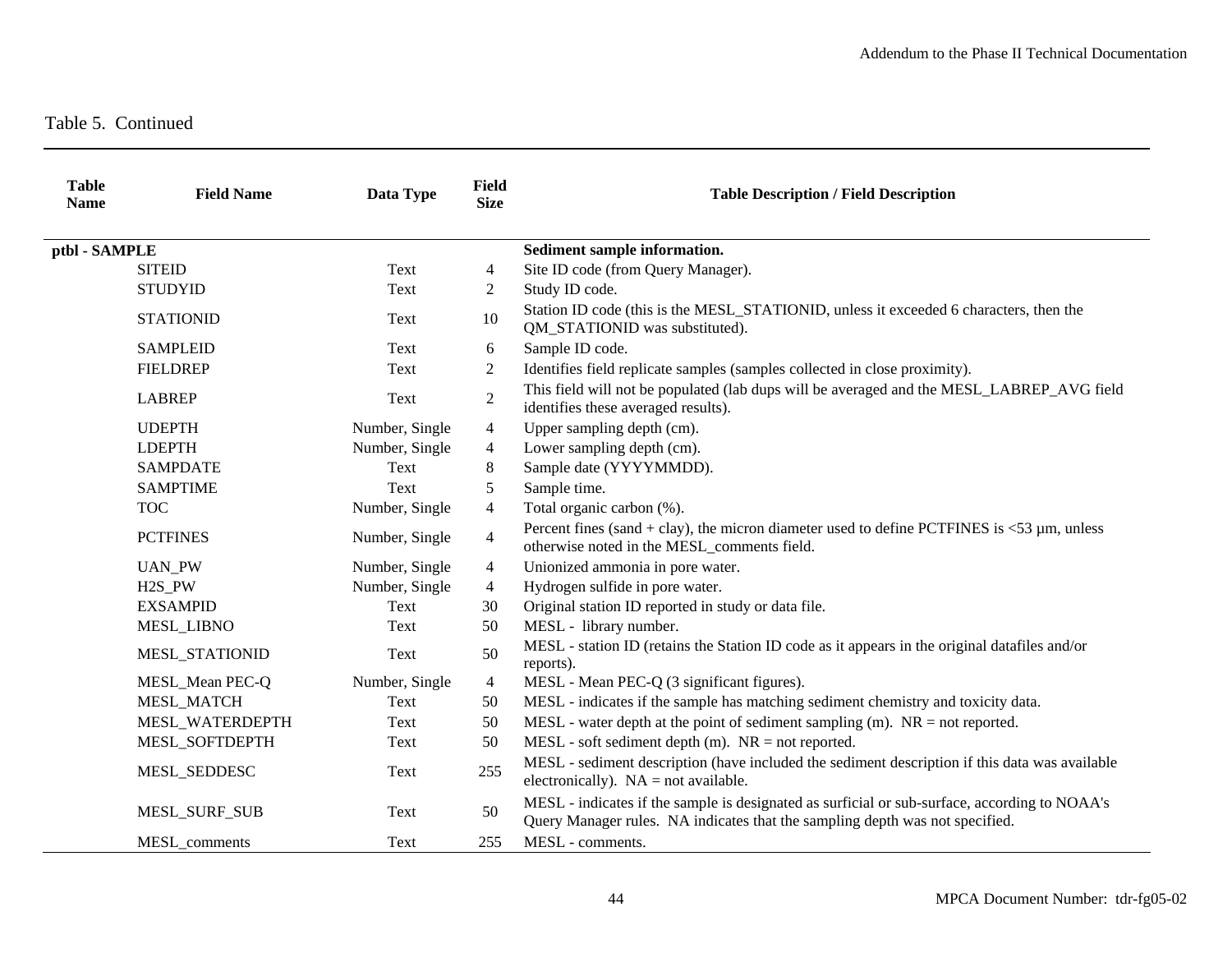Table 5. Continued

| Table Name | Field Name | Data Type | Field Size | Table Description / Field Description |
|---|---|---|---|---|
| **ptbl - SAMPLE** | | | | **Sediment sample information.** |
| | SITEID | Text | 4 | Site ID code (from Query Manager). |
| | STUDYID | Text | 2 | Study ID code. |
| | STATIONID | Text | 10 | Station ID code (this is the MESL_STATIONID, unless it exceeded 6 characters, then the QM_STATIONID was substituted). |
| | SAMPLEID | Text | 6 | Sample ID code. |
| | FIELDREP | Text | 2 | Identifies field replicate samples (samples collected in close proximity). |
| | LABREP | Text | 2 | This field will not be populated (lab dups will be averaged and the MESL_LABREP_AVG field identifies these averaged results). |
| | UDEPTH | Number, Single | 4 | Upper sampling depth (cm). |
| | LDEPTH | Number, Single | 4 | Lower sampling depth (cm). |
| | SAMPDATE | Text | 8 | Sample date (YYYYMMDD). |
| | SAMPTIME | Text | 5 | Sample time. |
| | TOC | Number, Single | 4 | Total organic carbon (%). |
| | PCTFINES | Number, Single | 4 | Percent fines (sand + clay), the micron diameter used to define PCTFINES is <53 µm, unless otherwise noted in the MESL_comments field. |
| | UAN_PW | Number, Single | 4 | Unionized ammonia in pore water. |
| | H2S_PW | Number, Single | 4 | Hydrogen sulfide in pore water. |
| | EXSAMPID | Text | 30 | Original station ID reported in study or data file. |
| | MESL_LIBNO | Text | 50 | MESL - library number. |
| | MESL_STATIONID | Text | 50 | MESL - station ID (retains the Station ID code as it appears in the original datafiles and/or reports). |
| | MESL_Mean PEC-Q | Number, Single | 4 | MESL - Mean PEC-Q (3 significant figures). |
| | MESL_MATCH | Text | 50 | MESL - indicates if the sample has matching sediment chemistry and toxicity data. |
| | MESL_WATERDEPTH | Text | 50 | MESL - water depth at the point of sediment sampling (m). NR = not reported. |
| | MESL_SOFTDEPTH | Text | 50 | MESL - soft sediment depth (m). NR = not reported. |
| | MESL_SEDDESC | Text | 255 | MESL - sediment description (have included the sediment description if this data was available electronically). NA = not available. |
| | MESL_SURF_SUB | Text | 50 | MESL - indicates if the sample is designated as surficial or sub-surface, according to NOAA's Query Manager rules. NA indicates that the sampling depth was not specified. |
| | MESL_comments | Text | 255 | MESL - comments. |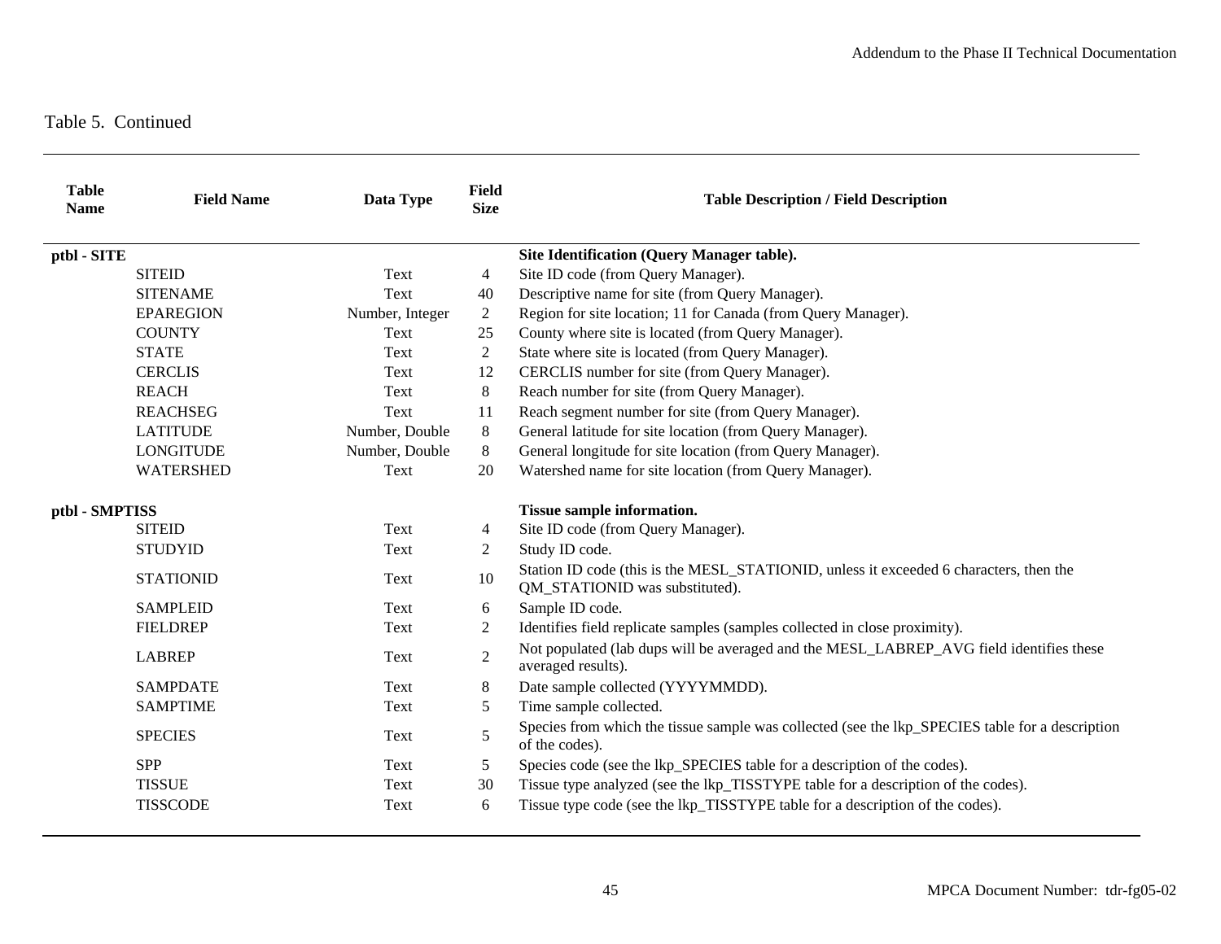Table 5. Continued

| Table Name | Field Name | Data Type | Field Size | Table Description / Field Description |
|---|---|---|---|---|
| **ptbl - SITE** | | | | **Site Identification (Query Manager table).** |
| | SITEID | Text | 4 | Site ID code (from Query Manager). |
| | SITENAME | Text | 40 | Descriptive name for site (from Query Manager). |
| | EPAREGION | Number, Integer | 2 | Region for site location; 11 for Canada (from Query Manager). |
| | COUNTY | Text | 25 | County where site is located (from Query Manager). |
| | STATE | Text | 2 | State where site is located (from Query Manager). |
| | CERCLIS | Text | 12 | CERCLIS number for site (from Query Manager). |
| | REACH | Text | 8 | Reach number for site (from Query Manager). |
| | REACHSEG | Text | 11 | Reach segment number for site (from Query Manager). |
| | LATITUDE | Number, Double | 8 | General latitude for site location (from Query Manager). |
| | LONGITUDE | Number, Double | 8 | General longitude for site location (from Query Manager). |
| | WATERSHED | Text | 20 | Watershed name for site location (from Query Manager). |
| **ptbl - SMPTISS** | | | | **Tissue sample information.** |
| | SITEID | Text | 4 | Site ID code (from Query Manager). |
| | STUDYID | Text | 2 | Study ID code. |
| | STATIONID | Text | 10 | Station ID code (this is the MESL_STATIONID, unless it exceeded 6 characters, then the QM_STATIONID was substituted). |
| | SAMPLEID | Text | 6 | Sample ID code. |
| | FIELDREP | Text | 2 | Identifies field replicate samples (samples collected in close proximity). |
| | LABREP | Text | 2 | Not populated (lab dups will be averaged and the MESL_LABREP_AVG field identifies these averaged results). |
| | SAMPDATE | Text | 8 | Date sample collected (YYYYMMDD). |
| | SAMPTIME | Text | 5 | Time sample collected. |
| | SPECIES | Text | 5 | Species from which the tissue sample was collected (see the lkp_SPECIES table for a description of the codes). |
| | SPP | Text | 5 | Species code (see the lkp_SPECIES table for a description of the codes). |
| | TISSUE | Text | 30 | Tissue type analyzed (see the lkp_TISSTYPE table for a description of the codes). |
| | TISSCODE | Text | 6 | Tissue type code (see the lkp_TISSTYPE table for a description of the codes). |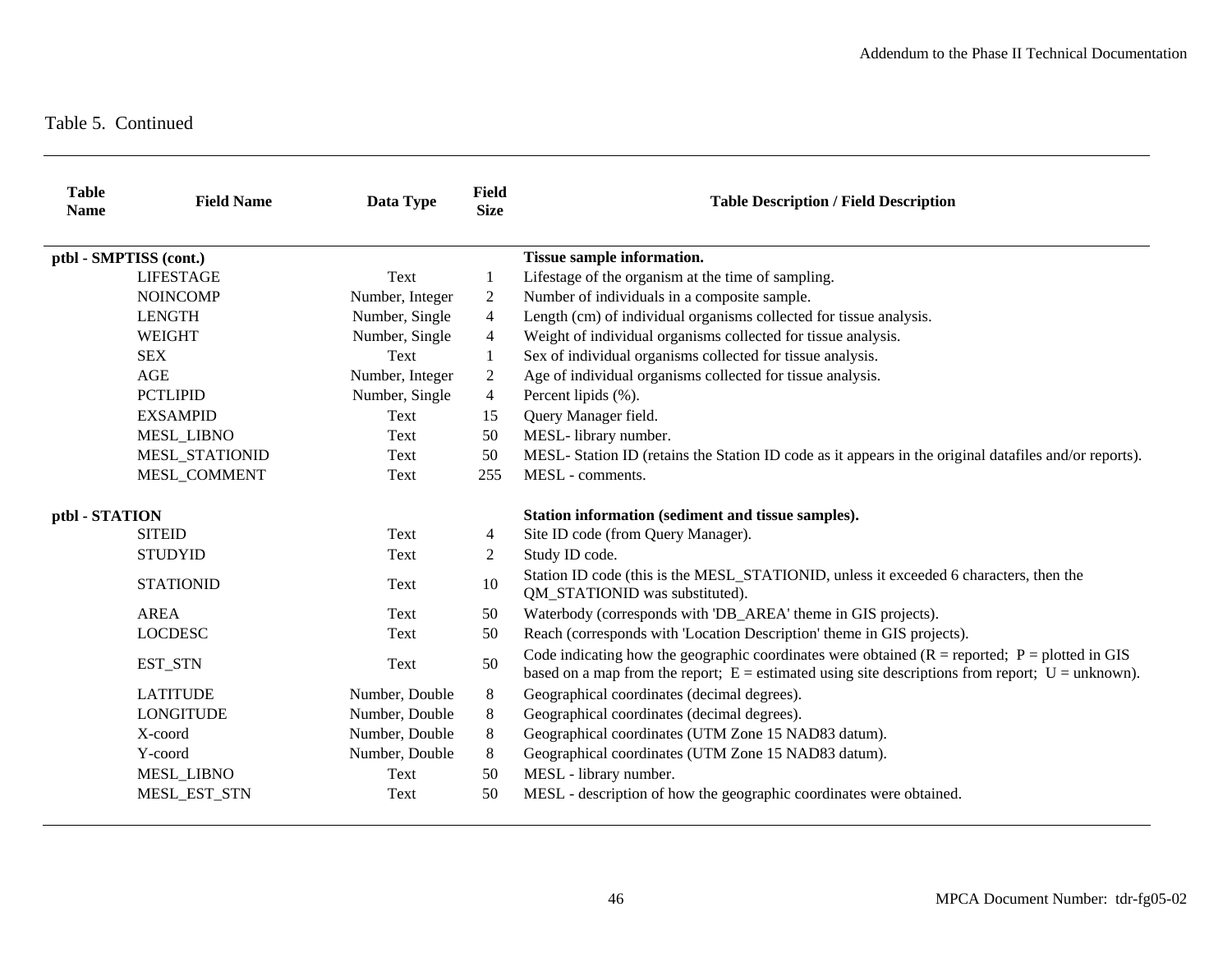Table 5. Continued

| Table Name | Field Name | Data Type | Field Size | Table Description / Field Description |
|---|---|---|---|---|
| **ptbl - SMPTISS (cont.)** | | | | **Tissue sample information.** |
| | LIFESTAGE | Text | 1 | Lifestage of the organism at the time of sampling. |
| | NOINCOMP | Number, Integer | 2 | Number of individuals in a composite sample. |
| | LENGTH | Number, Single | 4 | Length (cm) of individual organisms collected for tissue analysis. |
| | WEIGHT | Number, Single | 4 | Weight of individual organisms collected for tissue analysis. |
| | SEX | Text | 1 | Sex of individual organisms collected for tissue analysis. |
| | AGE | Number, Integer | 2 | Age of individual organisms collected for tissue analysis. |
| | PCTLIPID | Number, Single | 4 | Percent lipids (%). |
| | EXSAMPID | Text | 15 | Query Manager field. |
| | MESL_LIBNO | Text | 50 | MESL- library number. |
| | MESL_STATIONID | Text | 50 | MESL- Station ID (retains the Station ID code as it appears in the original datafiles and/or reports). |
| | MESL_COMMENT | Text | 255 | MESL - comments. |
| **ptbl - STATION** | | | | **Station information (sediment and tissue samples).** |
| | SITEID | Text | 4 | Site ID code (from Query Manager). |
| | STUDYID | Text | 2 | Study ID code. |
| | STATIONID | Text | 10 | Station ID code (this is the MESL_STATIONID, unless it exceeded 6 characters, then the QM_STATIONID was substituted). |
| | AREA | Text | 50 | Waterbody (corresponds with 'DB_AREA' theme in GIS projects). |
| | LOCDESC | Text | 50 | Reach (corresponds with 'Location Description' theme in GIS projects). |
| | EST_STN | Text | 50 | Code indicating how the geographic coordinates were obtained (R = reported; P = plotted in GIS based on a map from the report; E = estimated using site descriptions from report; U = unknown). |
| | LATITUDE | Number, Double | 8 | Geographical coordinates (decimal degrees). |
| | LONGITUDE | Number, Double | 8 | Geographical coordinates (decimal degrees). |
| | X-coord | Number, Double | 8 | Geographical coordinates (UTM Zone 15 NAD83 datum). |
| | Y-coord | Number, Double | 8 | Geographical coordinates (UTM Zone 15 NAD83 datum). |
| | MESL_LIBNO | Text | 50 | MESL - library number. |
| | MESL_EST_STN | Text | 50 | MESL - description of how the geographic coordinates were obtained. |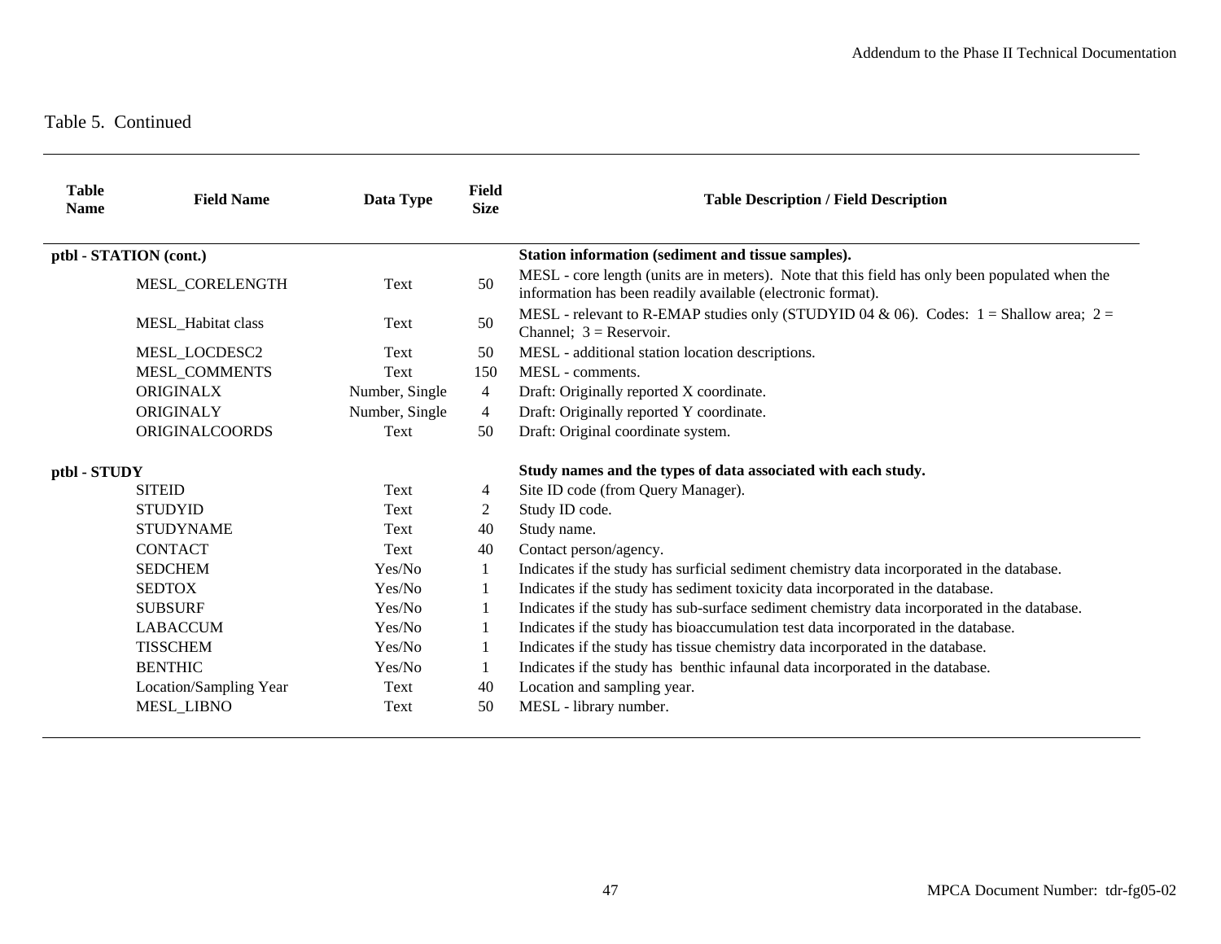Table 5. Continued

| Table Name | Field Name | Data Type | Field Size | Table Description / Field Description |
|---|---|---|---|---|
| **ptbl - STATION (cont.)** | | | | **Station information (sediment and tissue samples).** |
| | MESL_CORELENGTH | Text | 50 | MESL - core length (units are in meters). Note that this field has only been populated when the information has been readily available (electronic format). |
| | MESL_Habitat class | Text | 50 | MESL - relevant to R-EMAP studies only (STUDYID 04 & 06). Codes: 1 = Shallow area; 2 = Channel; 3 = Reservoir. |
| | MESL_LOCDESC2 | Text | 50 | MESL - additional station location descriptions. |
| | MESL_COMMENTS | Text | 150 | MESL - comments. |
| | ORIGINALX | Number, Single | 4 | Draft: Originally reported X coordinate. |
| | ORIGINALY | Number, Single | 4 | Draft: Originally reported Y coordinate. |
| | ORIGINALCOORDS | Text | 50 | Draft: Original coordinate system. |
| **ptbl - STUDY** | | | | **Study names and the types of data associated with each study.** |
| | SITEID | Text | 4 | Site ID code (from Query Manager). |
| | STUDYID | Text | 2 | Study ID code. |
| | STUDYNAME | Text | 40 | Study name. |
| | CONTACT | Text | 40 | Contact person/agency. |
| | SEDCHEM | Yes/No | 1 | Indicates if the study has surficial sediment chemistry data incorporated in the database. |
| | SEDTOX | Yes/No | 1 | Indicates if the study has sediment toxicity data incorporated in the database. |
| | SUBSURF | Yes/No | 1 | Indicates if the study has sub-surface sediment chemistry data incorporated in the database. |
| | LABACCUM | Yes/No | 1 | Indicates if the study has bioaccumulation test data incorporated in the database. |
| | TISSCHEM | Yes/No | 1 | Indicates if the study has tissue chemistry data incorporated in the database. |
| | BENTHIC | Yes/No | 1 | Indicates if the study has benthic infaunal data incorporated in the database. |
| | Location/Sampling Year | Text | 40 | Location and sampling year. |
| | MESL_LIBNO | Text | 50 | MESL - library number. |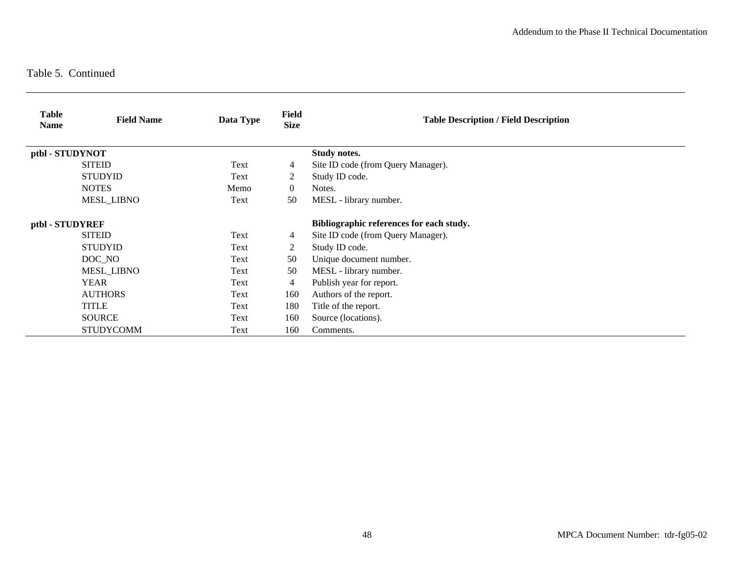Table 5. Continued

| Table Name | Field Name | Data Type | Field Size | Table Description / Field Description |
|---|---|---|---|---|
| **ptbl - STUDYNOT** | | | | **Study notes.** |
| | SITEID | Text | 4 | Site ID code (from Query Manager). |
| | STUDYID | Text | 2 | Study ID code. |
| | NOTES | Memo | 0 | Notes. |
| | MESL_LIBNO | Text | 50 | MESL - library number. |
| **ptbl - STUDYREF** | | | | **Bibliographic references for each study.** |
| | SITEID | Text | 4 | Site ID code (from Query Manager). |
| | STUDYID | Text | 2 | Study ID code. |
| | DOC_NO | Text | 50 | Unique document number. |
| | MESL_LIBNO | Text | 50 | MESL - library number. |
| | YEAR | Text | 4 | Publish year for report. |
| | AUTHORS | Text | 160 | Authors of the report. |
| | TITLE | Text | 180 | Title of the report. |
| | SOURCE | Text | 160 | Source (locations). |
| | STUDYCOMM | Text | 160 | Comments. |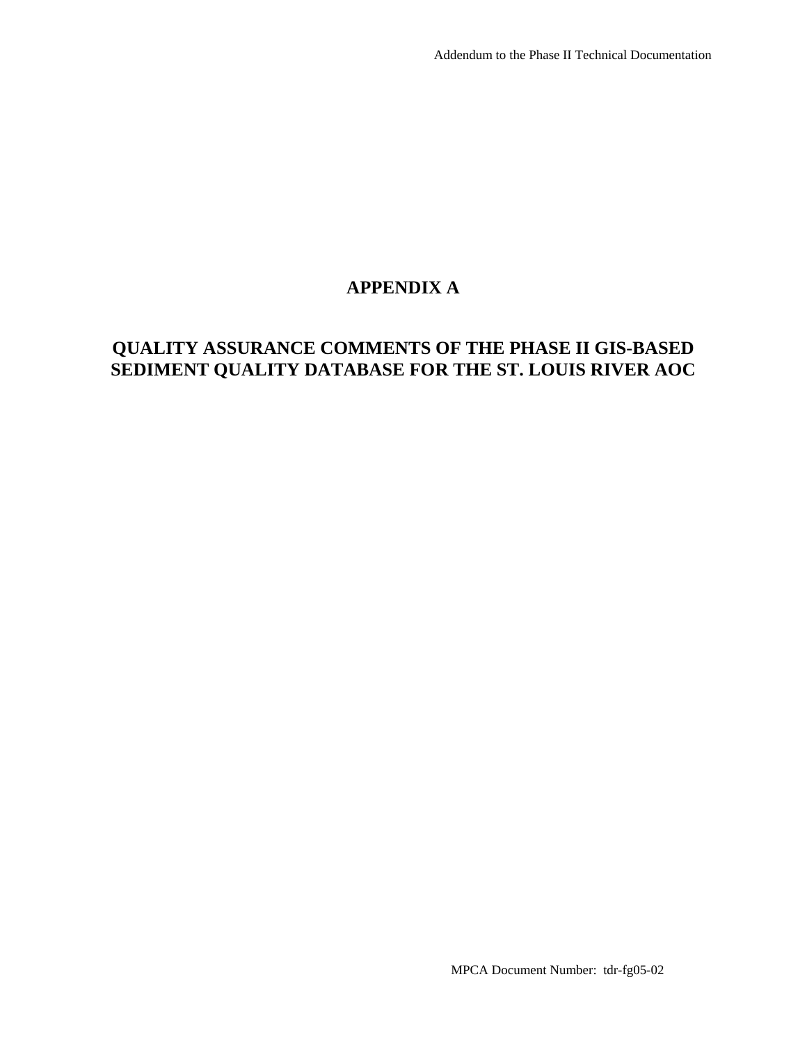# APPENDIX A

# QUALITY ASSURANCE COMMENTS OF THE PHASE II GIS-BASED SEDIMENT QUALITY DATABASE FOR THE ST. LOUIS RIVER AOC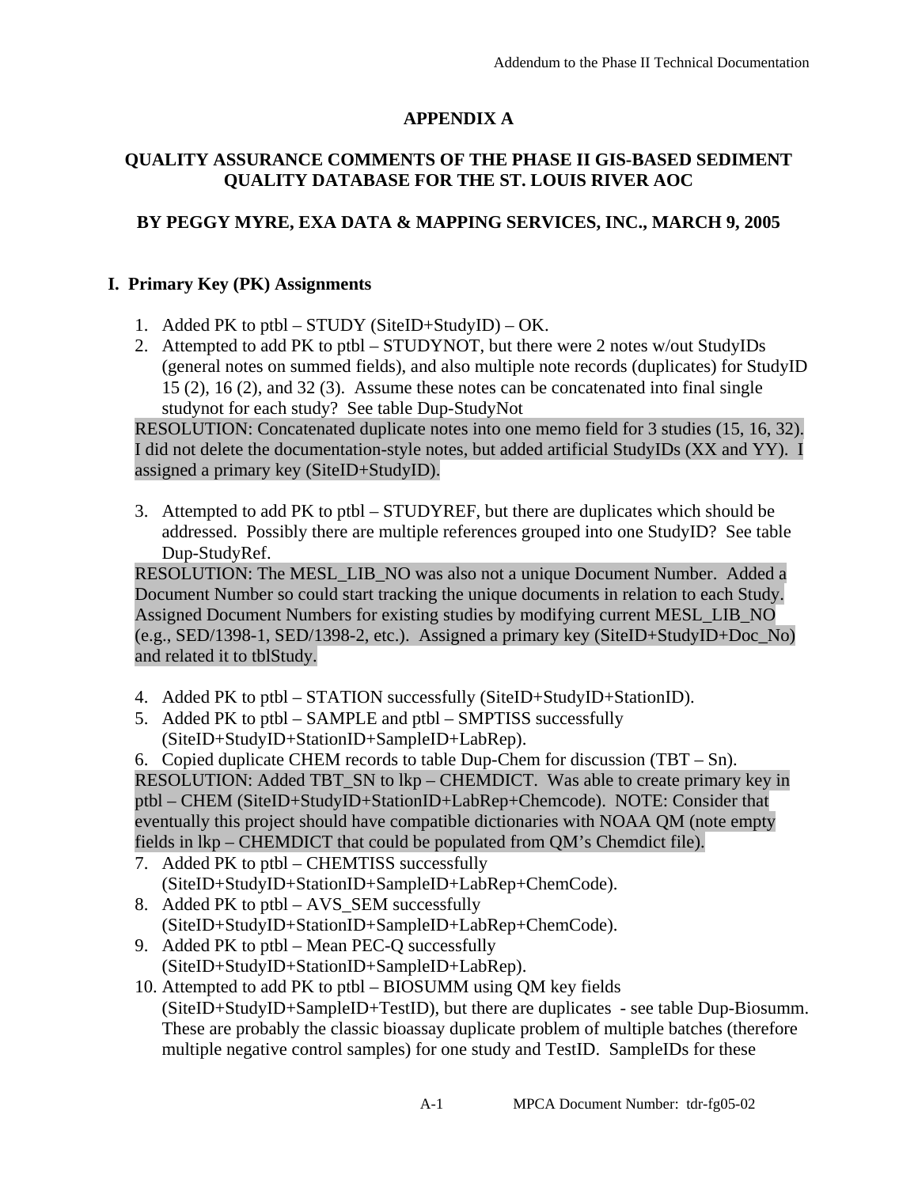# APPENDIX A

## QUALITY ASSURANCE COMMENTS OF THE PHASE II GIS-BASED SEDIMENT QUALITY DATABASE FOR THE ST. LOUIS RIVER AOC

## BY PEGGY MYRE, EXA DATA & MAPPING SERVICES, INC., MARCH 9, 2005

### I. Primary Key (PK) Assignments

1. Added PK to ptbl – STUDY (SiteID+StudyID) – OK.
2. Attempted to add PK to ptbl – STUDYNOT, but there were 2 notes w/out StudyIDs (general notes on summed fields), and also multiple note records (duplicates) for StudyID 15 (2), 16 (2), and 32 (3). Assume these notes can be concatenated into final single studynot for each study? See table Dup-StudyNot

RESOLUTION: Concatenated duplicate notes into one memo field for 3 studies (15, 16, 32). I did not delete the documentation-style notes, but added artificial StudyIDs (XX and YY). I assigned a primary key (SiteID+StudyID).

3. Attempted to add PK to ptbl – STUDYREF, but there are duplicates which should be addressed. Possibly there are multiple references grouped into one StudyID? See table Dup-StudyRef.

RESOLUTION: The MESL_LIB_NO was also not a unique Document Number. Added a Document Number so could start tracking the unique documents in relation to each Study. Assigned Document Numbers for existing studies by modifying current MESL_LIB_NO (e.g., SED/1398-1, SED/1398-2, etc.). Assigned a primary key (SiteID+StudyID+Doc_No) and related it to tblStudy.

4. Added PK to ptbl – STATION successfully (SiteID+StudyID+StationID).
5. Added PK to ptbl – SAMPLE and ptbl – SMPTISS successfully (SiteID+StudyID+StationID+SampleID+LabRep).
6. Copied duplicate CHEM records to table Dup-Chem for discussion (TBT – Sn).

RESOLUTION: Added TBT_SN to lkp – CHEMDICT. Was able to create primary key in ptbl – CHEM (SiteID+StudyID+StationID+LabRep+Chemcode). NOTE: Consider that eventually this project should have compatible dictionaries with NOAA QM (note empty fields in lkp – CHEMDICT that could be populated from QM's Chemdict file).

7. Added PK to ptbl – CHEMTISS successfully (SiteID+StudyID+StationID+SampleID+LabRep+ChemCode).
8. Added PK to ptbl – AVS_SEM successfully (SiteID+StudyID+StationID+SampleID+LabRep+ChemCode).
9. Added PK to ptbl – Mean PEC-Q successfully (SiteID+StudyID+StationID+SampleID+LabRep).
10. Attempted to add PK to ptbl – BIOSUMM using QM key fields (SiteID+StudyID+SampleID+TestID), but there are duplicates - see table Dup-Biosumm. These are probably the classic bioassay duplicate problem of multiple batches (therefore multiple negative control samples) for one study and TestID. SampleIDs for these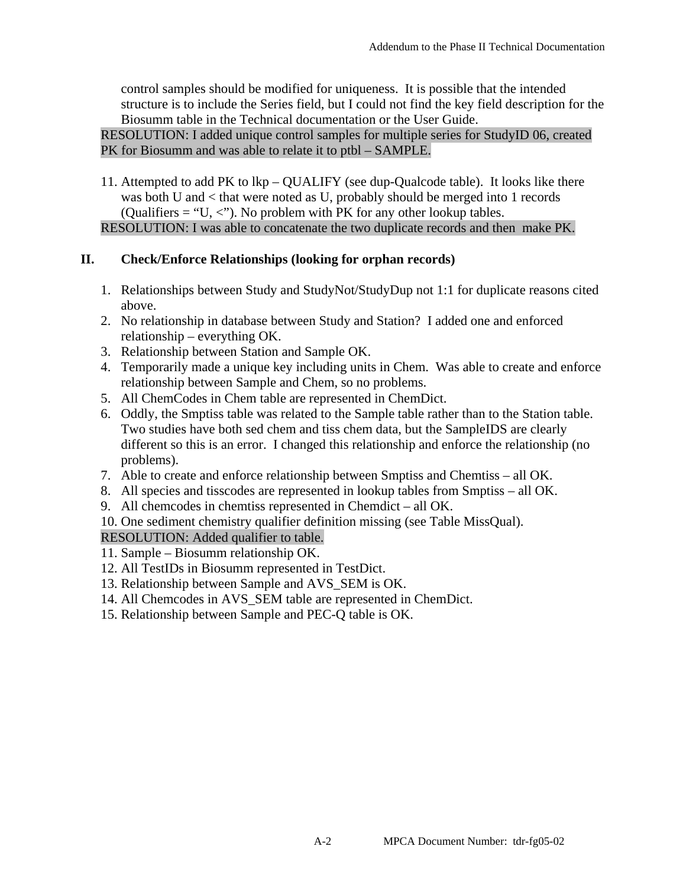control samples should be modified for uniqueness. It is possible that the intended structure is to include the Series field, but I could not find the key field description for the Biosumm table in the Technical documentation or the User Guide.

RESOLUTION: I added unique control samples for multiple series for StudyID 06, created PK for Biosumm and was able to relate it to ptbl – SAMPLE.

11. Attempted to add PK to lkp – QUALIFY (see dup-Qualcode table). It looks like there was both U and < that were noted as U, probably should be merged into 1 records (Qualifiers = "U, <"). No problem with PK for any other lookup tables.

RESOLUTION: I was able to concatenate the two duplicate records and then make PK.

## II. Check/Enforce Relationships (looking for orphan records)

1. Relationships between Study and StudyNot/StudyDup not 1:1 for duplicate reasons cited above.
2. No relationship in database between Study and Station? I added one and enforced relationship – everything OK.
3. Relationship between Station and Sample OK.
4. Temporarily made a unique key including units in Chem. Was able to create and enforce relationship between Sample and Chem, so no problems.
5. All ChemCodes in Chem table are represented in ChemDict.
6. Oddly, the Smptiss table was related to the Sample table rather than to the Station table. Two studies have both sed chem and tiss chem data, but the SampleIDS are clearly different so this is an error. I changed this relationship and enforce the relationship (no problems).
7. Able to create and enforce relationship between Smptiss and Chemtiss – all OK.
8. All species and tisscodes are represented in lookup tables from Smptiss – all OK.
9. All chemcodes in chemtiss represented in Chemdict – all OK.
10. One sediment chemistry qualifier definition missing (see Table MissQual).

RESOLUTION: Added qualifier to table.

11. Sample – Biosumm relationship OK.
12. All TestIDs in Biosumm represented in TestDict.
13. Relationship between Sample and AVS_SEM is OK.
14. All Chemcodes in AVS_SEM table are represented in ChemDict.
15. Relationship between Sample and PEC-Q table is OK.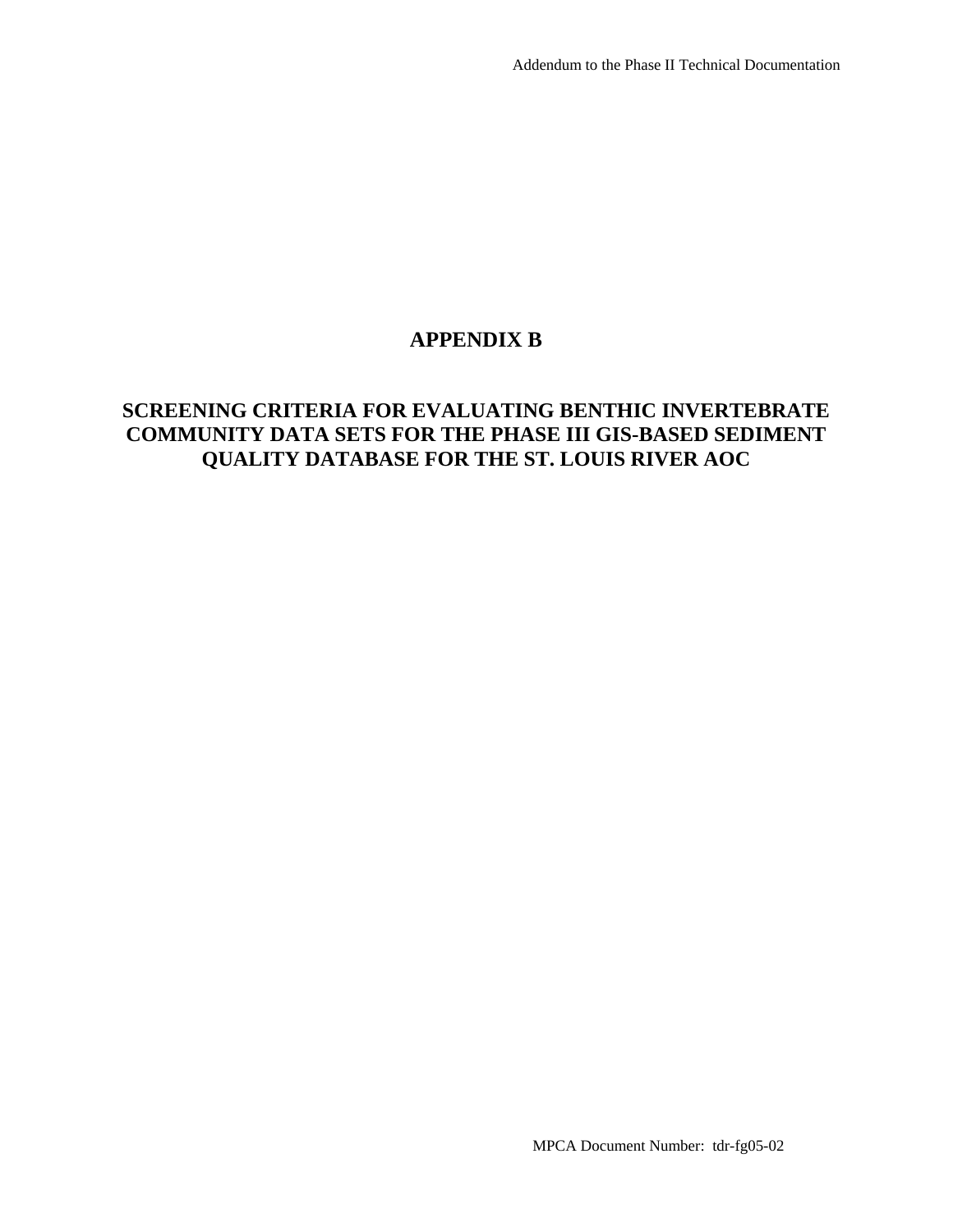# APPENDIX B

## SCREENING CRITERIA FOR EVALUATING BENTHIC INVERTEBRATE COMMUNITY DATA SETS FOR THE PHASE III GIS-BASED SEDIMENT QUALITY DATABASE FOR THE ST. LOUIS RIVER AOC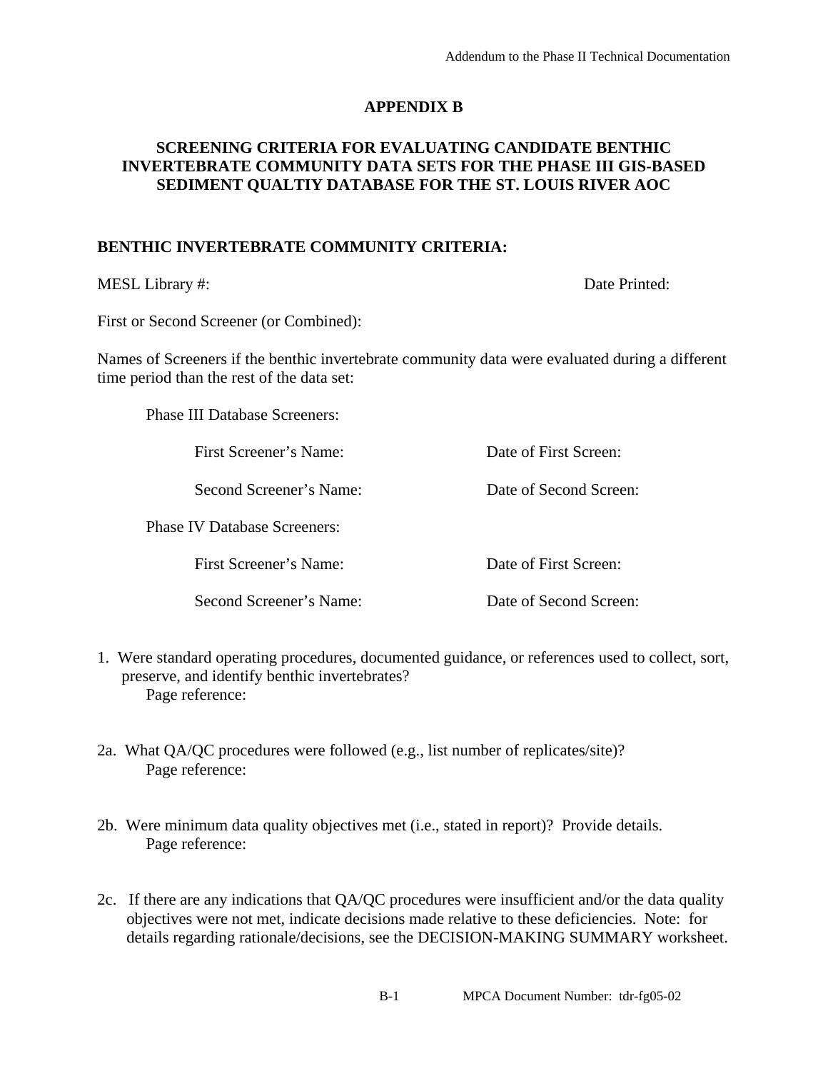## APPENDIX B

## SCREENING CRITERIA FOR EVALUATING CANDIDATE BENTHIC INVERTEBRATE COMMUNITY DATA SETS FOR THE PHASE III GIS-BASED SEDIMENT QUALTIY DATABASE FOR THE ST. LOUIS RIVER AOC

### BENTHIC INVERTEBRATE COMMUNITY CRITERIA:

MESL Library #: Date Printed:

First or Second Screener (or Combined):

Names of Screeners if the benthic invertebrate community data were evaluated during a different time period than the rest of the data set:

Phase III Database Screeners:

First Screener's Name: Date of First Screen:

Second Screener's Name: Date of Second Screen:

Phase IV Database Screeners:

First Screener's Name: Date of First Screen:

Second Screener's Name: Date of Second Screen:

1. Were standard operating procedures, documented guidance, or references used to collect, sort, preserve, and identify benthic invertebrates?
   Page reference:

2a. What QA/QC procedures were followed (e.g., list number of replicates/site)?
   Page reference:

2b. Were minimum data quality objectives met (i.e., stated in report)? Provide details.
   Page reference:

2c. If there are any indications that QA/QC procedures were insufficient and/or the data quality objectives were not met, indicate decisions made relative to these deficiencies. Note: for details regarding rationale/decisions, see the DECISION-MAKING SUMMARY worksheet.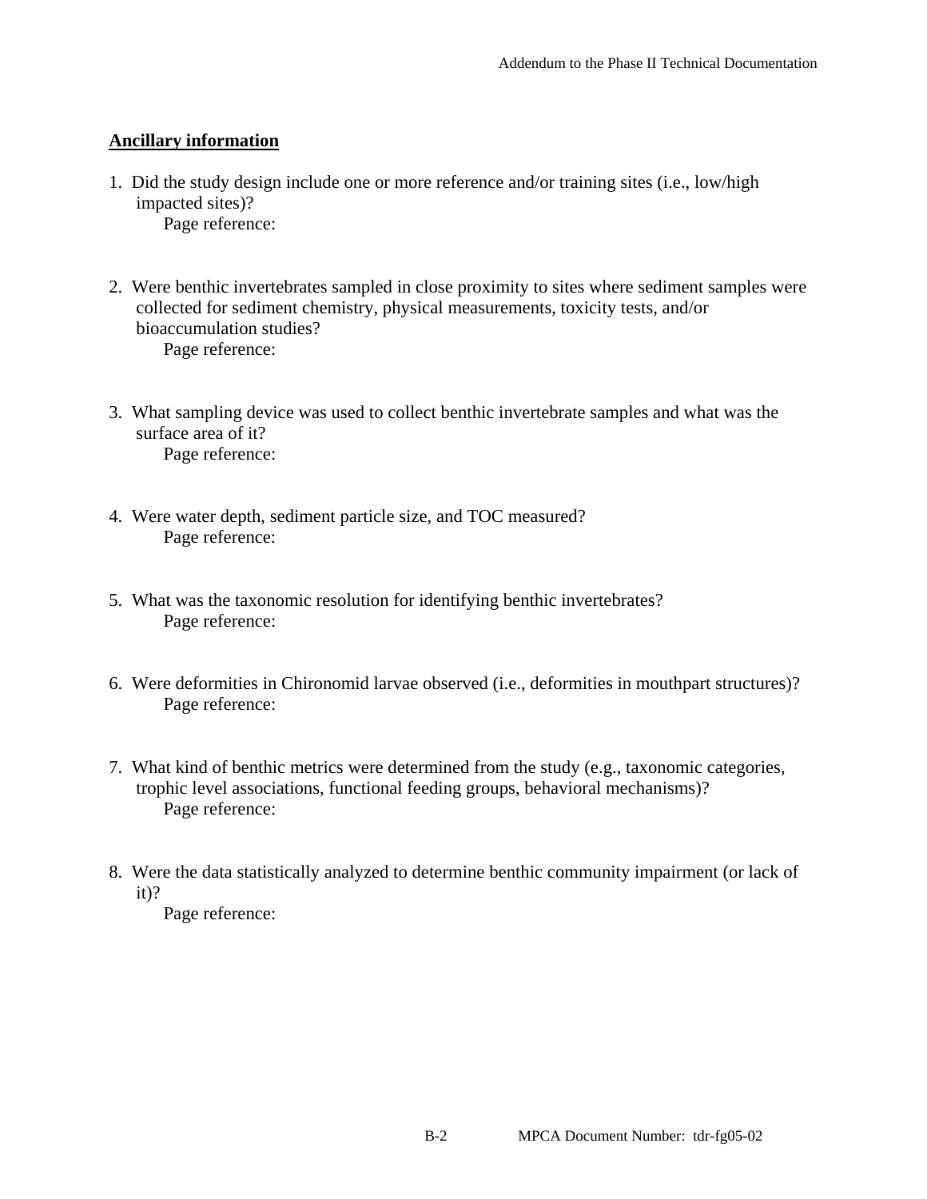**Ancillary information**

1. Did the study design include one or more reference and/or training sites (i.e., low/high impacted sites)?
   Page reference:

2. Were benthic invertebrates sampled in close proximity to sites where sediment samples were collected for sediment chemistry, physical measurements, toxicity tests, and/or bioaccumulation studies?
   Page reference:

3. What sampling device was used to collect benthic invertebrate samples and what was the surface area of it?
   Page reference:

4. Were water depth, sediment particle size, and TOC measured?
   Page reference:

5. What was the taxonomic resolution for identifying benthic invertebrates?
   Page reference:

6. Were deformities in Chironomid larvae observed (i.e., deformities in mouthpart structures)?
   Page reference:

7. What kind of benthic metrics were determined from the study (e.g., taxonomic categories, trophic level associations, functional feeding groups, behavioral mechanisms)?
   Page reference:

8. Were the data statistically analyzed to determine benthic community impairment (or lack of it)?
   Page reference: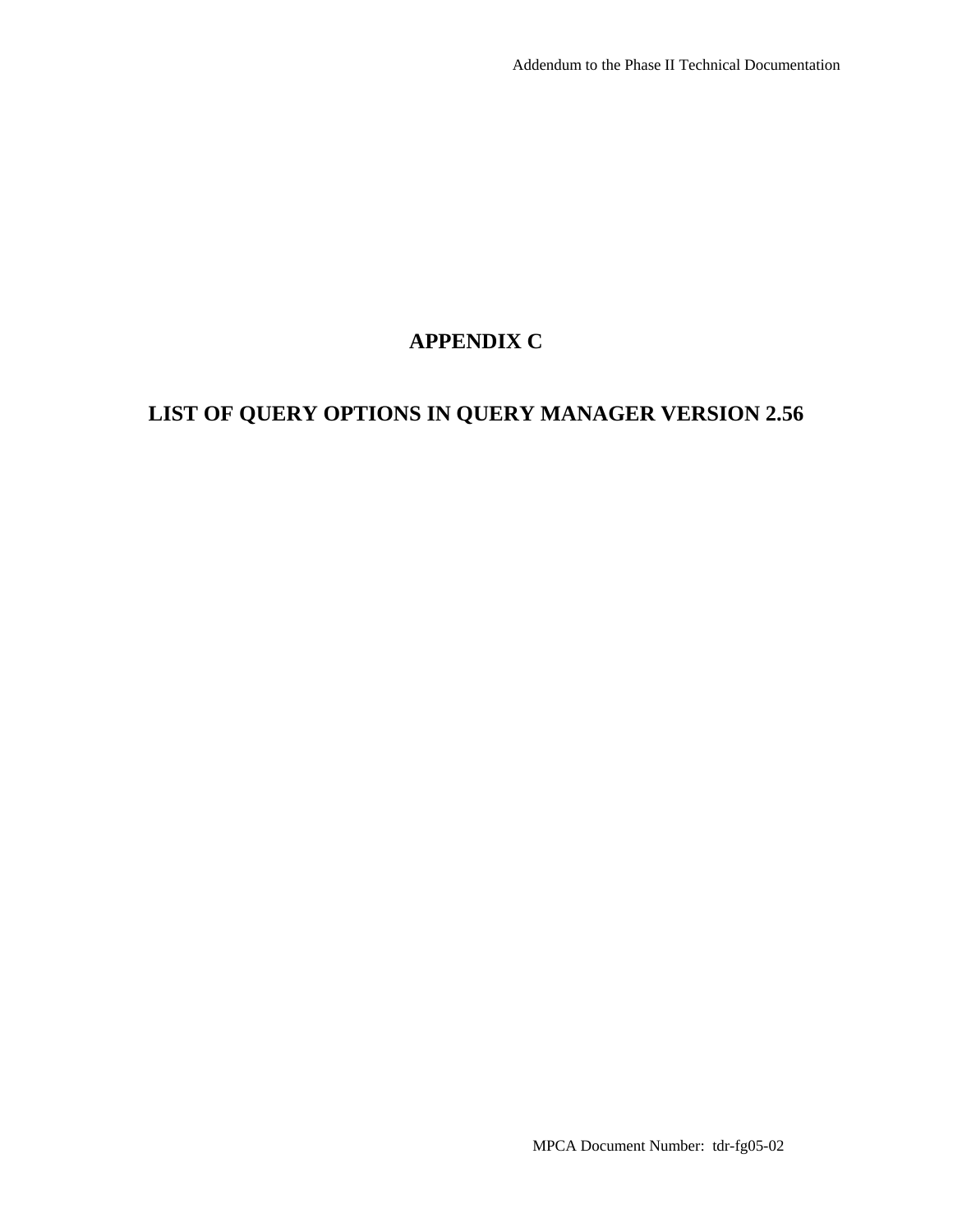# APPENDIX C

# LIST OF QUERY OPTIONS IN QUERY MANAGER VERSION 2.56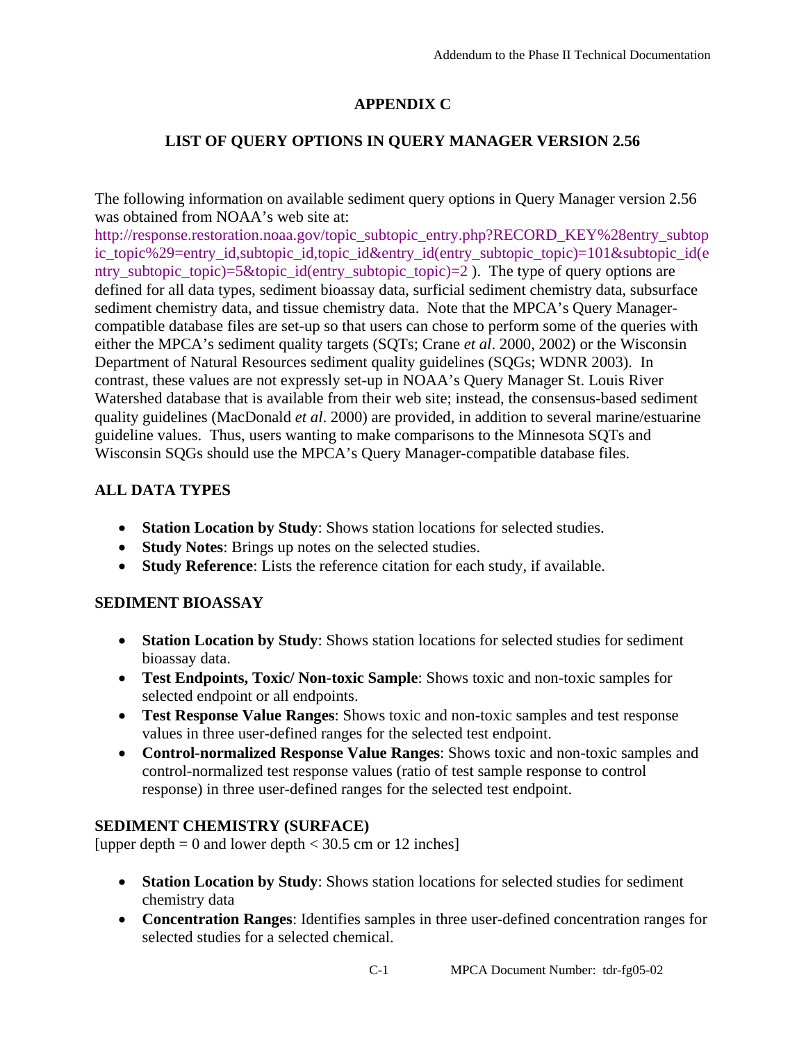# APPENDIX C

## LIST OF QUERY OPTIONS IN QUERY MANAGER VERSION 2.56

The following information on available sediment query options in Query Manager version 2.56 was obtained from NOAA's web site at: http://response.restoration.noaa.gov/topic_subtopic_entry.php?RECORD_KEY%28entry_subtopic_topic%29=entry_id,subtopic_id,topic_id&entry_id(entry_subtopic_topic)=101&subtopic_id(entry_subtopic_topic)=5&topic_id(entry_subtopic_topic)=2 ). The type of query options are defined for all data types, sediment bioassay data, surficial sediment chemistry data, subsurface sediment chemistry data, and tissue chemistry data. Note that the MPCA's Query Manager-compatible database files are set-up so that users can chose to perform some of the queries with either the MPCA's sediment quality targets (SQTs; Crane *et al*. 2000, 2002) or the Wisconsin Department of Natural Resources sediment quality guidelines (SQGs; WDNR 2003). In contrast, these values are not expressly set-up in NOAA's Query Manager St. Louis River Watershed database that is available from their web site; instead, the consensus-based sediment quality guidelines (MacDonald *et al*. 2000) are provided, in addition to several marine/estuarine guideline values. Thus, users wanting to make comparisons to the Minnesota SQTs and Wisconsin SQGs should use the MPCA's Query Manager-compatible database files.

### ALL DATA TYPES

- **Station Location by Study**: Shows station locations for selected studies.
- **Study Notes**: Brings up notes on the selected studies.
- **Study Reference**: Lists the reference citation for each study, if available.

### SEDIMENT BIOASSAY

- **Station Location by Study**: Shows station locations for selected studies for sediment bioassay data.
- **Test Endpoints, Toxic/ Non-toxic Sample**: Shows toxic and non-toxic samples for selected endpoint or all endpoints.
- **Test Response Value Ranges**: Shows toxic and non-toxic samples and test response values in three user-defined ranges for the selected test endpoint.
- **Control-normalized Response Value Ranges**: Shows toxic and non-toxic samples and control-normalized test response values (ratio of test sample response to control response) in three user-defined ranges for the selected test endpoint.

### SEDIMENT CHEMISTRY (SURFACE)

[upper depth = 0 and lower depth < 30.5 cm or 12 inches]

- **Station Location by Study**: Shows station locations for selected studies for sediment chemistry data
- **Concentration Ranges**: Identifies samples in three user-defined concentration ranges for selected studies for a selected chemical.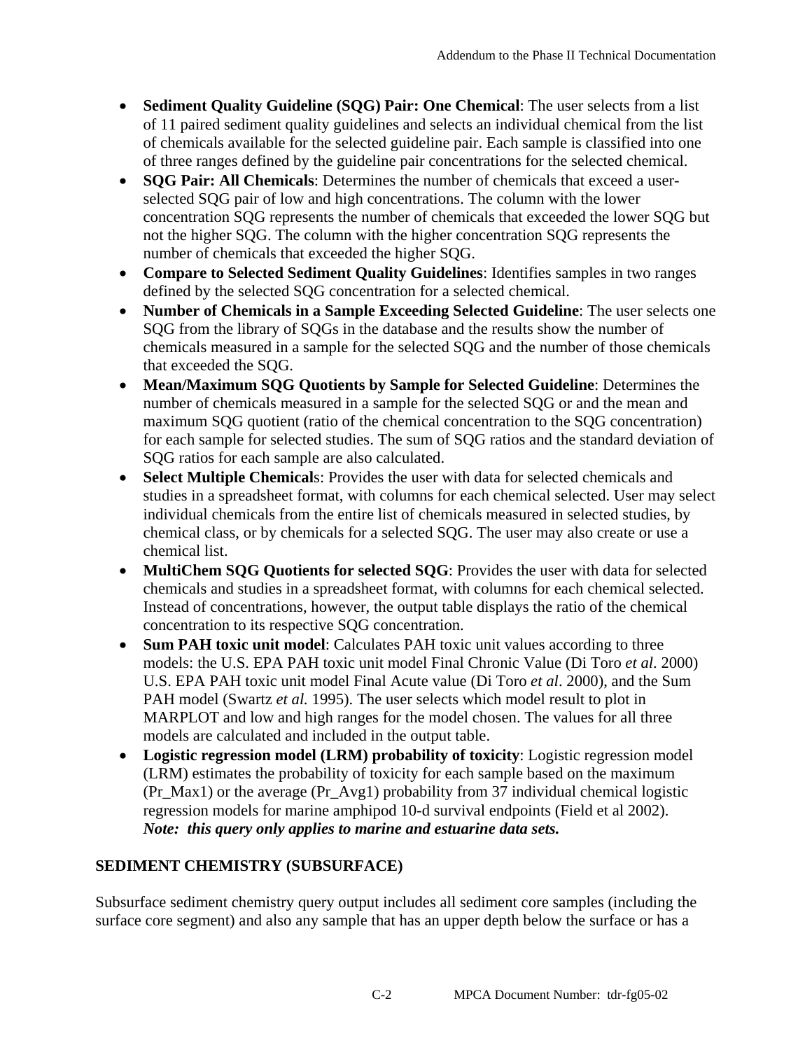- **Sediment Quality Guideline (SQG) Pair: One Chemical**: The user selects from a list of 11 paired sediment quality guidelines and selects an individual chemical from the list of chemicals available for the selected guideline pair. Each sample is classified into one of three ranges defined by the guideline pair concentrations for the selected chemical.
- **SQG Pair: All Chemicals**: Determines the number of chemicals that exceed a user-selected SQG pair of low and high concentrations. The column with the lower concentration SQG represents the number of chemicals that exceeded the lower SQG but not the higher SQG. The column with the higher concentration SQG represents the number of chemicals that exceeded the higher SQG.
- **Compare to Selected Sediment Quality Guidelines**: Identifies samples in two ranges defined by the selected SQG concentration for a selected chemical.
- **Number of Chemicals in a Sample Exceeding Selected Guideline**: The user selects one SQG from the library of SQGs in the database and the results show the number of chemicals measured in a sample for the selected SQG and the number of those chemicals that exceeded the SQG.
- **Mean/Maximum SQG Quotients by Sample for Selected Guideline**: Determines the number of chemicals measured in a sample for the selected SQG or and the mean and maximum SQG quotient (ratio of the chemical concentration to the SQG concentration) for each sample for selected studies. The sum of SQG ratios and the standard deviation of SQG ratios for each sample are also calculated.
- **Select Multiple Chemical**s: Provides the user with data for selected chemicals and studies in a spreadsheet format, with columns for each chemical selected. User may select individual chemicals from the entire list of chemicals measured in selected studies, by chemical class, or by chemicals for a selected SQG. The user may also create or use a chemical list.
- **MultiChem SQG Quotients for selected SQG**: Provides the user with data for selected chemicals and studies in a spreadsheet format, with columns for each chemical selected. Instead of concentrations, however, the output table displays the ratio of the chemical concentration to its respective SQG concentration.
- **Sum PAH toxic unit model**: Calculates PAH toxic unit values according to three models: the U.S. EPA PAH toxic unit model Final Chronic Value (Di Toro *et al*. 2000) U.S. EPA PAH toxic unit model Final Acute value (Di Toro *et al*. 2000), and the Sum PAH model (Swartz *et al.* 1995). The user selects which model result to plot in MARPLOT and low and high ranges for the model chosen. The values for all three models are calculated and included in the output table.
- **Logistic regression model (LRM) probability of toxicity**: Logistic regression model (LRM) estimates the probability of toxicity for each sample based on the maximum (Pr_Max1) or the average (Pr_Avg1) probability from 37 individual chemical logistic regression models for marine amphipod 10-d survival endpoints (Field et al 2002). ***Note: this query only applies to marine and estuarine data sets.***

## SEDIMENT CHEMISTRY (SUBSURFACE)

Subsurface sediment chemistry query output includes all sediment core samples (including the surface core segment) and also any sample that has an upper depth below the surface or has a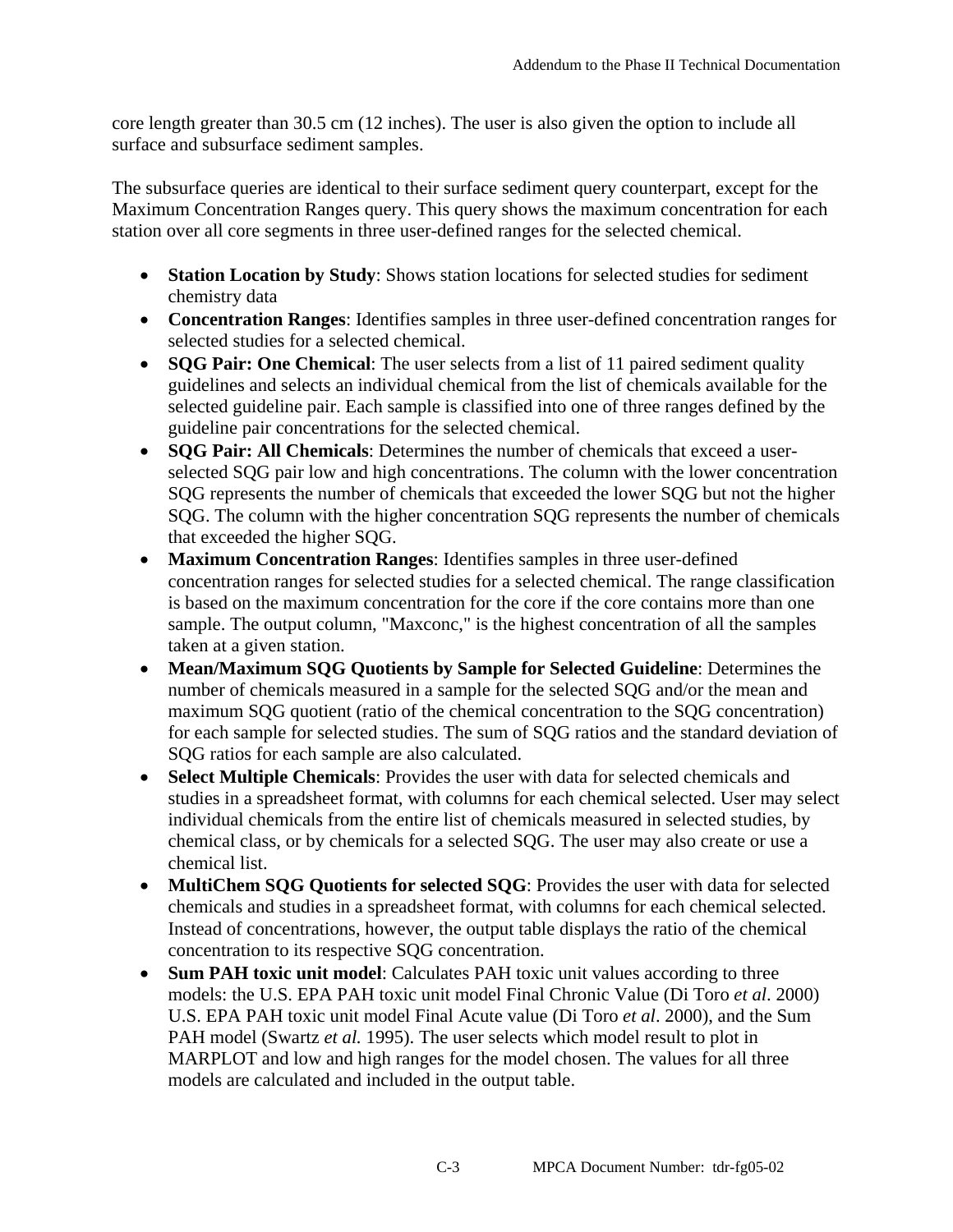core length greater than 30.5 cm (12 inches). The user is also given the option to include all surface and subsurface sediment samples.

The subsurface queries are identical to their surface sediment query counterpart, except for the Maximum Concentration Ranges query. This query shows the maximum concentration for each station over all core segments in three user-defined ranges for the selected chemical.

- **Station Location by Study**: Shows station locations for selected studies for sediment chemistry data
- **Concentration Ranges**: Identifies samples in three user-defined concentration ranges for selected studies for a selected chemical.
- **SQG Pair: One Chemical**: The user selects from a list of 11 paired sediment quality guidelines and selects an individual chemical from the list of chemicals available for the selected guideline pair. Each sample is classified into one of three ranges defined by the guideline pair concentrations for the selected chemical.
- **SQG Pair: All Chemicals**: Determines the number of chemicals that exceed a user-selected SQG pair low and high concentrations. The column with the lower concentration SQG represents the number of chemicals that exceeded the lower SQG but not the higher SQG. The column with the higher concentration SQG represents the number of chemicals that exceeded the higher SQG.
- **Maximum Concentration Ranges**: Identifies samples in three user-defined concentration ranges for selected studies for a selected chemical. The range classification is based on the maximum concentration for the core if the core contains more than one sample. The output column, "Maxconc," is the highest concentration of all the samples taken at a given station.
- **Mean/Maximum SQG Quotients by Sample for Selected Guideline**: Determines the number of chemicals measured in a sample for the selected SQG and/or the mean and maximum SQG quotient (ratio of the chemical concentration to the SQG concentration) for each sample for selected studies. The sum of SQG ratios and the standard deviation of SQG ratios for each sample are also calculated.
- **Select Multiple Chemicals**: Provides the user with data for selected chemicals and studies in a spreadsheet format, with columns for each chemical selected. User may select individual chemicals from the entire list of chemicals measured in selected studies, by chemical class, or by chemicals for a selected SQG. The user may also create or use a chemical list.
- **MultiChem SQG Quotients for selected SQG**: Provides the user with data for selected chemicals and studies in a spreadsheet format, with columns for each chemical selected. Instead of concentrations, however, the output table displays the ratio of the chemical concentration to its respective SQG concentration.
- **Sum PAH toxic unit model**: Calculates PAH toxic unit values according to three models: the U.S. EPA PAH toxic unit model Final Chronic Value (Di Toro *et al*. 2000) U.S. EPA PAH toxic unit model Final Acute value (Di Toro *et al*. 2000), and the Sum PAH model (Swartz *et al.* 1995). The user selects which model result to plot in MARPLOT and low and high ranges for the model chosen. The values for all three models are calculated and included in the output table.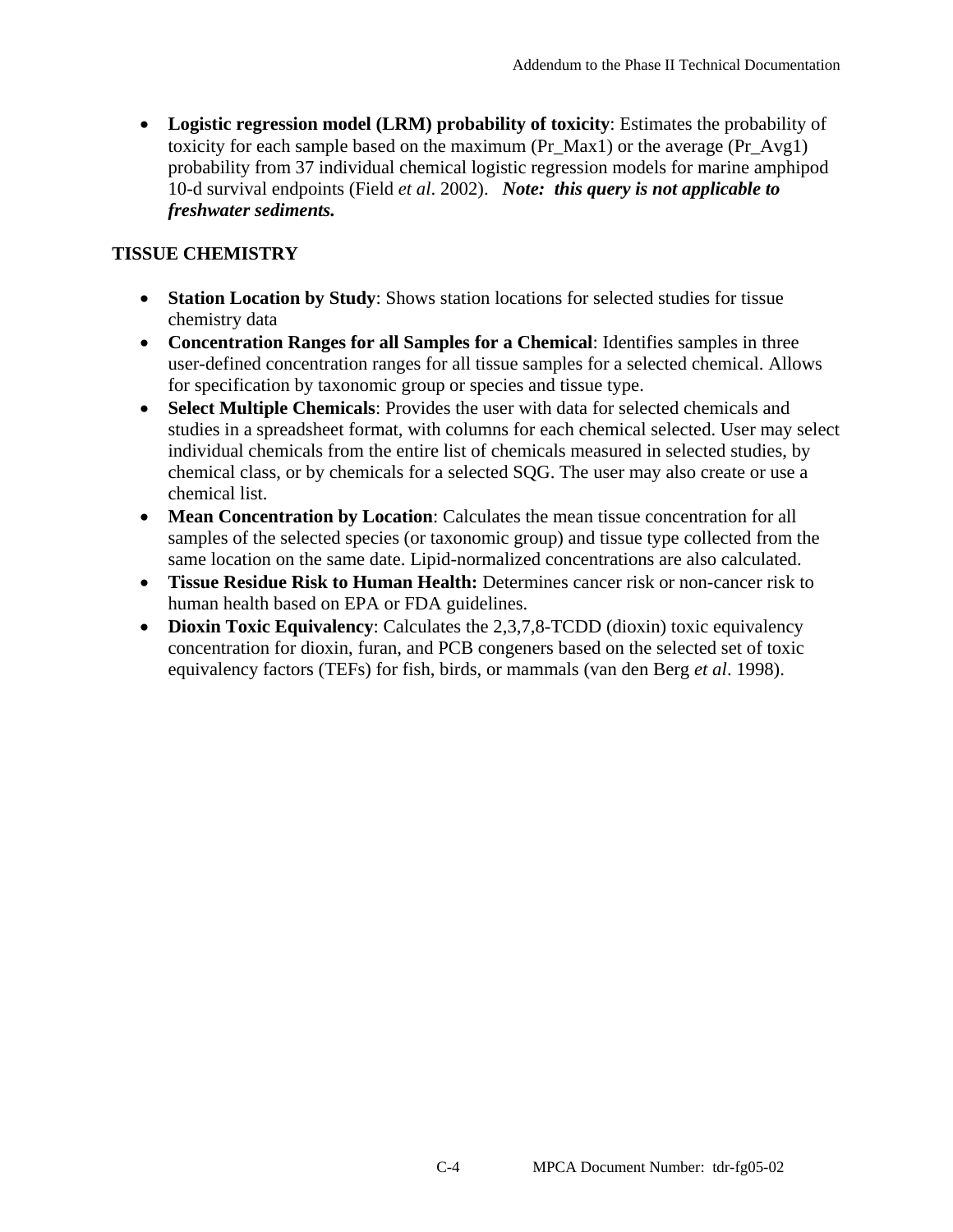- **Logistic regression model (LRM) probability of toxicity**: Estimates the probability of toxicity for each sample based on the maximum (Pr_Max1) or the average (Pr_Avg1) probability from 37 individual chemical logistic regression models for marine amphipod 10-d survival endpoints (Field *et al*. 2002). ***Note: this query is not applicable to freshwater sediments.***

## TISSUE CHEMISTRY

- **Station Location by Study**: Shows station locations for selected studies for tissue chemistry data
- **Concentration Ranges for all Samples for a Chemical**: Identifies samples in three user-defined concentration ranges for all tissue samples for a selected chemical. Allows for specification by taxonomic group or species and tissue type.
- **Select Multiple Chemicals**: Provides the user with data for selected chemicals and studies in a spreadsheet format, with columns for each chemical selected. User may select individual chemicals from the entire list of chemicals measured in selected studies, by chemical class, or by chemicals for a selected SQG. The user may also create or use a chemical list.
- **Mean Concentration by Location**: Calculates the mean tissue concentration for all samples of the selected species (or taxonomic group) and tissue type collected from the same location on the same date. Lipid-normalized concentrations are also calculated.
- **Tissue Residue Risk to Human Health:** Determines cancer risk or non-cancer risk to human health based on EPA or FDA guidelines.
- **Dioxin Toxic Equivalency**: Calculates the 2,3,7,8-TCDD (dioxin) toxic equivalency concentration for dioxin, furan, and PCB congeners based on the selected set of toxic equivalency factors (TEFs) for fish, birds, or mammals (van den Berg *et al*. 1998).